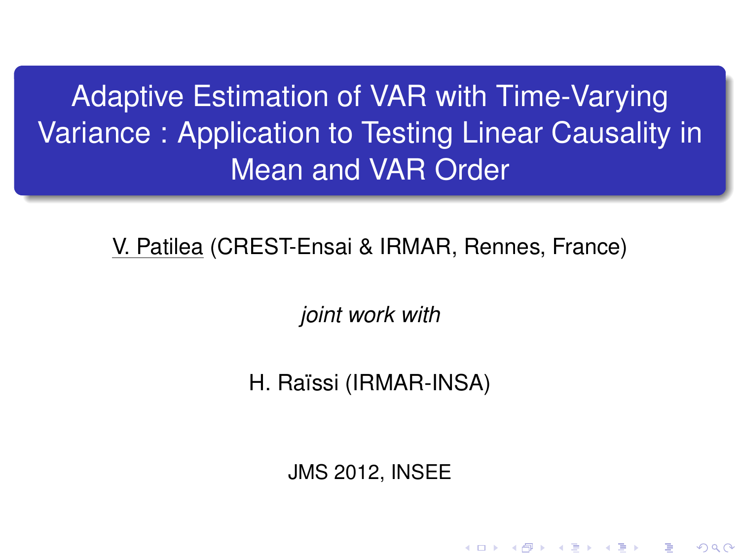# Adaptive Estimation of VAR with Time-Varying Variance : Application to Testing Linear Causality in Mean and VAR Order

V. Patilea (CREST-Ensai & IRMAR, Rennes, France)

*joint work with*

H. Raïssi (IRMAR-INSA)

JMS 2012, INSEE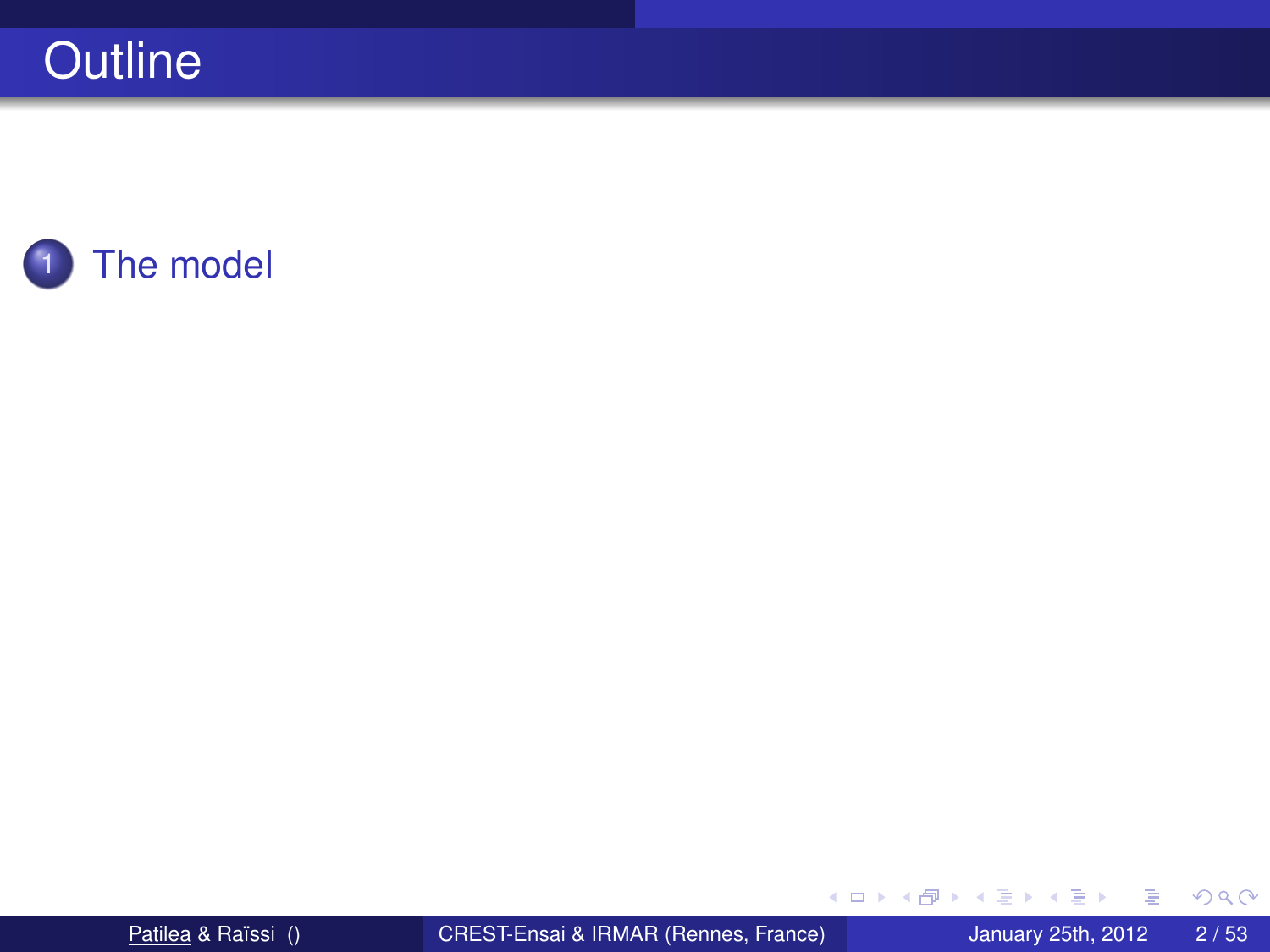# Outline

1. The model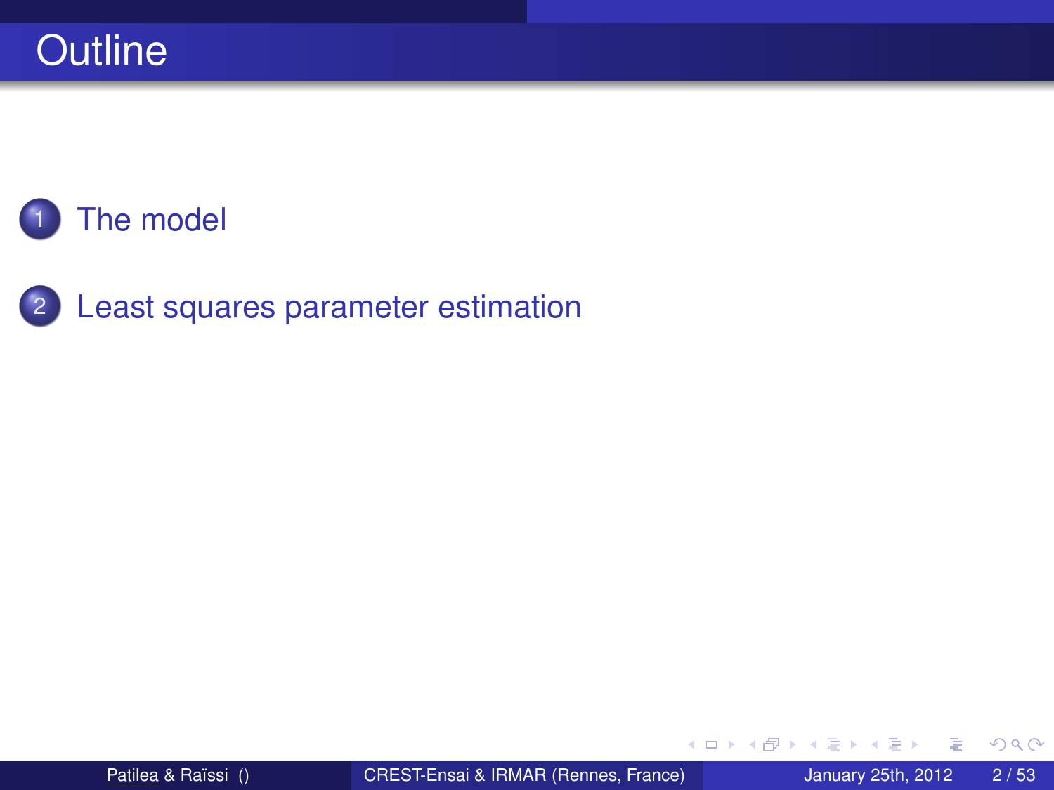# Outline

1. The model
2. Least squares parameter estimation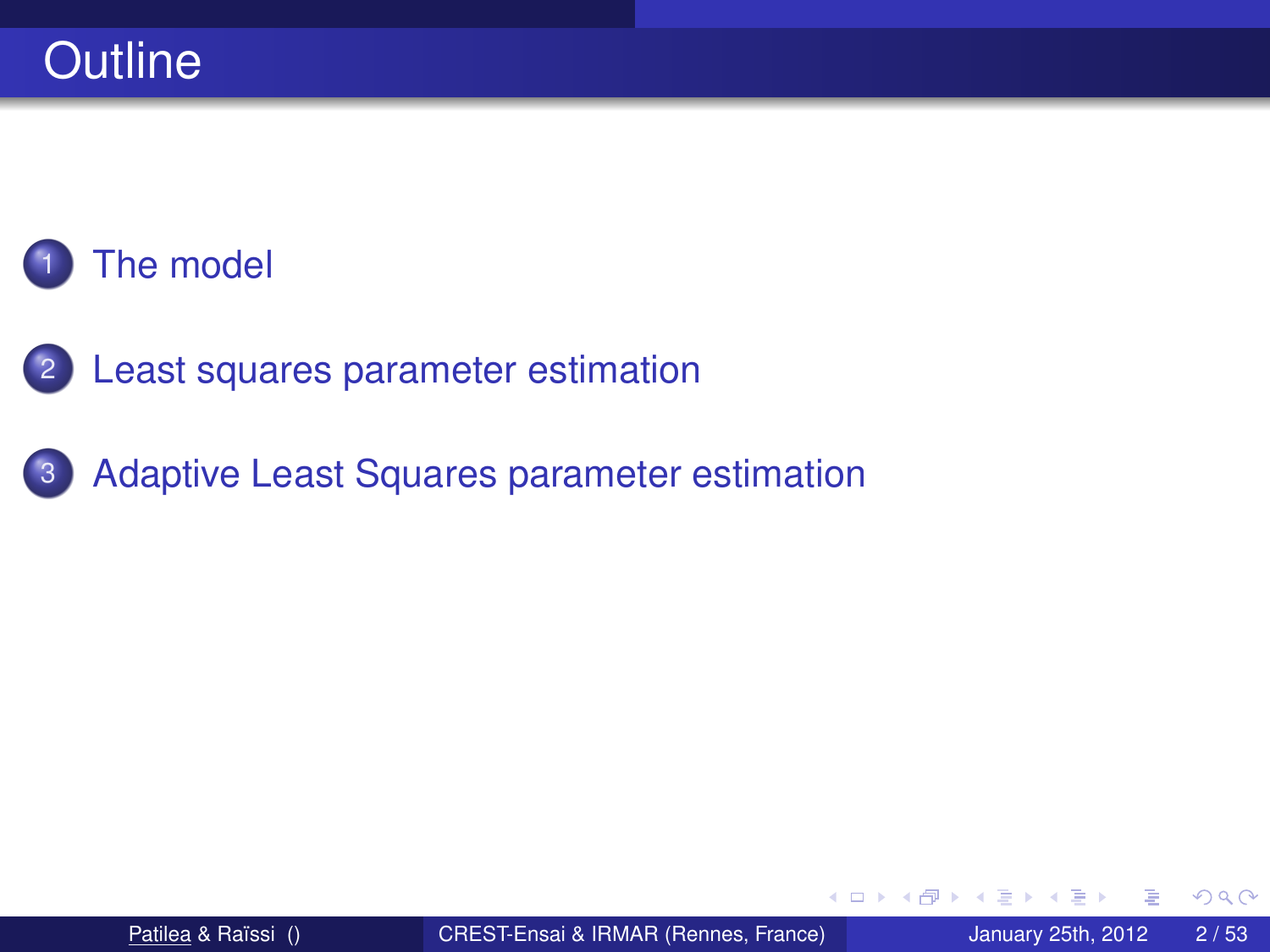# Outline

1. The model
2. Least squares parameter estimation
3. Adaptive Least Squares parameter estimation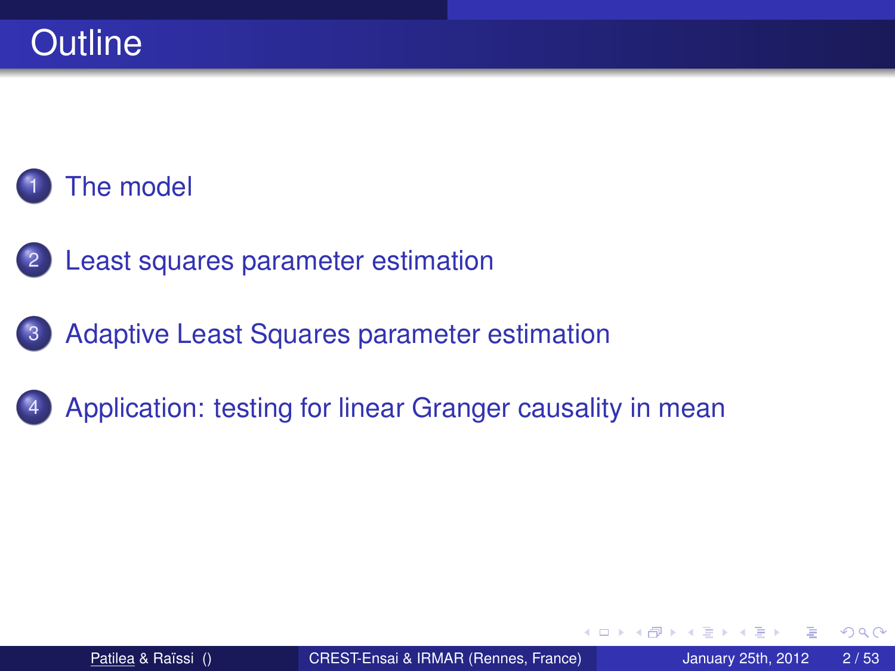# Outline

1. The model
2. Least squares parameter estimation
3. Adaptive Least Squares parameter estimation
4. Application: testing for linear Granger causality in mean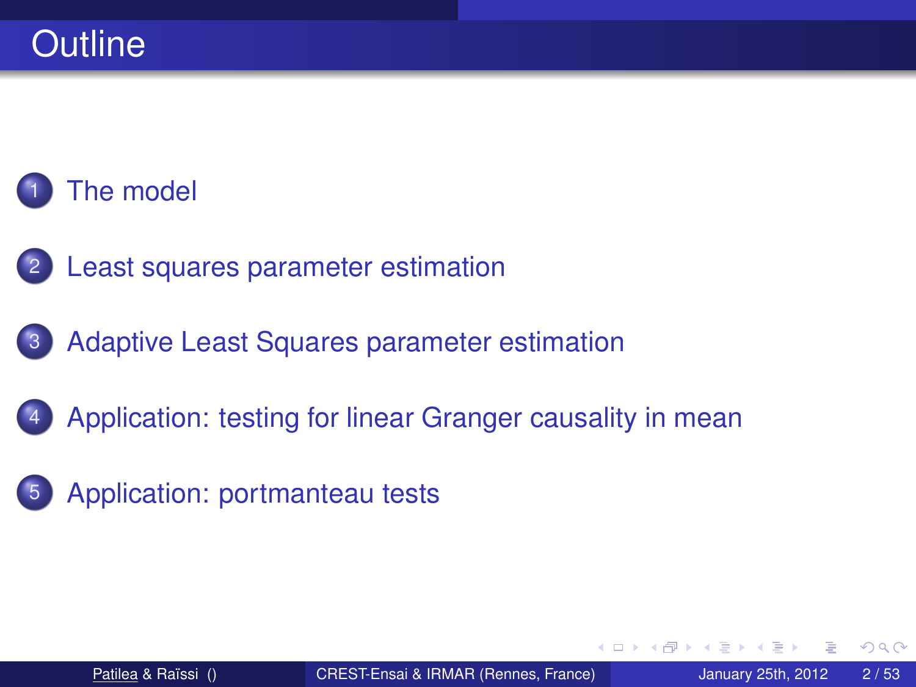# Outline

1. The model
2. Least squares parameter estimation
3. Adaptive Least Squares parameter estimation
4. Application: testing for linear Granger causality in mean
5. Application: portmanteau tests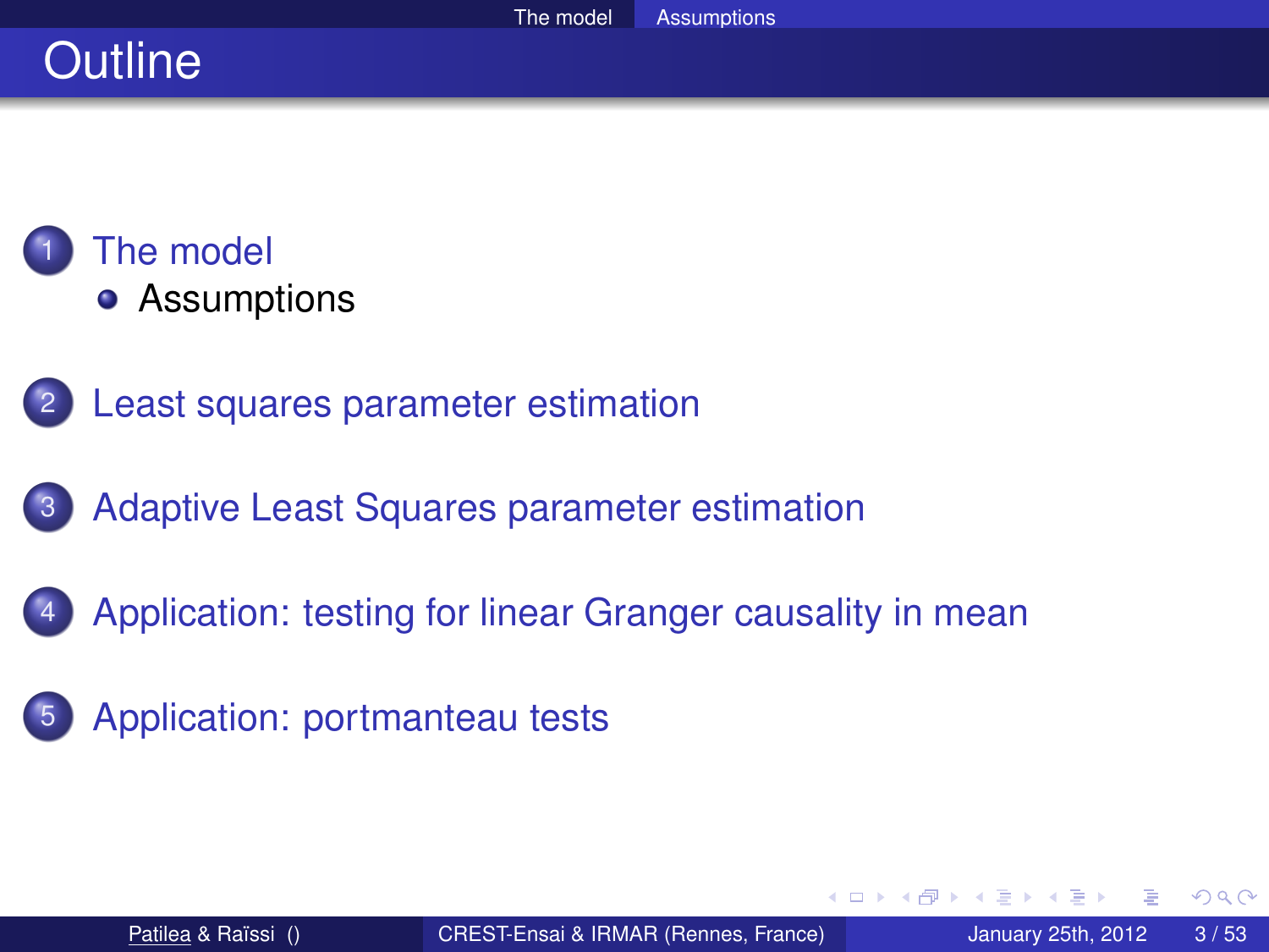# Outline

1. The model
   - Assumptions
2. Least squares parameter estimation
3. Adaptive Least Squares parameter estimation
4. Application: testing for linear Granger causality in mean
5. Application: portmanteau tests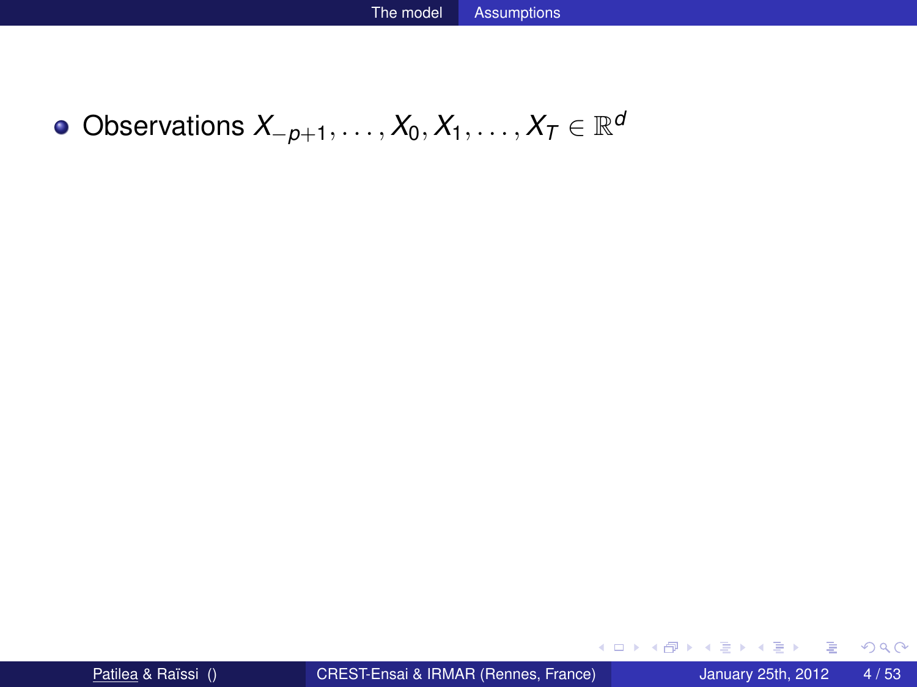- Observations $X_{-p+1}, \ldots, X_0, X_1, \ldots, X_T \in \mathbb{R}^d$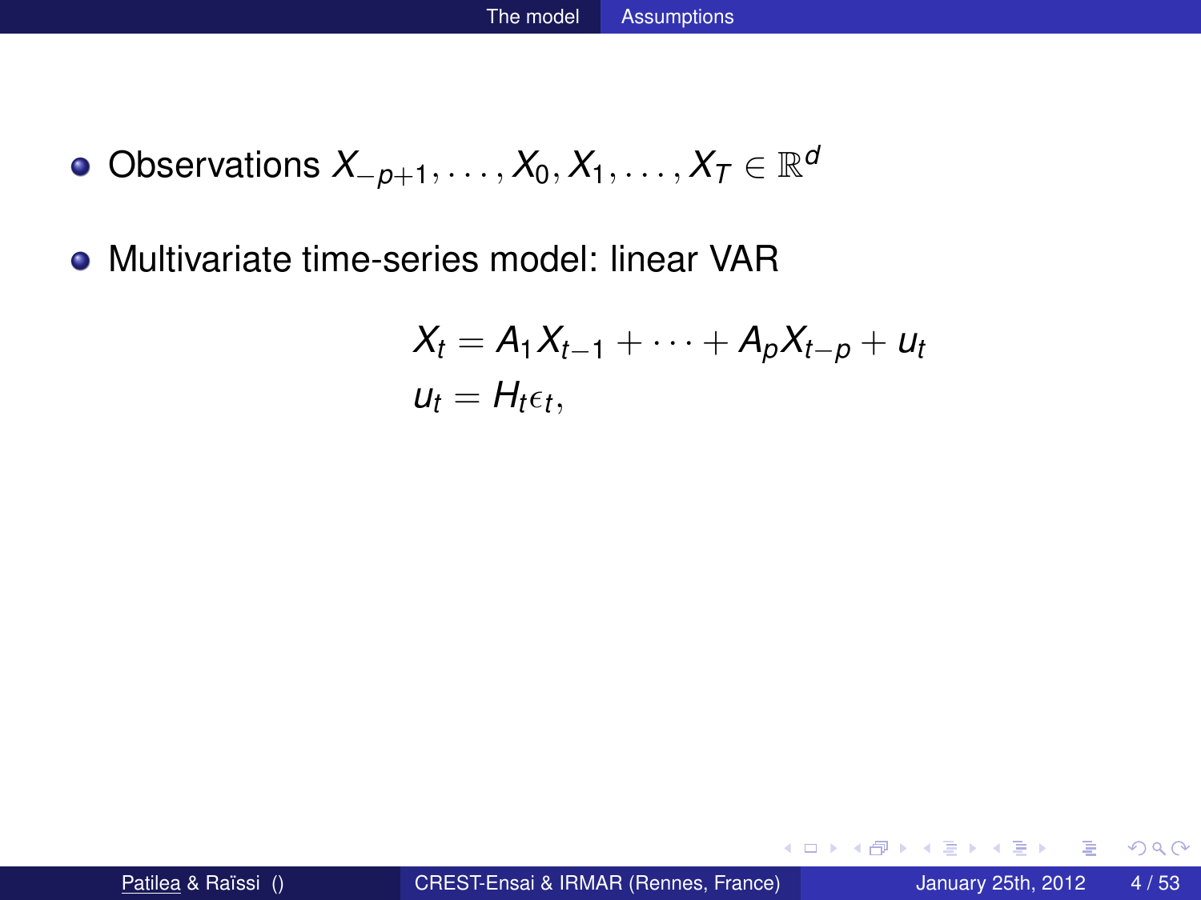- Observations $X_{-p+1}, \ldots, X_0, X_1, \ldots, X_T \in \mathbb{R}^d$
- Multivariate time-series model: linear VAR

$$
\begin{aligned}
X_t &= A_1 X_{t-1} + \cdots + A_p X_{t-p} + u_t \\
u_t &= H_t \epsilon_t,
\end{aligned}
$$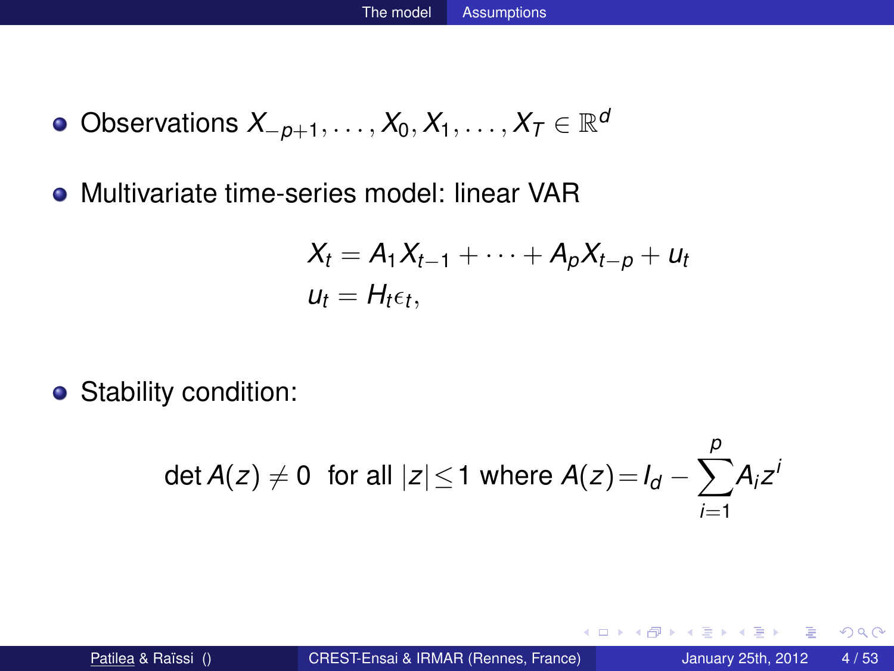- Observations $X_{-p+1}, \ldots, X_0, X_1, \ldots, X_T \in \mathbb{R}^d$
- Multivariate time-series model: linear VAR

$$
\begin{aligned}
X_t &= A_1 X_{t-1} + \cdots + A_p X_{t-p} + u_t \\
u_t &= H_t \epsilon_t,
\end{aligned}
$$

- Stability condition:

$$
\det A(z) \neq 0 \ \text{ for all } |z| \leq 1 \text{ where } A(z) = I_d - \sum_{i=1}^{p} A_i z^i
$$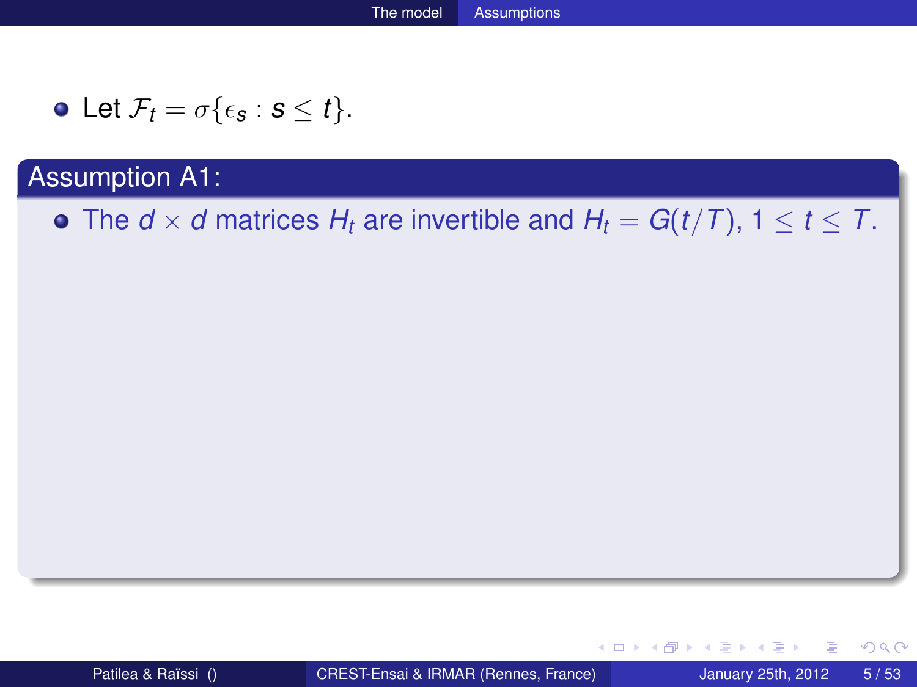- Let $\mathcal{F}_t = \sigma\{\epsilon_s : s \leq t\}$.

**Assumption A1:**

- The $d \times d$ matrices $H_t$ are invertible and $H_t = G(t/T)$, $1 \leq t \leq T$.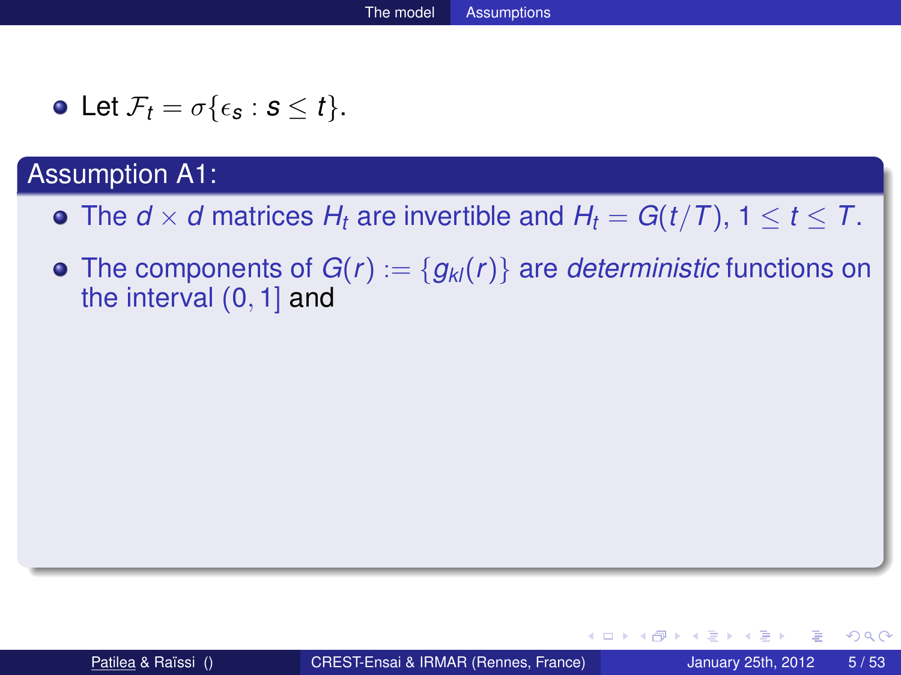- Let $\mathcal{F}_t = \sigma\{\epsilon_s : s \leq t\}$.

### Assumption A1:

- The $d \times d$ matrices $H_t$ are invertible and $H_t = G(t/T)$, $1 \leq t \leq T$.
- The components of $G(r) := \{g_{kl}(r)\}$ are *deterministic* functions on the interval $(0, 1]$ and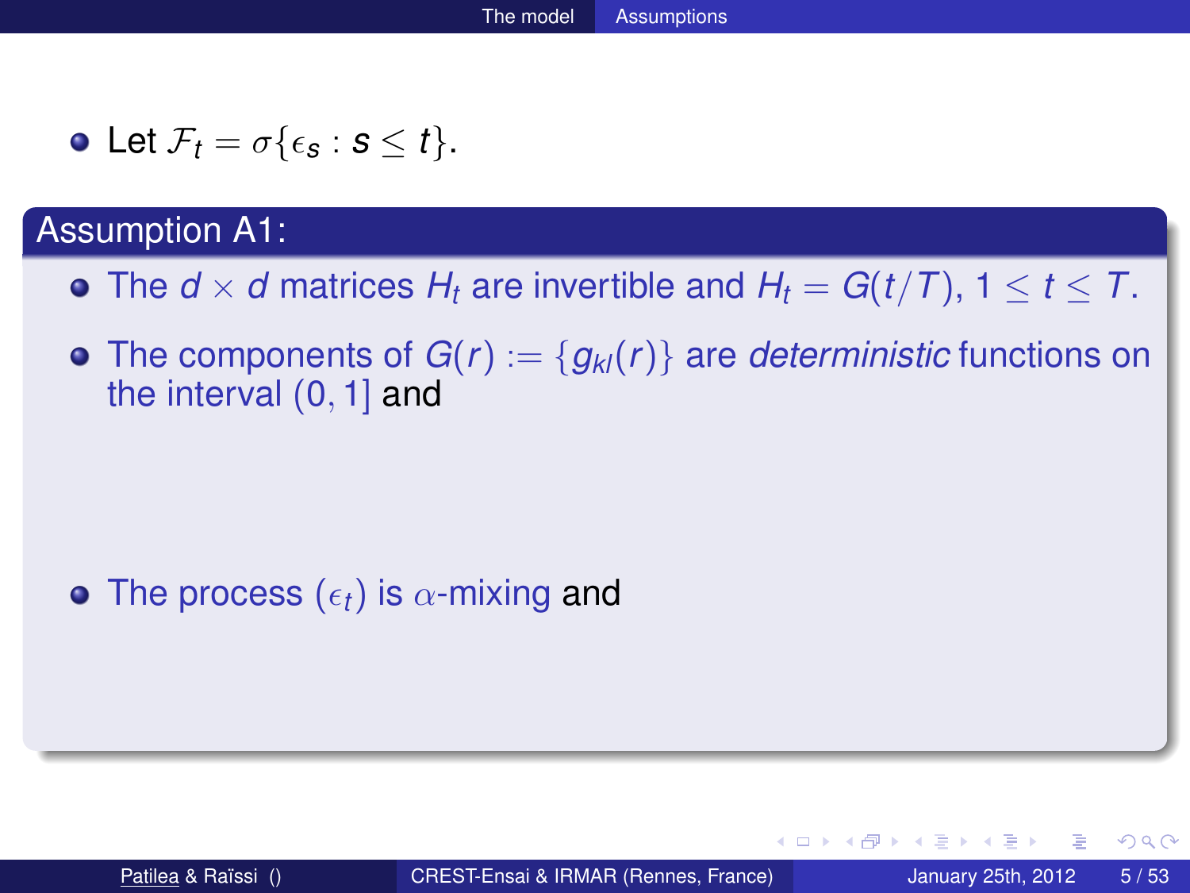- Let $\mathcal{F}_t = \sigma\{\epsilon_s : s \leq t\}$.

**Assumption A1:**

- The $d \times d$ matrices $H_t$ are invertible and $H_t = G(t/T)$, $1 \leq t \leq T$.
- The components of $G(r) := \{g_{kl}(r)\}$ are *deterministic* functions on the interval $(0, 1]$ and
- The process $(\epsilon_t)$ is $\alpha$-mixing and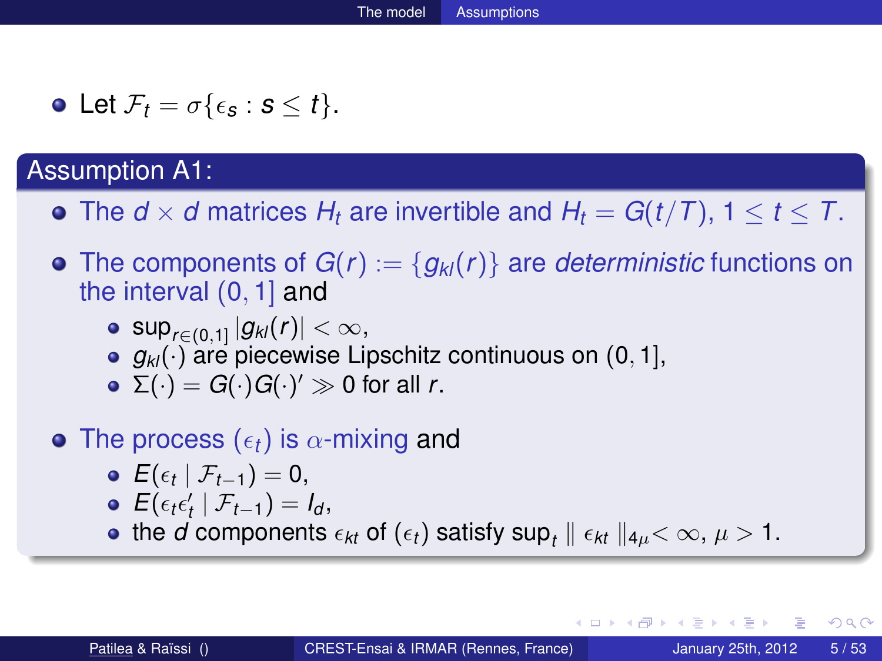- Let $\mathcal{F}_t = \sigma\{\epsilon_s : s \leq t\}$.

## Assumption A1:

- The $d \times d$ matrices $H_t$ are invertible and $H_t = G(t/T)$, $1 \leq t \leq T$.
- The components of $G(r) := \{g_{kl}(r)\}$ are *deterministic* functions on the interval $(0, 1]$ and
  - $\sup_{r \in (0,1]} |g_{kl}(r)| < \infty$,
  - $g_{kl}(\cdot)$ are piecewise Lipschitz continuous on $(0, 1]$,
  - $\Sigma(\cdot) = G(\cdot)G(\cdot)' \gg 0$ for all $r$.
- The process $(\epsilon_t)$ is $\alpha$-mixing and
  - $E(\epsilon_t \mid \mathcal{F}_{t-1}) = 0$,
  - $E(\epsilon_t \epsilon_t' \mid \mathcal{F}_{t-1}) = I_d$,
  - the $d$ components $\epsilon_{kt}$ of $(\epsilon_t)$ satisfy $\sup_t \parallel \epsilon_{kt} \parallel_{4\mu} < \infty$, $\mu > 1$.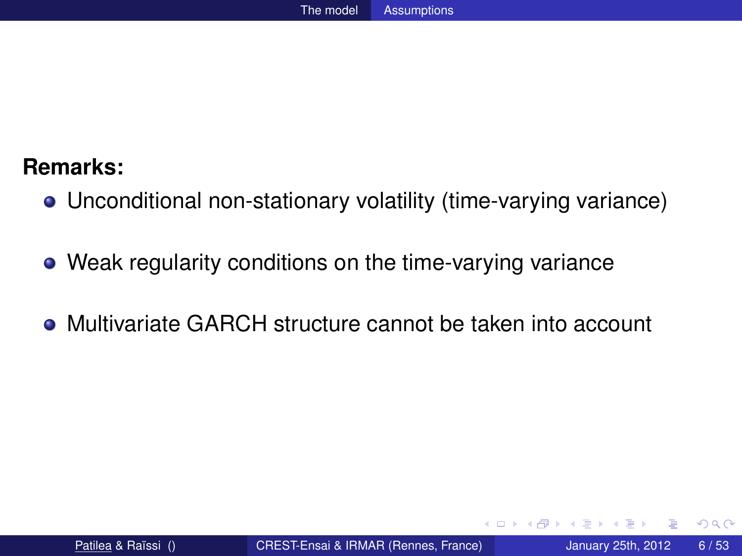**Remarks:**

- Unconditional non-stationary volatility (time-varying variance)
- Weak regularity conditions on the time-varying variance
- Multivariate GARCH structure cannot be taken into account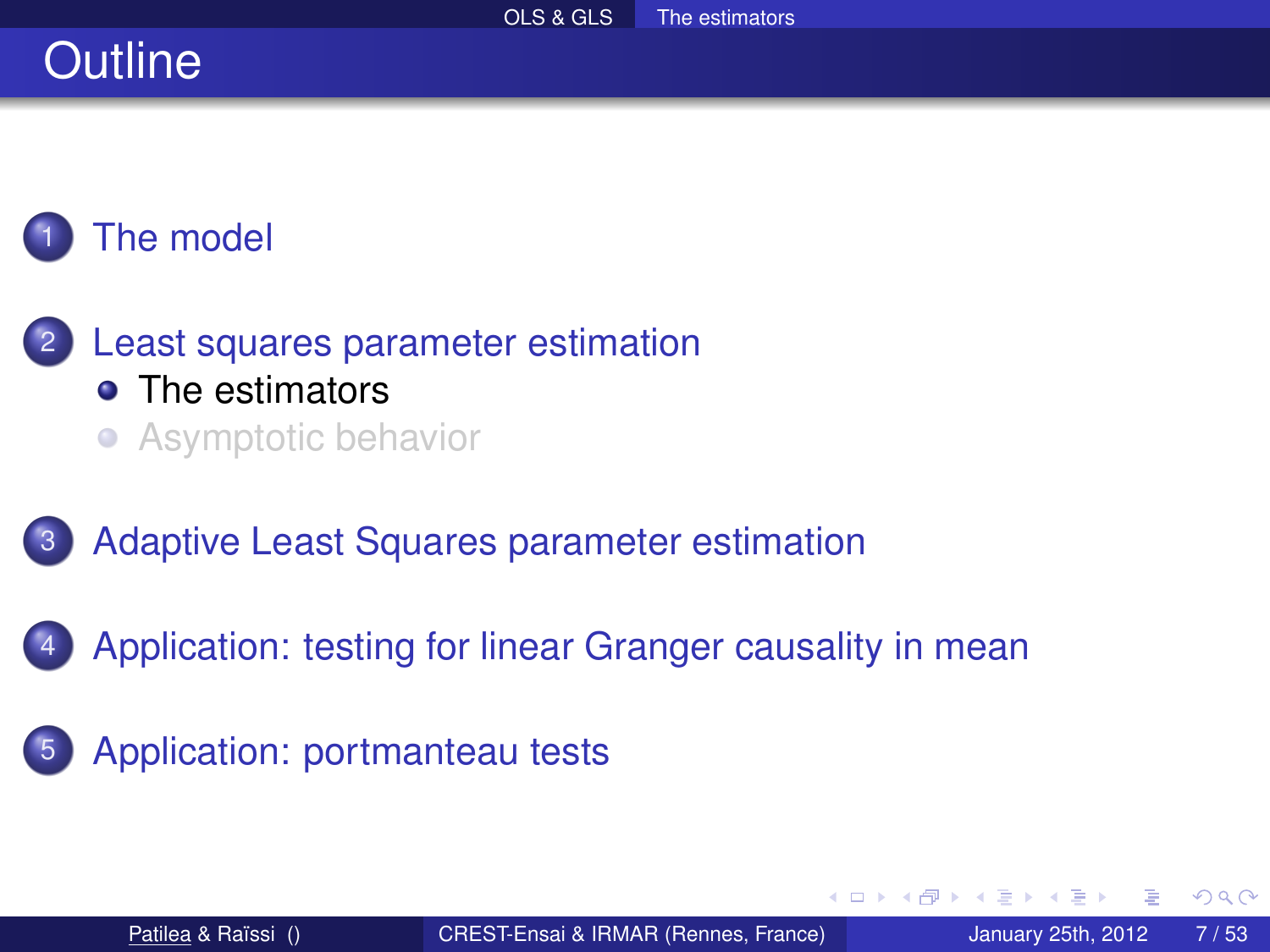# Outline

1. The model
2. Least squares parameter estimation
   - The estimators
   - Asymptotic behavior
3. Adaptive Least Squares parameter estimation
4. Application: testing for linear Granger causality in mean
5. Application: portmanteau tests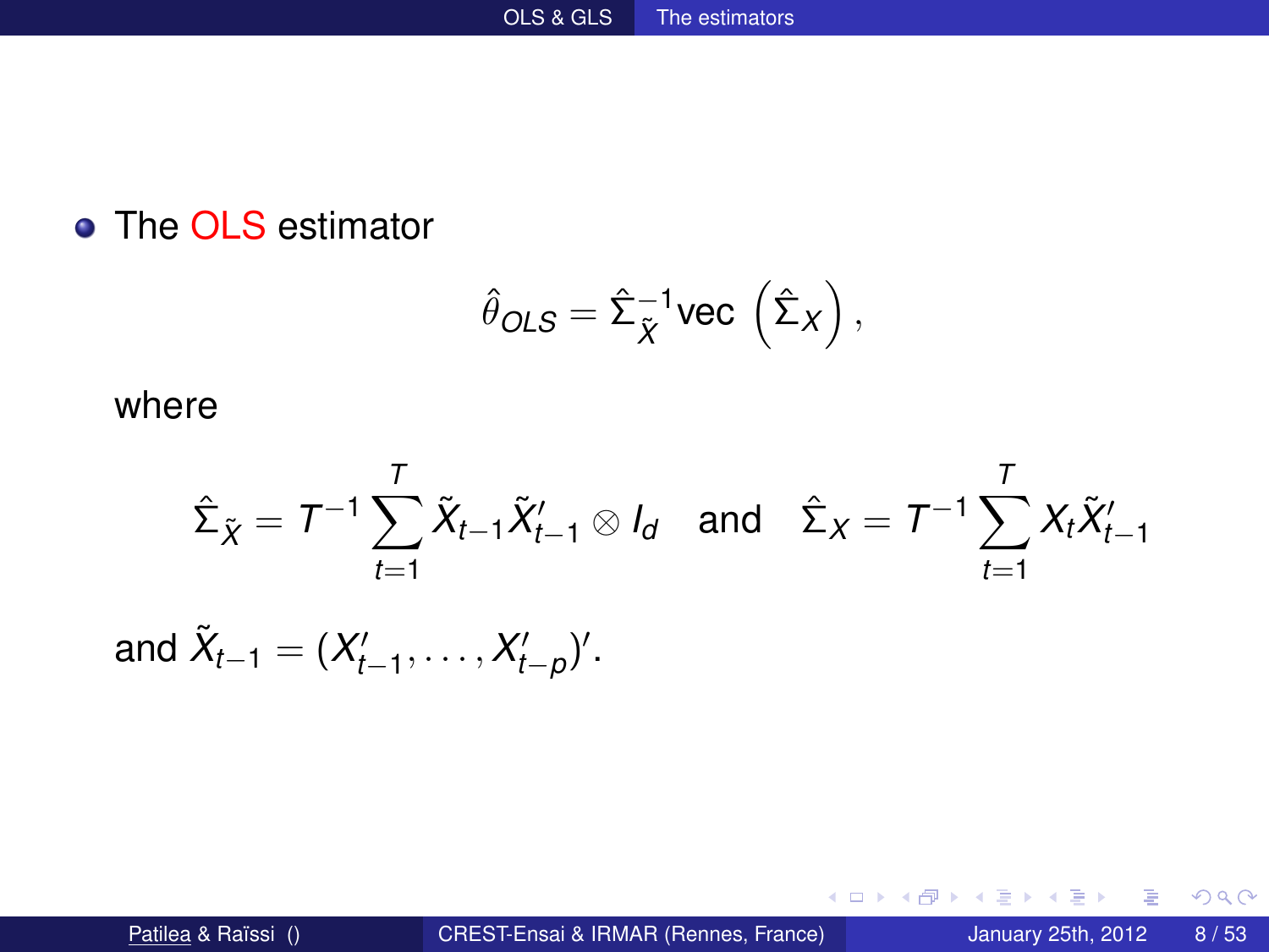- The OLS estimator

$$\hat{\theta}_{OLS} = \hat{\Sigma}_{\tilde{X}}^{-1} \text{vec}\left(\hat{\Sigma}_X\right),$$

where

$$\hat{\Sigma}_{\tilde{X}} = T^{-1} \sum_{t=1}^{T} \tilde{X}_{t-1} \tilde{X}_{t-1}' \otimes I_d \quad \text{and} \quad \hat{\Sigma}_X = T^{-1} \sum_{t=1}^{T} X_t \tilde{X}_{t-1}'$$

and $\tilde{X}_{t-1} = (X_{t-1}', \dots, X_{t-p}')'$.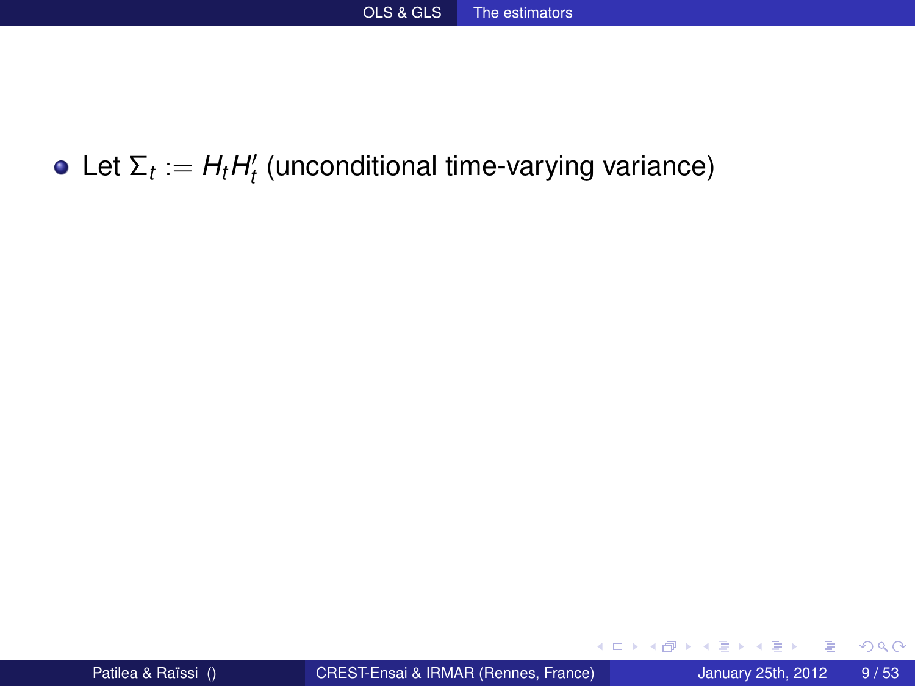- Let $\Sigma_t := H_t H_t'$ (unconditional time-varying variance)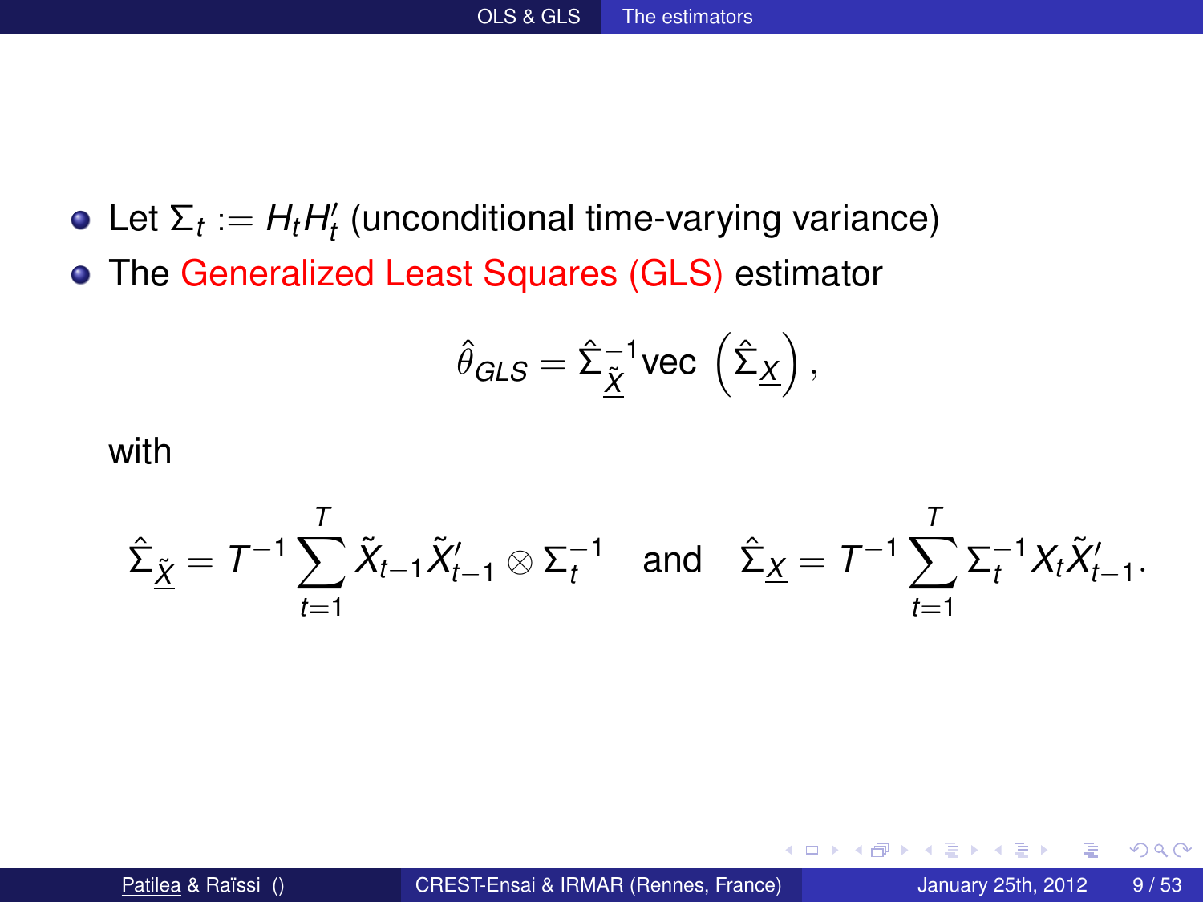- Let $\Sigma_t := H_t H_t'$ (unconditional time-varying variance)
- The Generalized Least Squares (GLS) estimator

$$\hat{\theta}_{GLS} = \hat{\Sigma}_{\underline{\tilde{X}}}^{-1} \mathrm{vec}\left(\hat{\Sigma}_{\underline{X}}\right),$$

with

$$\hat{\Sigma}_{\underline{\tilde{X}}} = T^{-1} \sum_{t=1}^{T} \tilde{X}_{t-1} \tilde{X}_{t-1}' \otimes \Sigma_t^{-1} \quad \text{and} \quad \hat{\Sigma}_{\underline{X}} = T^{-1} \sum_{t=1}^{T} \Sigma_t^{-1} X_t \tilde{X}_{t-1}'.$$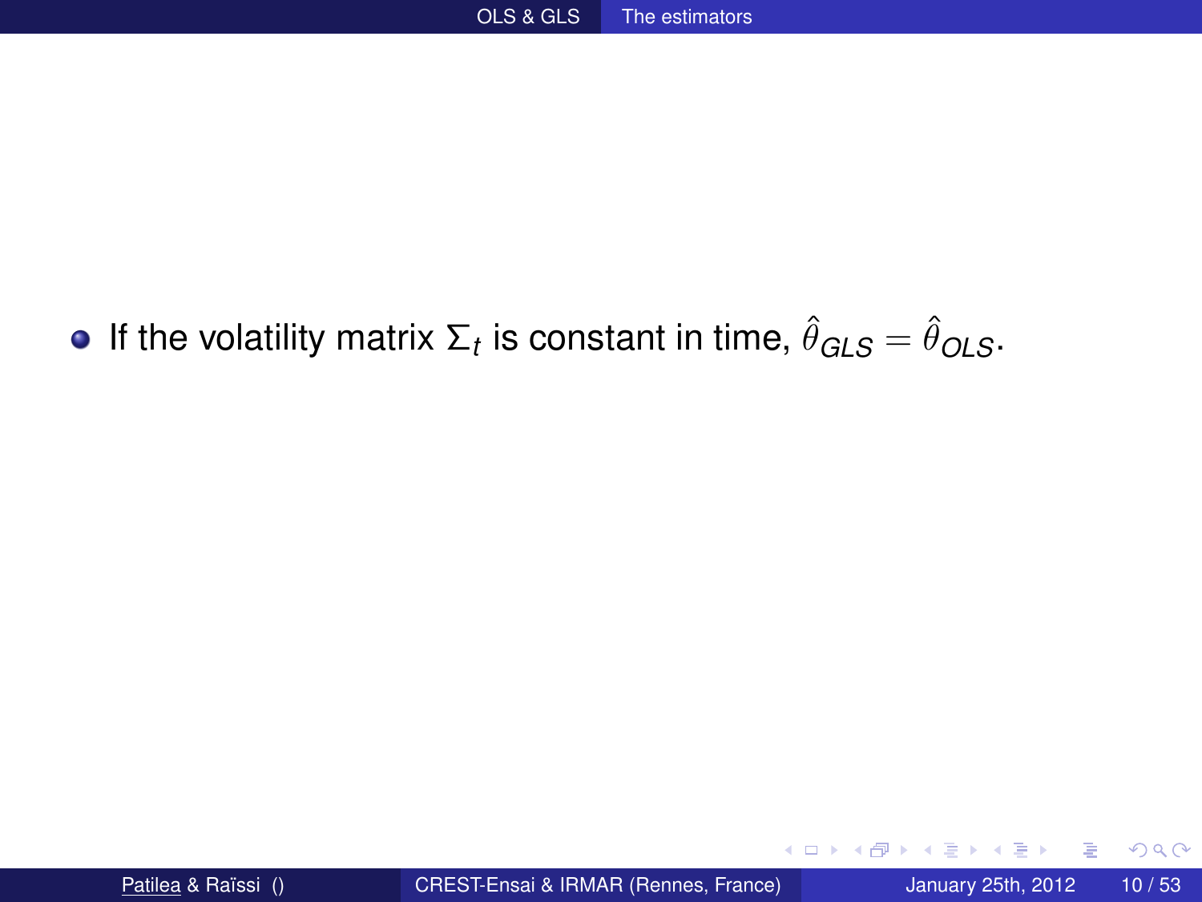- If the volatility matrix $\Sigma_t$ is constant in time, $\hat{\theta}_{GLS} = \hat{\theta}_{OLS}$.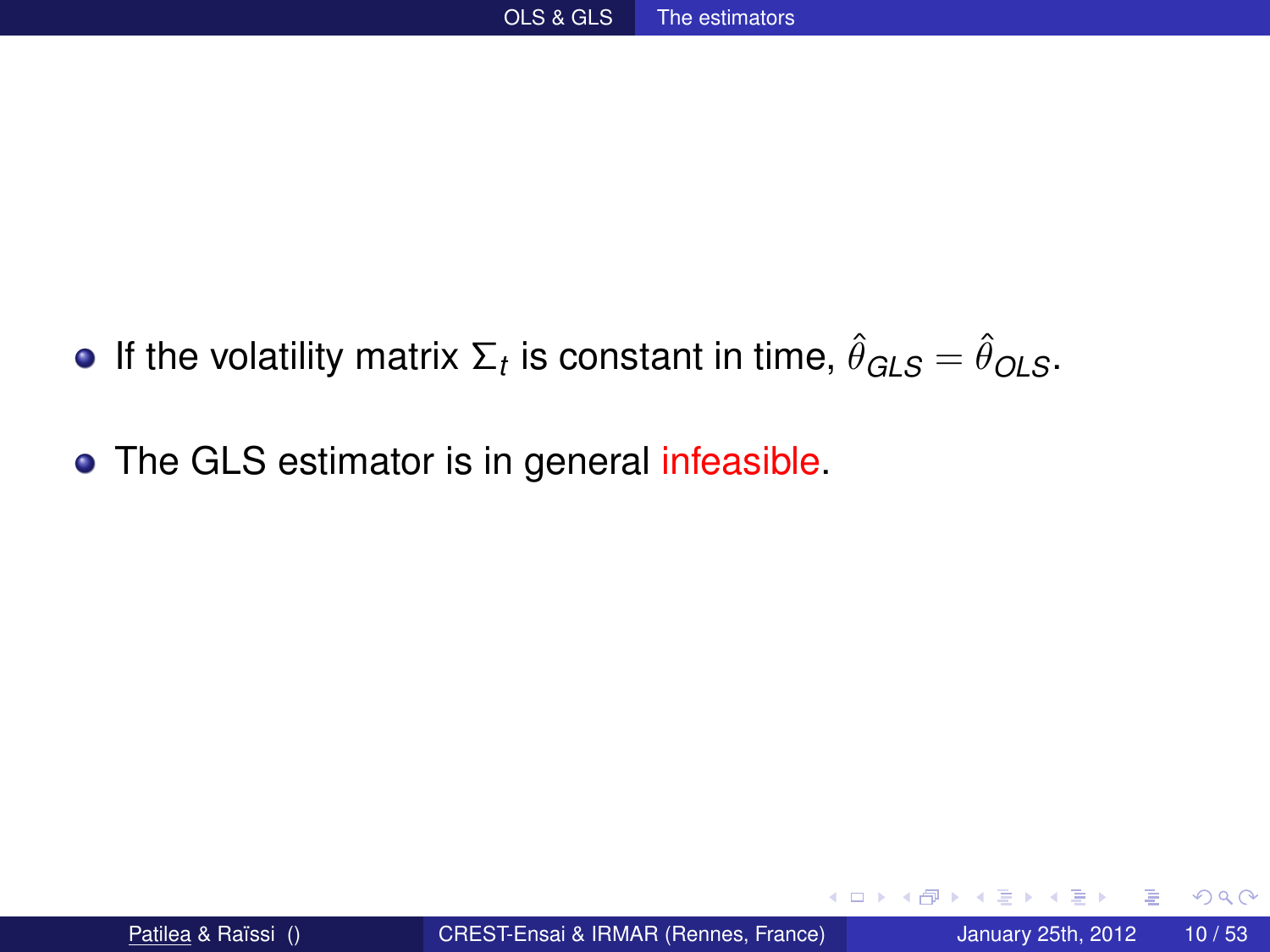- If the volatility matrix $\Sigma_t$ is constant in time, $\hat{\theta}_{GLS} = \hat{\theta}_{OLS}$.

- The GLS estimator is in general infeasible.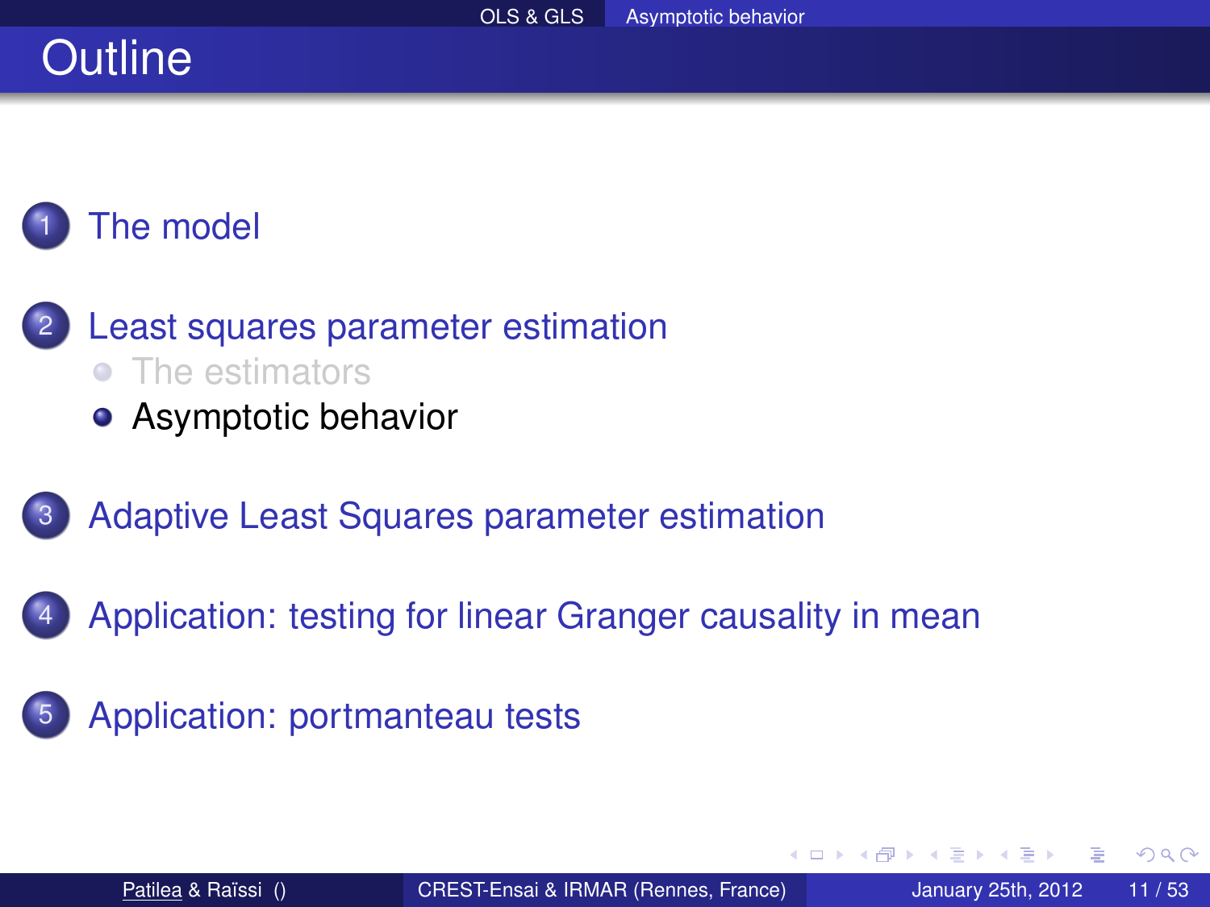# Outline

1. The model
2. Least squares parameter estimation
   - The estimators
   - Asymptotic behavior
3. Adaptive Least Squares parameter estimation
4. Application: testing for linear Granger causality in mean
5. Application: portmanteau tests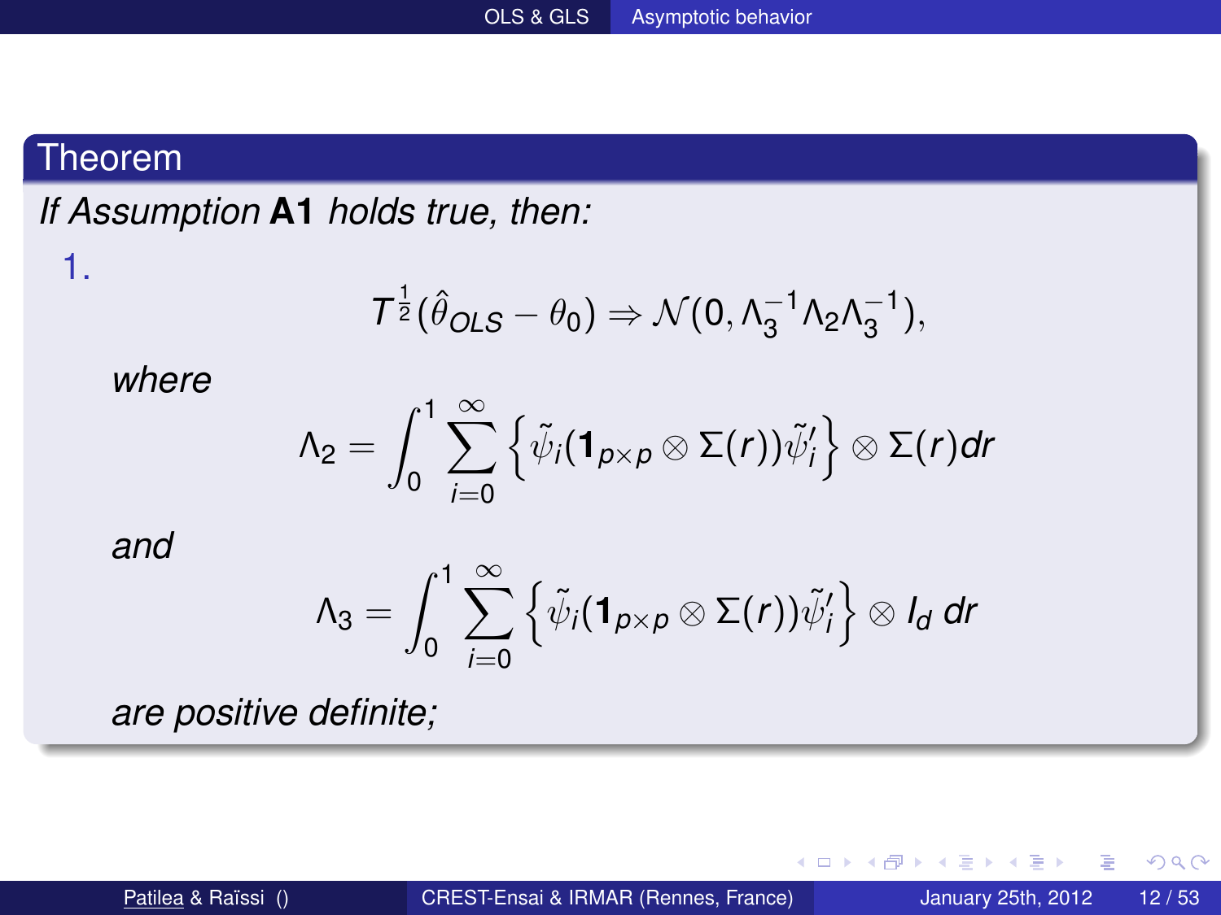### Theorem

*If Assumption* **A1** *holds true, then:*

1. $$T^{\frac{1}{2}}(\hat{\theta}_{OLS} - \theta_0) \Rightarrow \mathcal{N}(0, \Lambda_3^{-1}\Lambda_2\Lambda_3^{-1}),$$

   *where*

   $$\Lambda_2 = \int_0^1 \sum_{i=0}^{\infty} \left\{ \tilde{\psi}_i(\mathbf{1}_{p\times p} \otimes \Sigma(r))\tilde{\psi}_i' \right\} \otimes \Sigma(r) dr$$

   *and*

   $$\Lambda_3 = \int_0^1 \sum_{i=0}^{\infty} \left\{ \tilde{\psi}_i(\mathbf{1}_{p\times p} \otimes \Sigma(r))\tilde{\psi}_i' \right\} \otimes I_d \, dr$$

   *are positive definite;*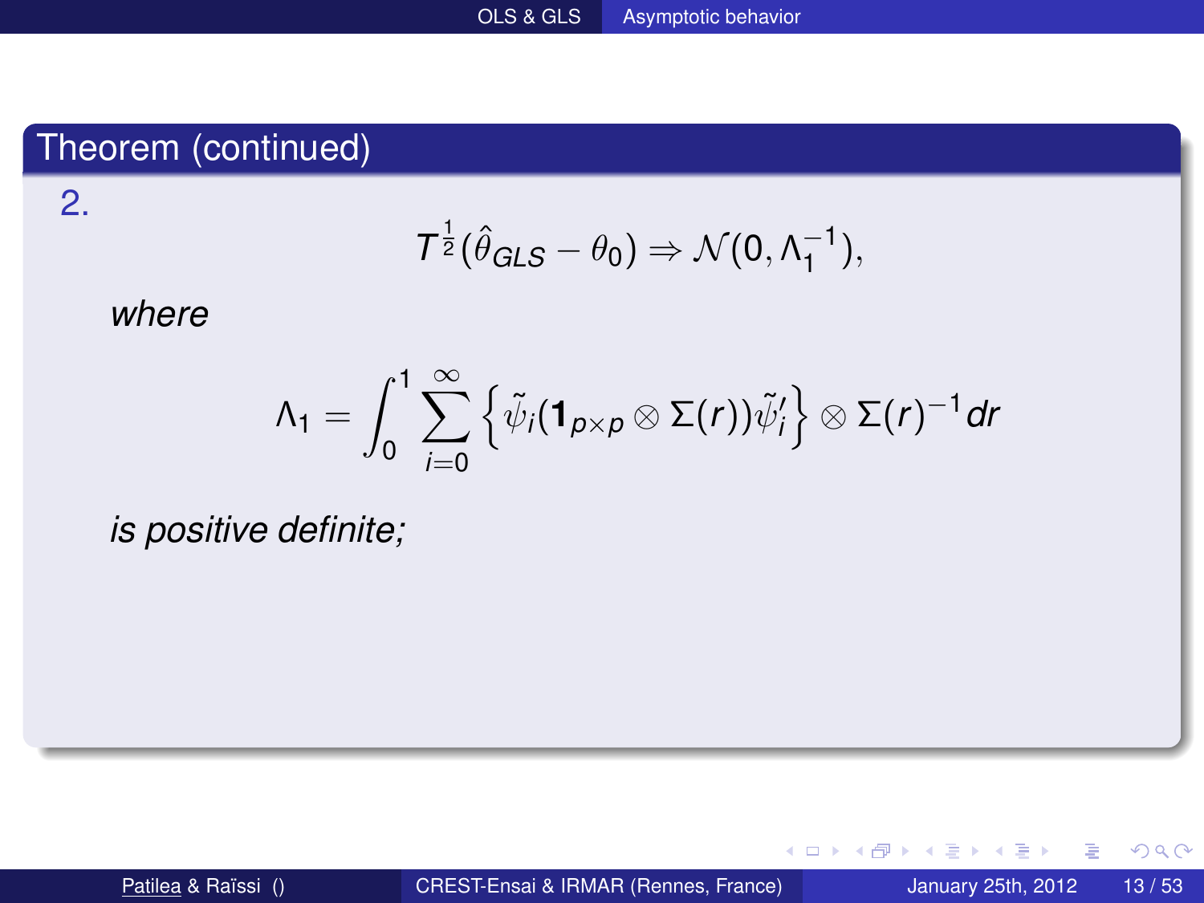## Theorem (continued)

2.

$$T^{\frac{1}{2}}(\hat{\theta}_{GLS} - \theta_0) \Rightarrow \mathcal{N}(0, \Lambda_1^{-1}),$$

*where*

$$\Lambda_1 = \int_0^1 \sum_{i=0}^{\infty} \left\{ \tilde{\psi}_i (\mathbf{1}_{p\times p} \otimes \Sigma(r)) \tilde{\psi}_i' \right\} \otimes \Sigma(r)^{-1} dr$$

*is positive definite;*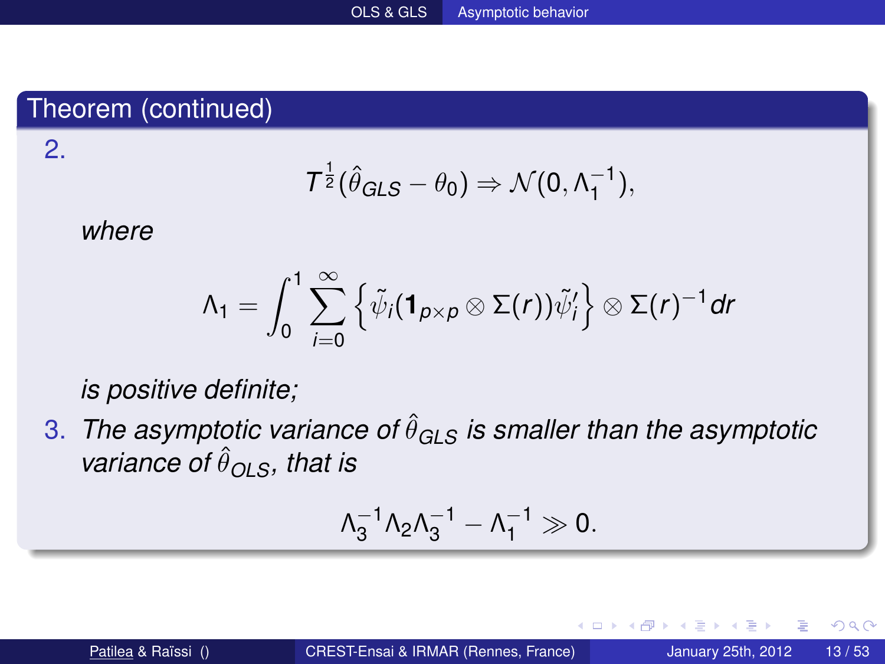### Theorem (continued)

2. $$T^{\frac{1}{2}}(\hat{\theta}_{GLS} - \theta_0) \Rightarrow \mathcal{N}(0, \Lambda_1^{-1}),$$

   *where*

   $$\Lambda_1 = \int_0^1 \sum_{i=0}^{\infty} \left\{ \tilde{\psi}_i (\mathbf{1}_{p\times p} \otimes \Sigma(r)) \tilde{\psi}_i' \right\} \otimes \Sigma(r)^{-1} dr$$

   *is positive definite;*

3. *The asymptotic variance of $\hat{\theta}_{GLS}$ is smaller than the asymptotic variance of $\hat{\theta}_{OLS}$, that is*

   $$\Lambda_3^{-1}\Lambda_2\Lambda_3^{-1} - \Lambda_1^{-1} \gg 0.$$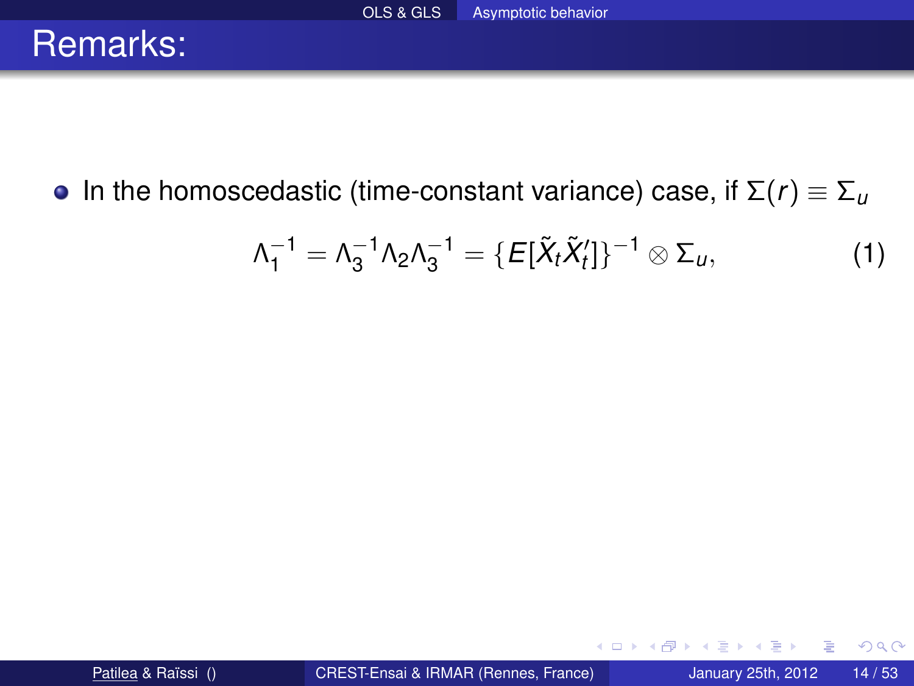# Remarks:

- In the homoscedastic (time-constant variance) case, if $\Sigma(r) \equiv \Sigma_u$

$$\Lambda_1^{-1} = \Lambda_3^{-1} \Lambda_2 \Lambda_3^{-1} = \{E[\tilde{X}_t \tilde{X}_t']\}^{-1} \otimes \Sigma_u, \tag{1}$$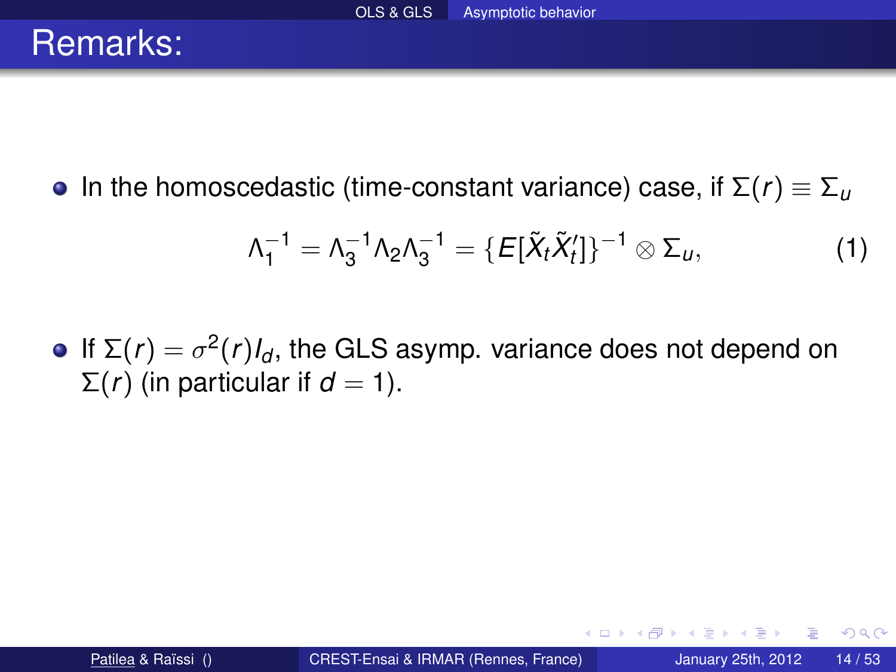# Remarks:

- In the homoscedastic (time-constant variance) case, if $\Sigma(r) \equiv \Sigma_u$

$$\Lambda_1^{-1} = \Lambda_3^{-1} \Lambda_2 \Lambda_3^{-1} = \{E[\tilde{X}_t \tilde{X}_t']\}^{-1} \otimes \Sigma_u, \tag{1}$$

- If $\Sigma(r) = \sigma^2(r) I_d$, the GLS asymp. variance does not depend on $\Sigma(r)$ (in particular if $d = 1$).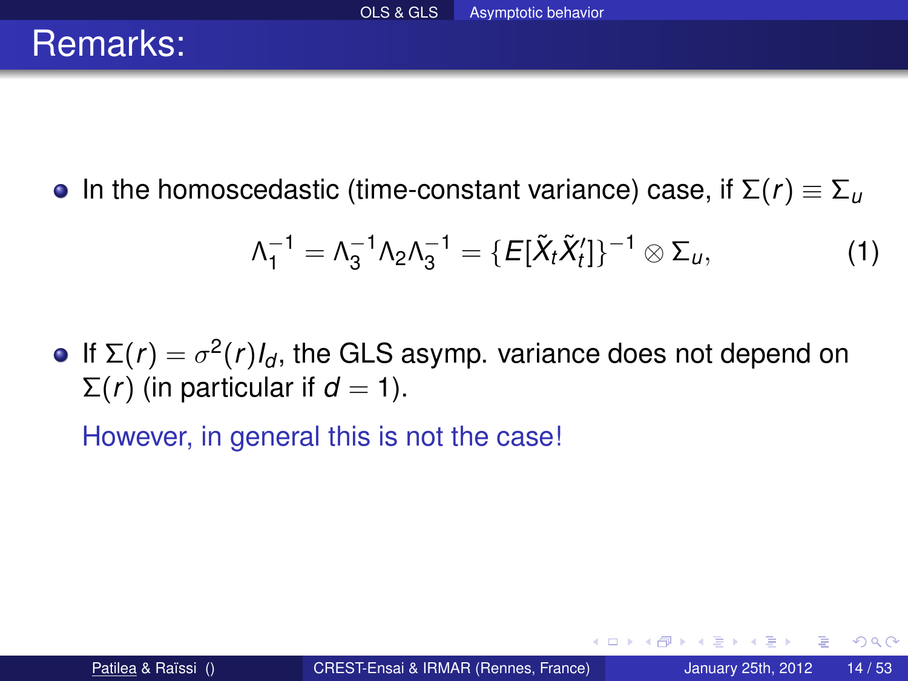# Remarks:

- In the homoscedastic (time-constant variance) case, if $\Sigma(r) \equiv \Sigma_u$

$$\Lambda_1^{-1} = \Lambda_3^{-1}\Lambda_2\Lambda_3^{-1} = \{E[\tilde{X}_t\tilde{X}_t']\}^{-1} \otimes \Sigma_u, \tag{1}$$

- If $\Sigma(r) = \sigma^2(r)I_d$, the GLS asymp. variance does not depend on $\Sigma(r)$ (in particular if $d = 1$).

  However, in general this is not the case!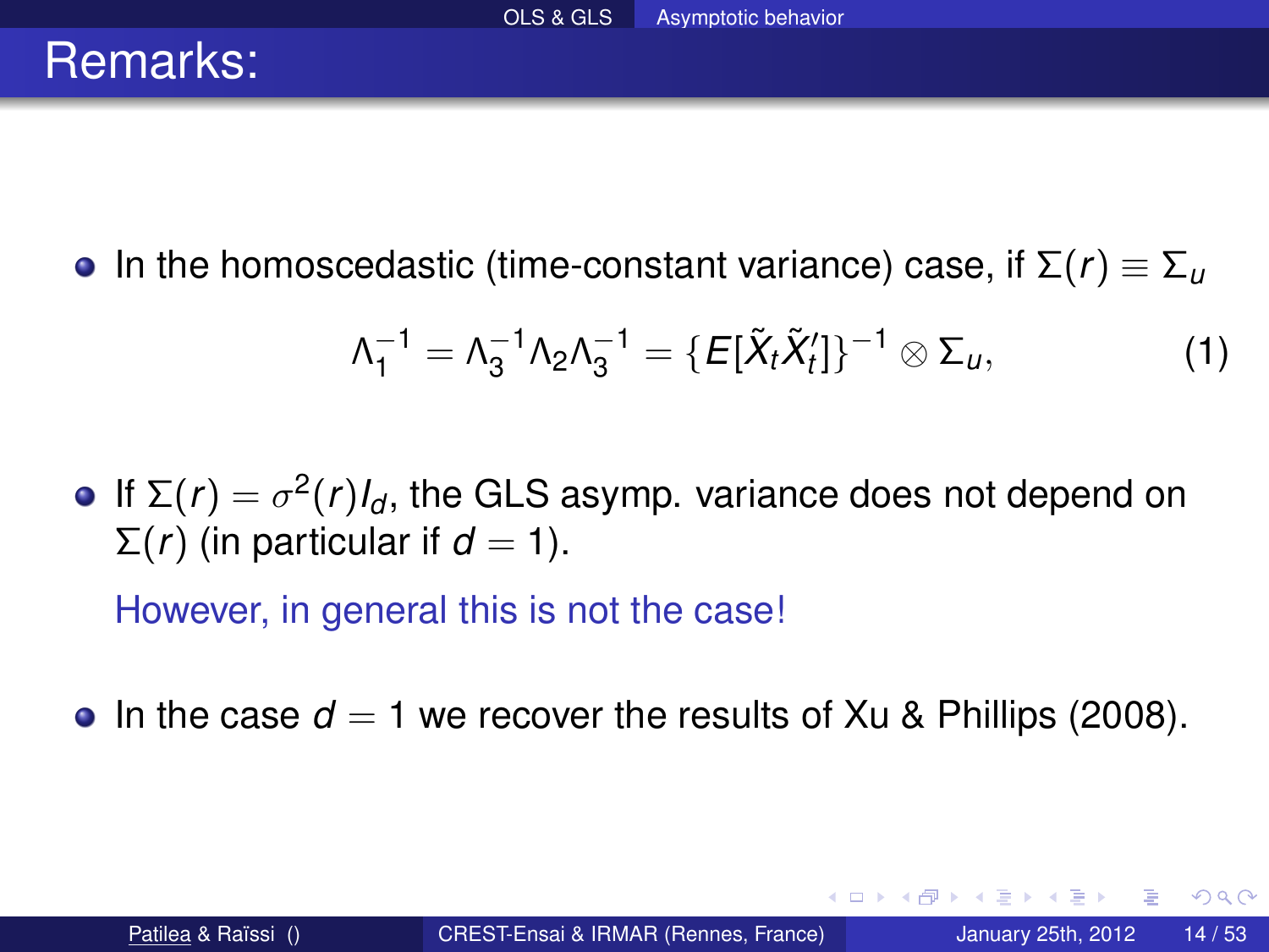# Remarks:

- In the homoscedastic (time-constant variance) case, if $\Sigma(r) \equiv \Sigma_u$

$$\Lambda_1^{-1} = \Lambda_3^{-1}\Lambda_2\Lambda_3^{-1} = \{E[\tilde{X}_t\tilde{X}_t']\}^{-1} \otimes \Sigma_u, \tag{1}$$

- If $\Sigma(r) = \sigma^2(r)I_d$, the GLS asymp. variance does not depend on $\Sigma(r)$ (in particular if $d = 1$).

  However, in general this is not the case!

- In the case $d = 1$ we recover the results of Xu & Phillips (2008).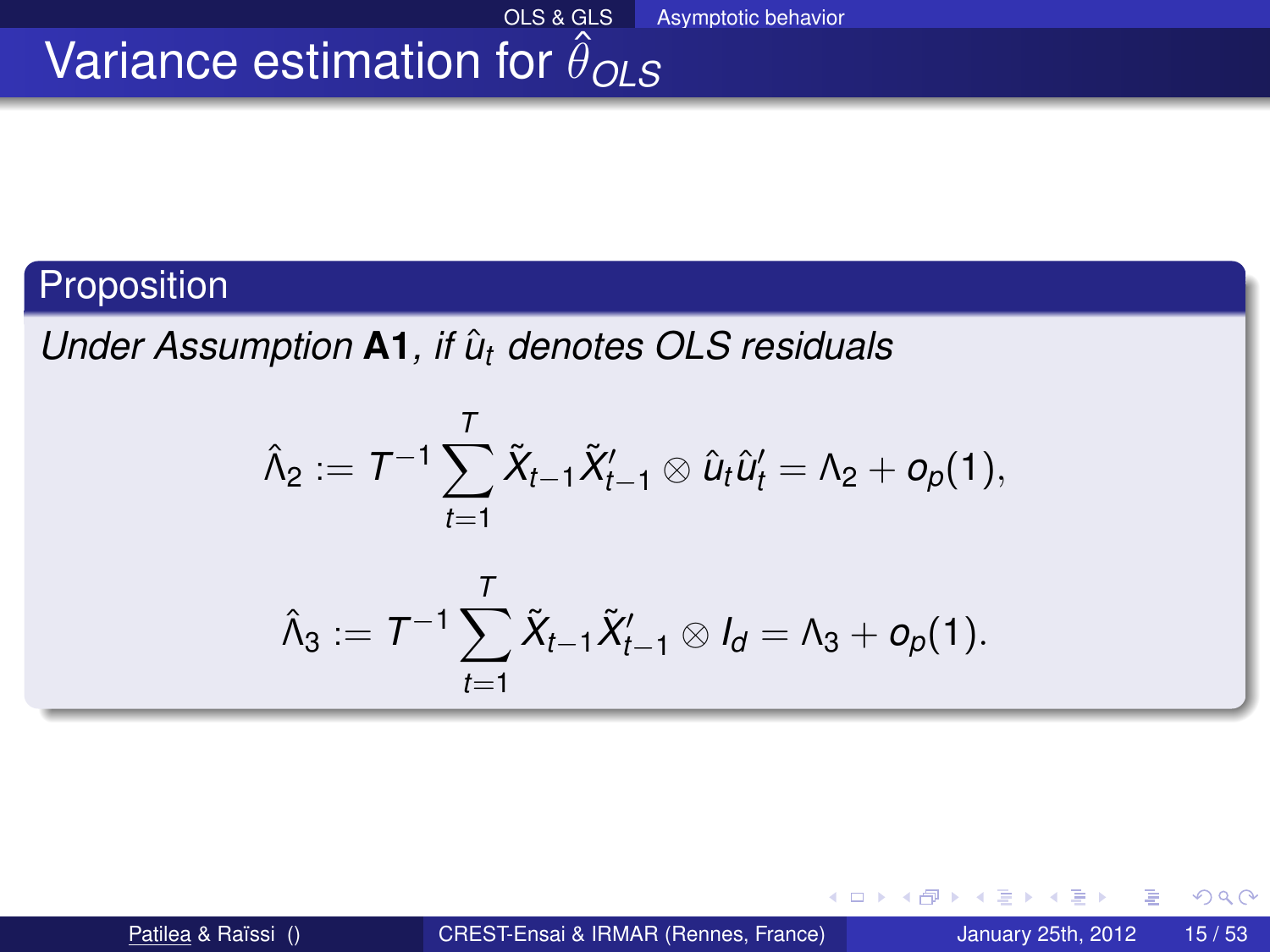# Variance estimation for $\hat{\theta}_{OLS}$

**Proposition**

*Under Assumption* **A1**, *if* $\hat{u}_t$ *denotes OLS residuals*

$$\hat{\Lambda}_2 := T^{-1} \sum_{t=1}^{T} \tilde{X}_{t-1} \tilde{X}'_{t-1} \otimes \hat{u}_t \hat{u}'_t = \Lambda_2 + o_p(1),$$

$$\hat{\Lambda}_3 := T^{-1} \sum_{t=1}^{T} \tilde{X}_{t-1} \tilde{X}'_{t-1} \otimes I_d = \Lambda_3 + o_p(1).$$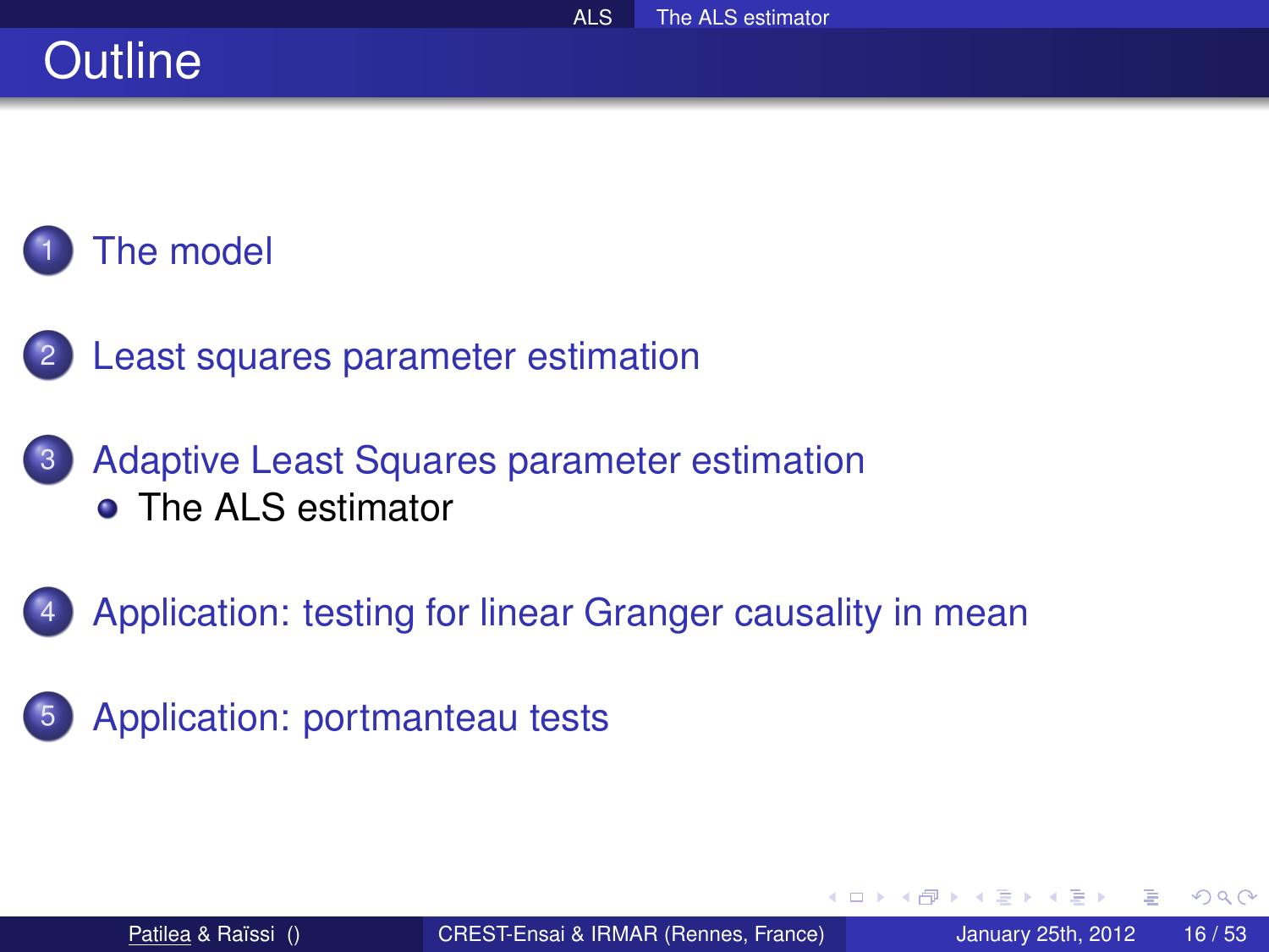# Outline

1. The model
2. Least squares parameter estimation
3. Adaptive Least Squares parameter estimation
   - The ALS estimator
4. Application: testing for linear Granger causality in mean
5. Application: portmanteau tests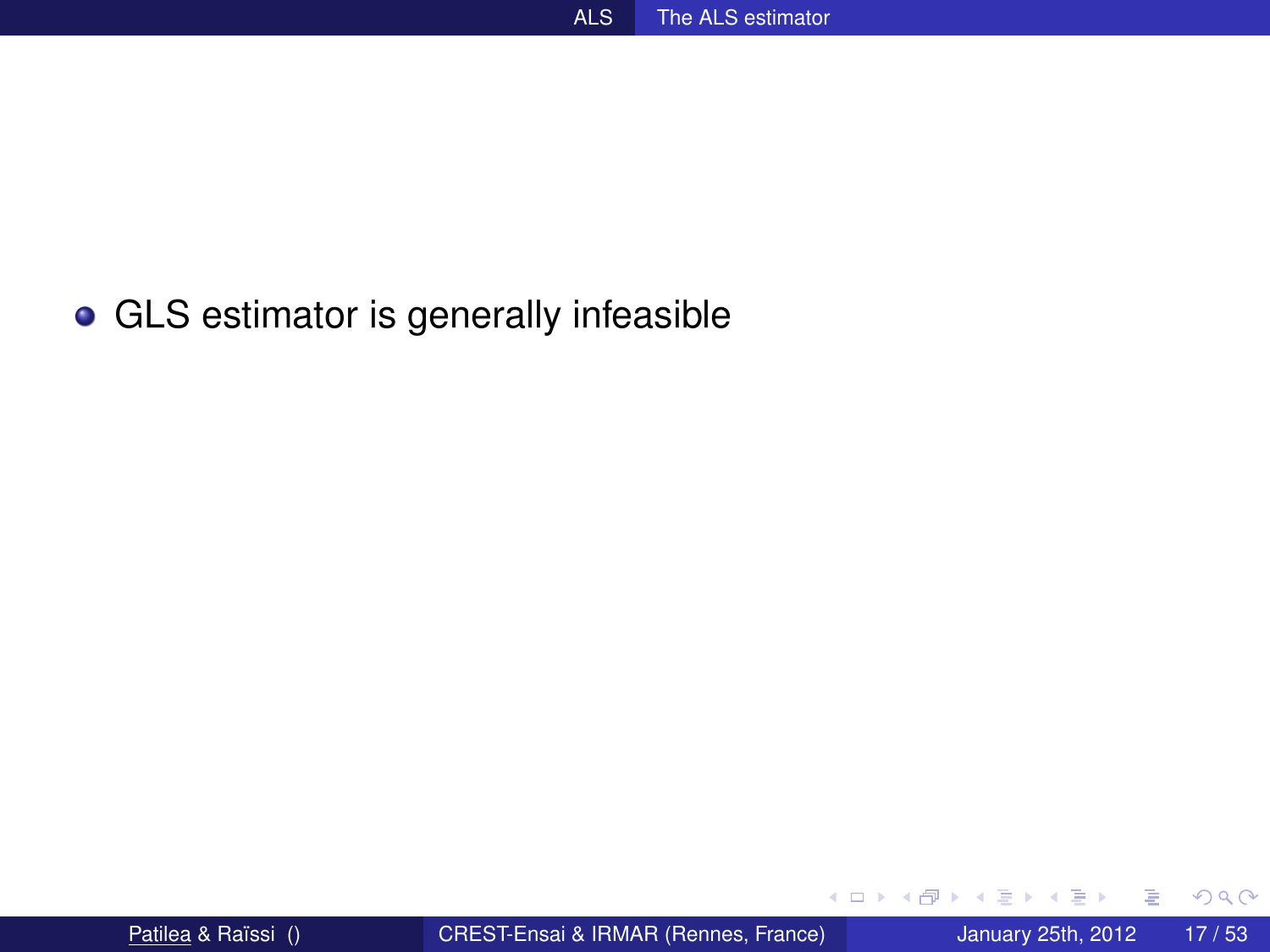- GLS estimator is generally infeasible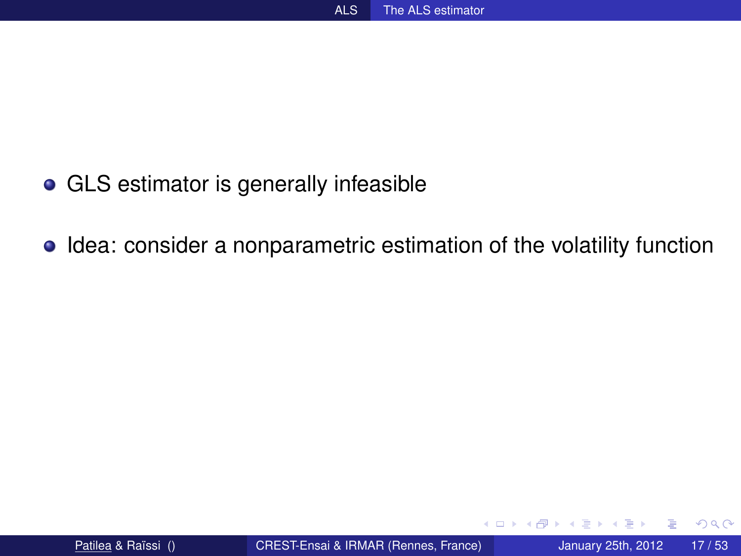- GLS estimator is generally infeasible
- Idea: consider a nonparametric estimation of the volatility function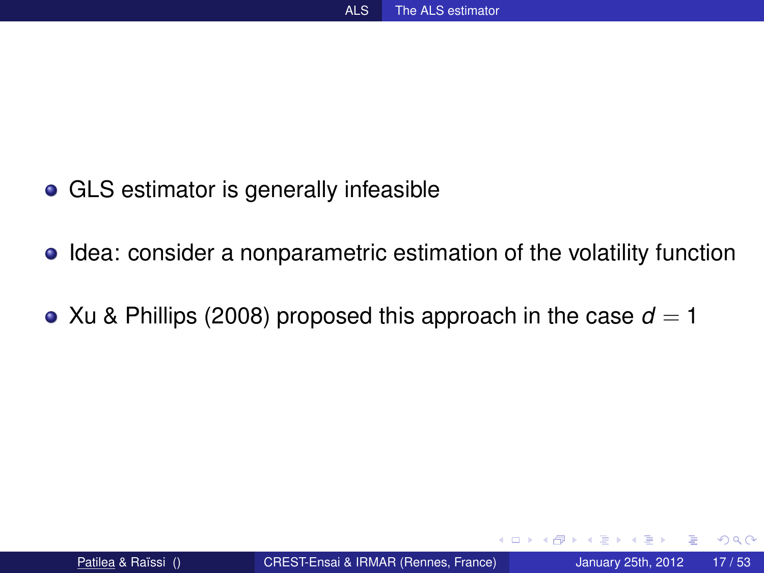- GLS estimator is generally infeasible
- Idea: consider a nonparametric estimation of the volatility function
- Xu & Phillips (2008) proposed this approach in the case $d = 1$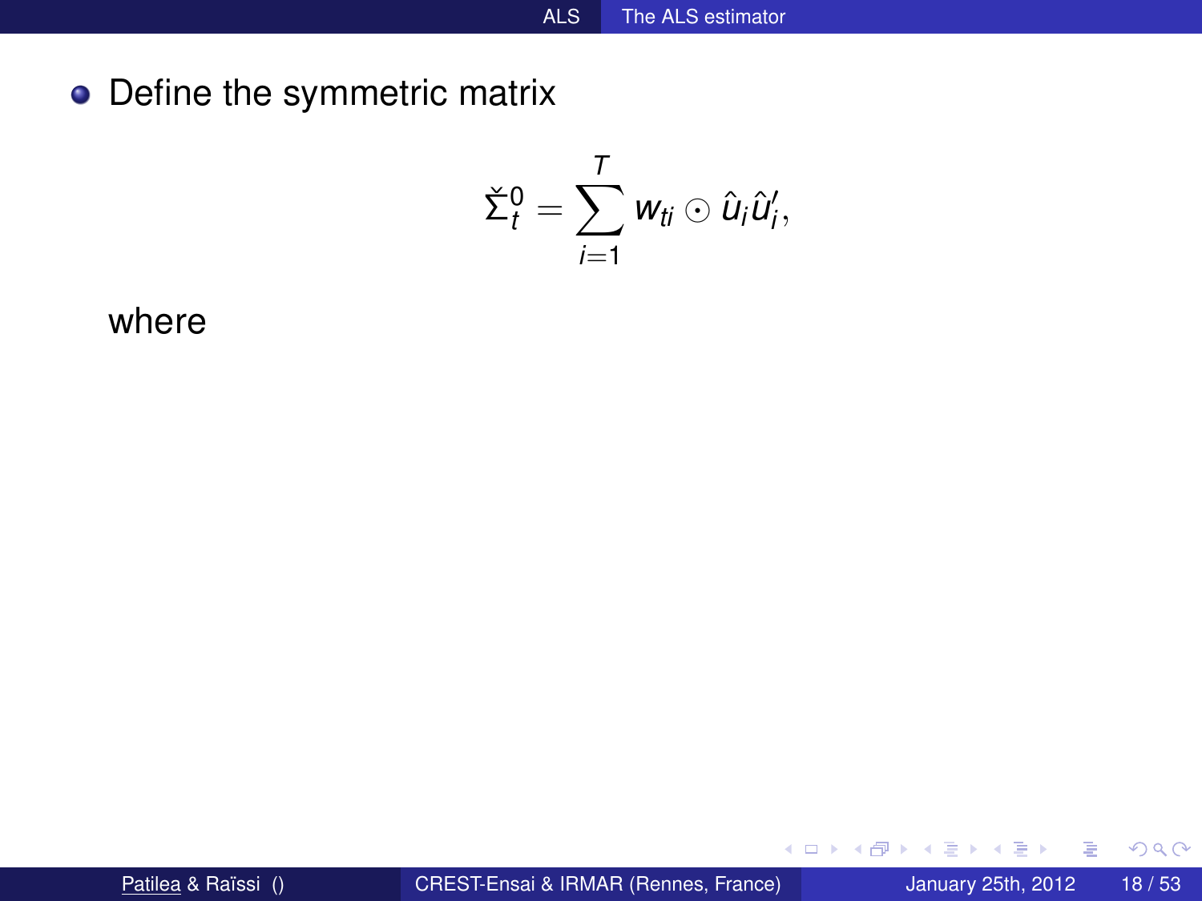- Define the symmetric matrix

$$\check{\Sigma}_t^0 = \sum_{i=1}^{T} w_{ti} \odot \hat{u}_i \hat{u}_i',$$

where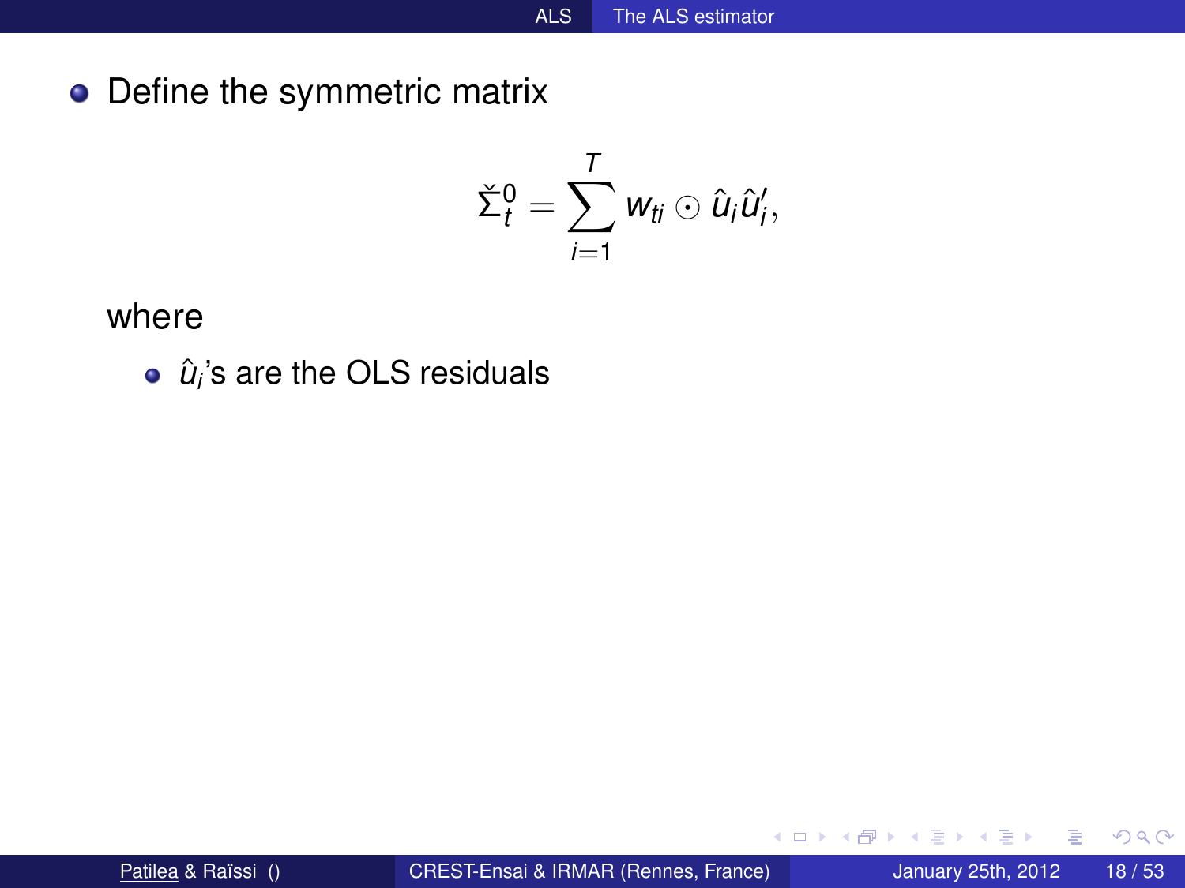- Define the symmetric matrix

$$\check{\Sigma}_t^0 = \sum_{i=1}^{T} w_{ti} \odot \hat{u}_i \hat{u}_i',$$

where

- $\hat{u}_i$'s are the OLS residuals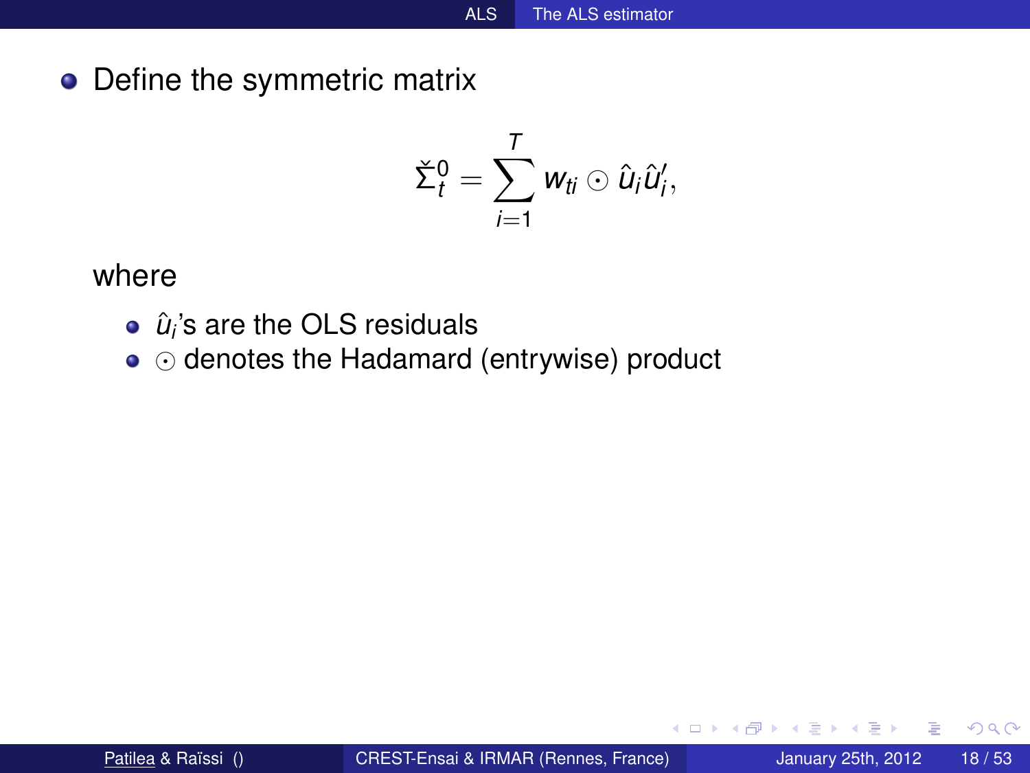- Define the symmetric matrix

$$\check{\Sigma}_t^0 = \sum_{i=1}^{T} w_{ti} \odot \hat{u}_i \hat{u}_i',$$

where

- $\hat{u}_i$'s are the OLS residuals
- $\odot$ denotes the Hadamard (entrywise) product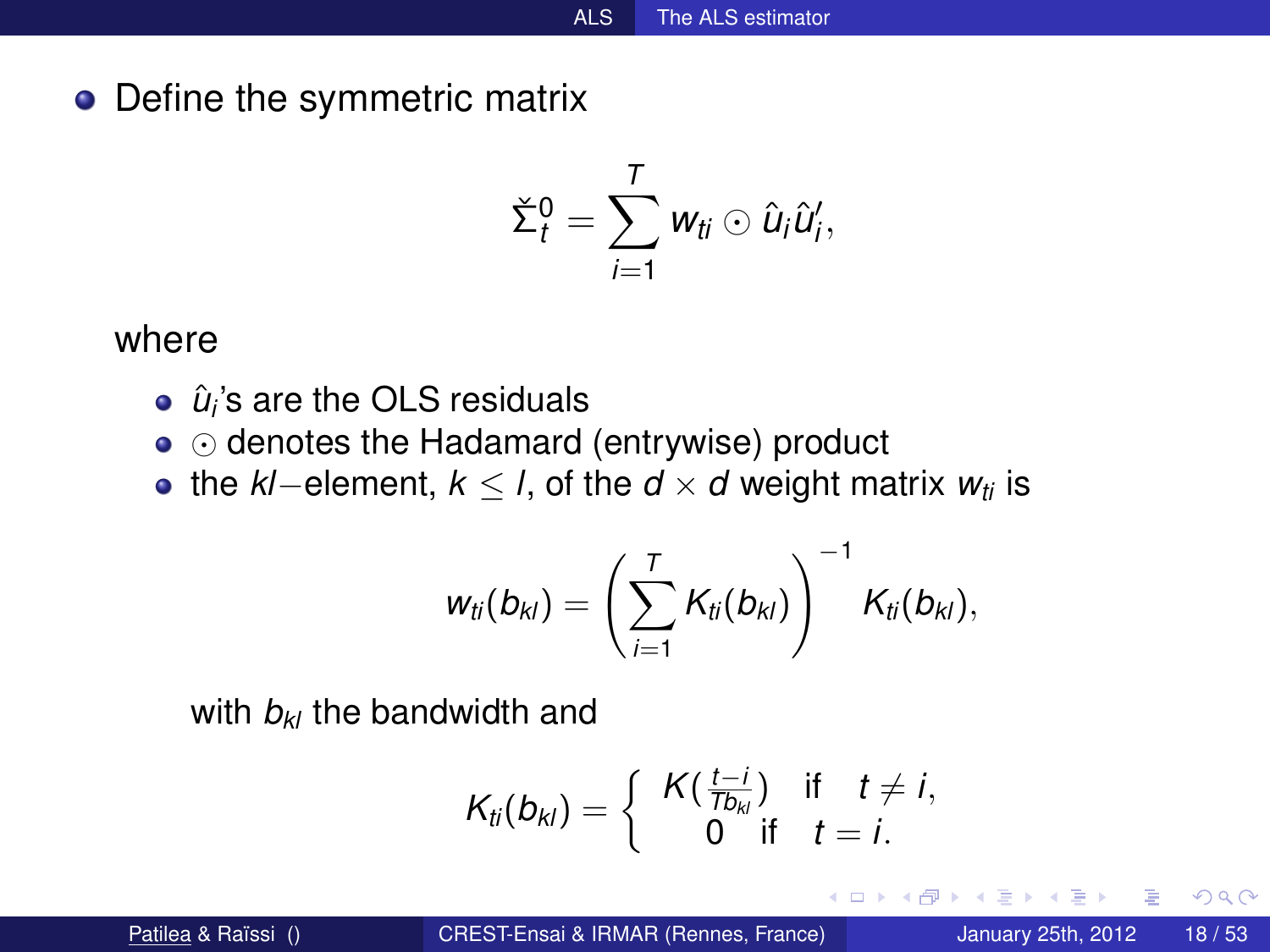- Define the symmetric matrix

$$\check{\Sigma}_t^0 = \sum_{i=1}^{T} w_{ti} \odot \hat{u}_i \hat{u}_i',$$

where

- $\hat{u}_i$'s are the OLS residuals
- $\odot$ denotes the Hadamard (entrywise) product
- the $kl-$element, $k \leq l$, of the $d \times d$ weight matrix $w_{ti}$ is

$$w_{ti}(b_{kl}) = \left( \sum_{i=1}^{T} K_{ti}(b_{kl}) \right)^{-1} K_{ti}(b_{kl}),$$

with $b_{kl}$ the bandwidth and

$$K_{ti}(b_{kl}) = \begin{cases} K(\frac{t-i}{Tb_{kl}}) & \text{if} \quad t \neq i, \\ 0 & \text{if} \quad t = i. \end{cases}$$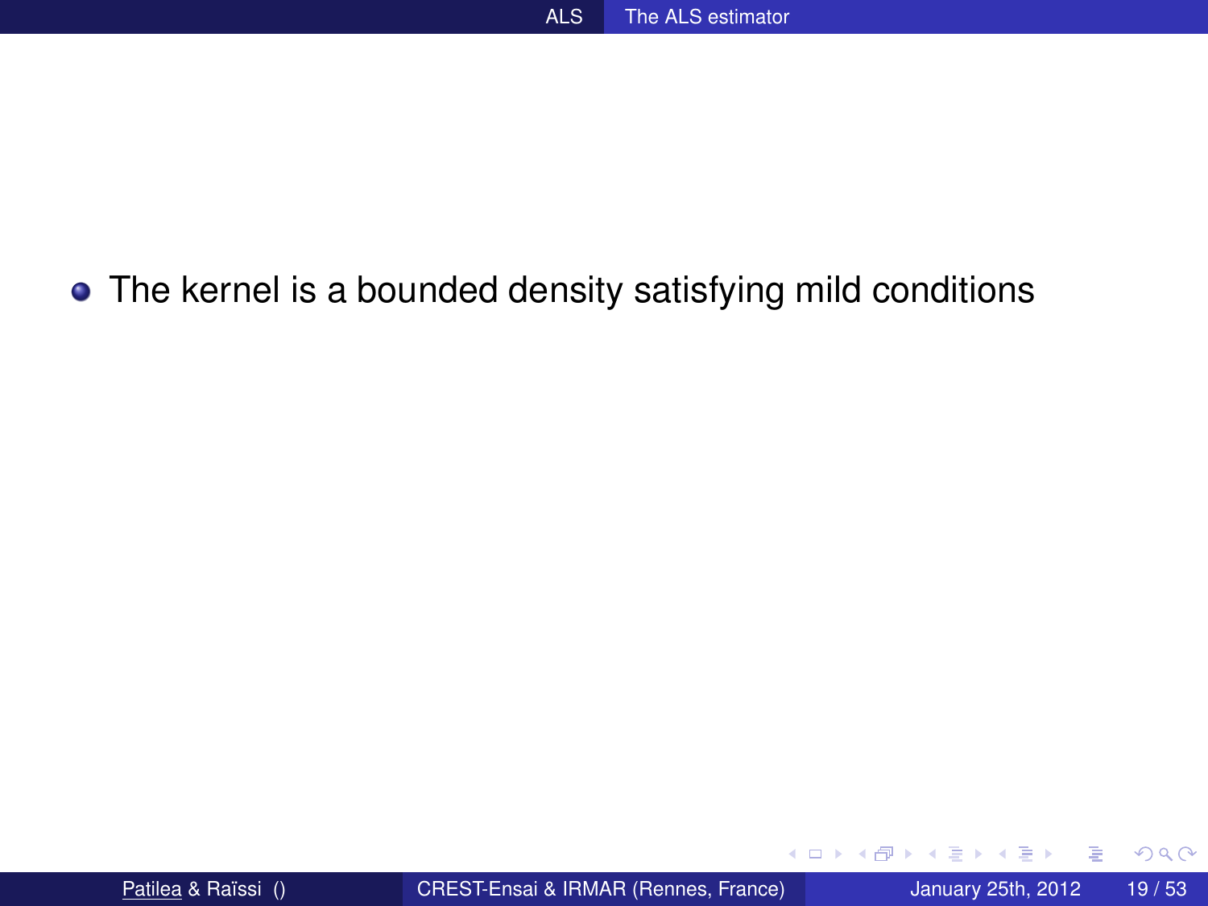- The kernel is a bounded density satisfying mild conditions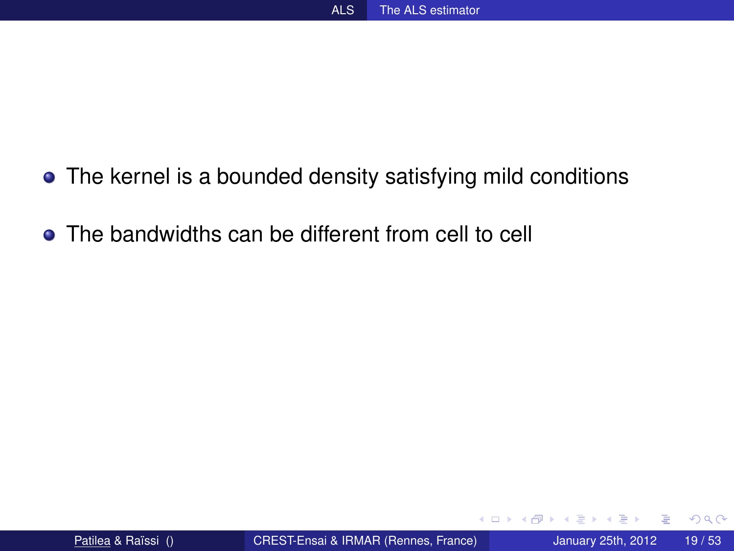- The kernel is a bounded density satisfying mild conditions
- The bandwidths can be different from cell to cell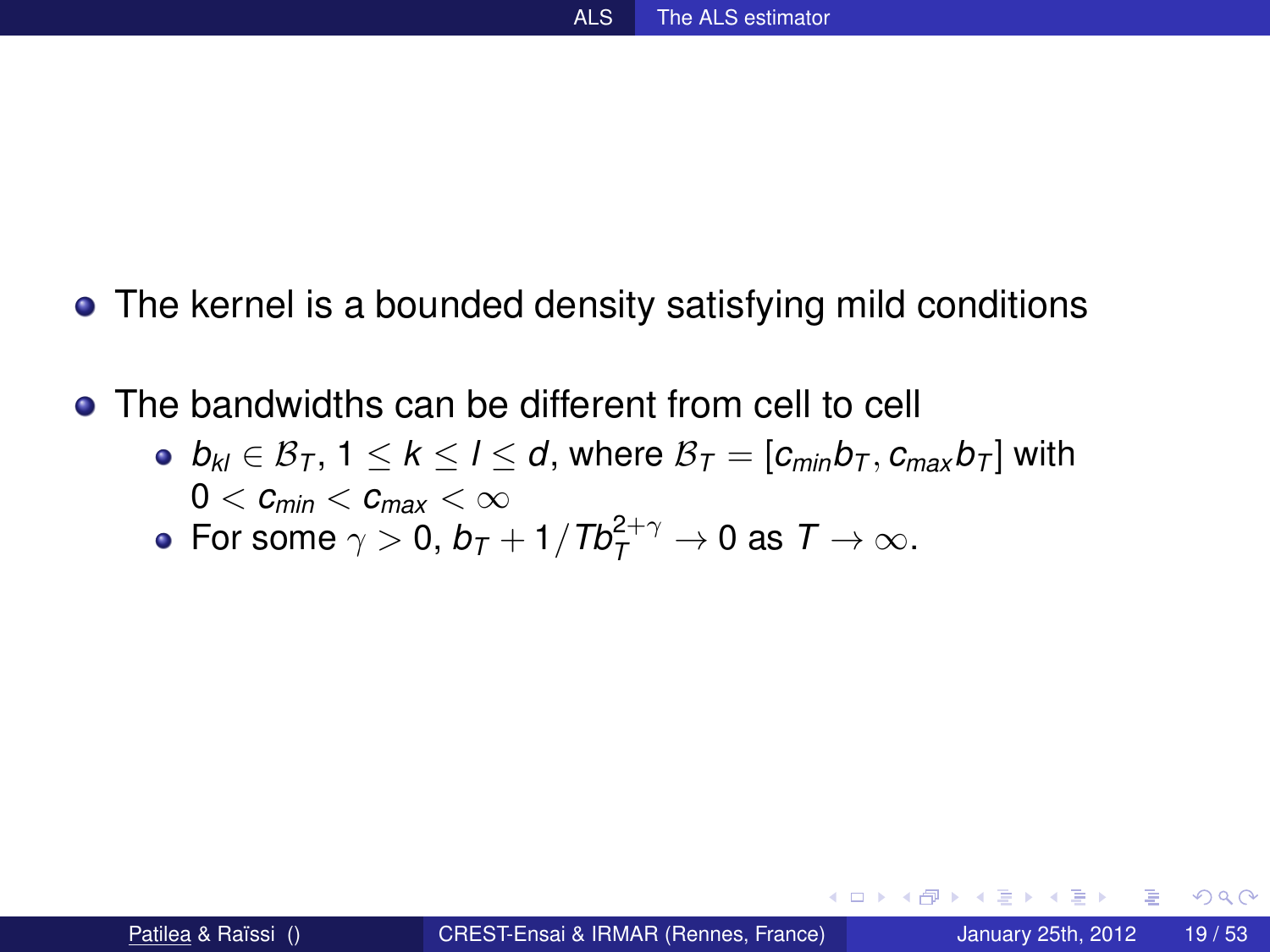- The kernel is a bounded density satisfying mild conditions
- The bandwidths can be different from cell to cell
  - $b_{kl} \in \mathcal{B}_T$, $1 \leq k \leq l \leq d$, where $\mathcal{B}_T = [c_{min} b_T, c_{max} b_T]$ with $0 < c_{min} < c_{max} < \infty$
  - For some $\gamma > 0$, $b_T + 1/Tb_T^{2+\gamma} \to 0$ as $T \to \infty$.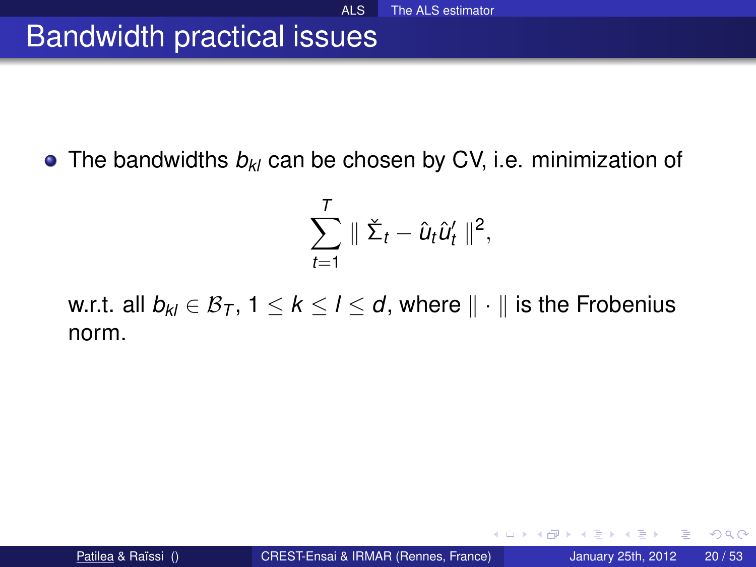# Bandwidth practical issues

- The bandwidths $b_{kl}$ can be chosen by CV, i.e. minimization of

$$\sum_{t=1}^{T} \parallel \check{\Sigma}_t - \hat{u}_t \hat{u}_t' \parallel^2,$$

w.r.t. all $b_{kl} \in \mathcal{B}_T$, $1 \leq k \leq l \leq d$, where $\parallel \cdot \parallel$ is the Frobenius norm.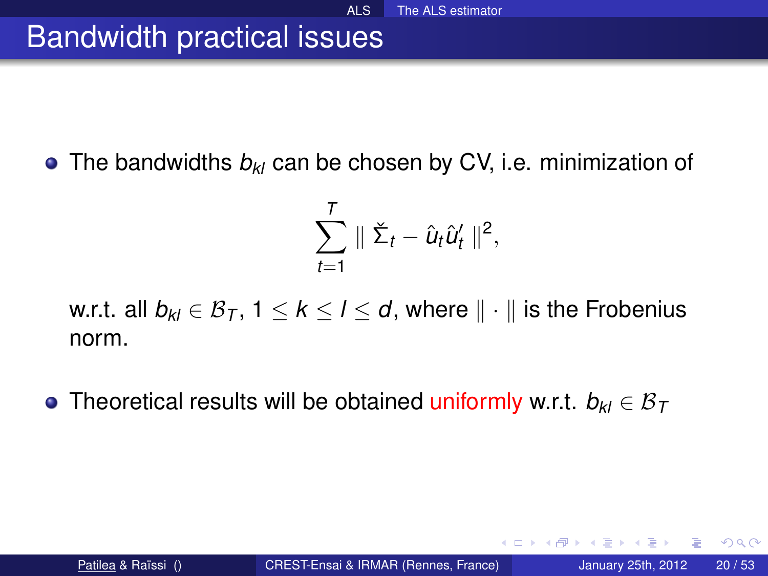# Bandwidth practical issues

- The bandwidths $b_{kl}$ can be chosen by CV, i.e. minimization of

$$\sum_{t=1}^{T} \| \check{\Sigma}_t - \hat{u}_t \hat{u}_t' \|^2,$$

w.r.t. all $b_{kl} \in \mathcal{B}_T$, $1 \leq k \leq l \leq d$, where $\| \cdot \|$ is the Frobenius norm.

- Theoretical results will be obtained uniformly w.r.t. $b_{kl} \in \mathcal{B}_T$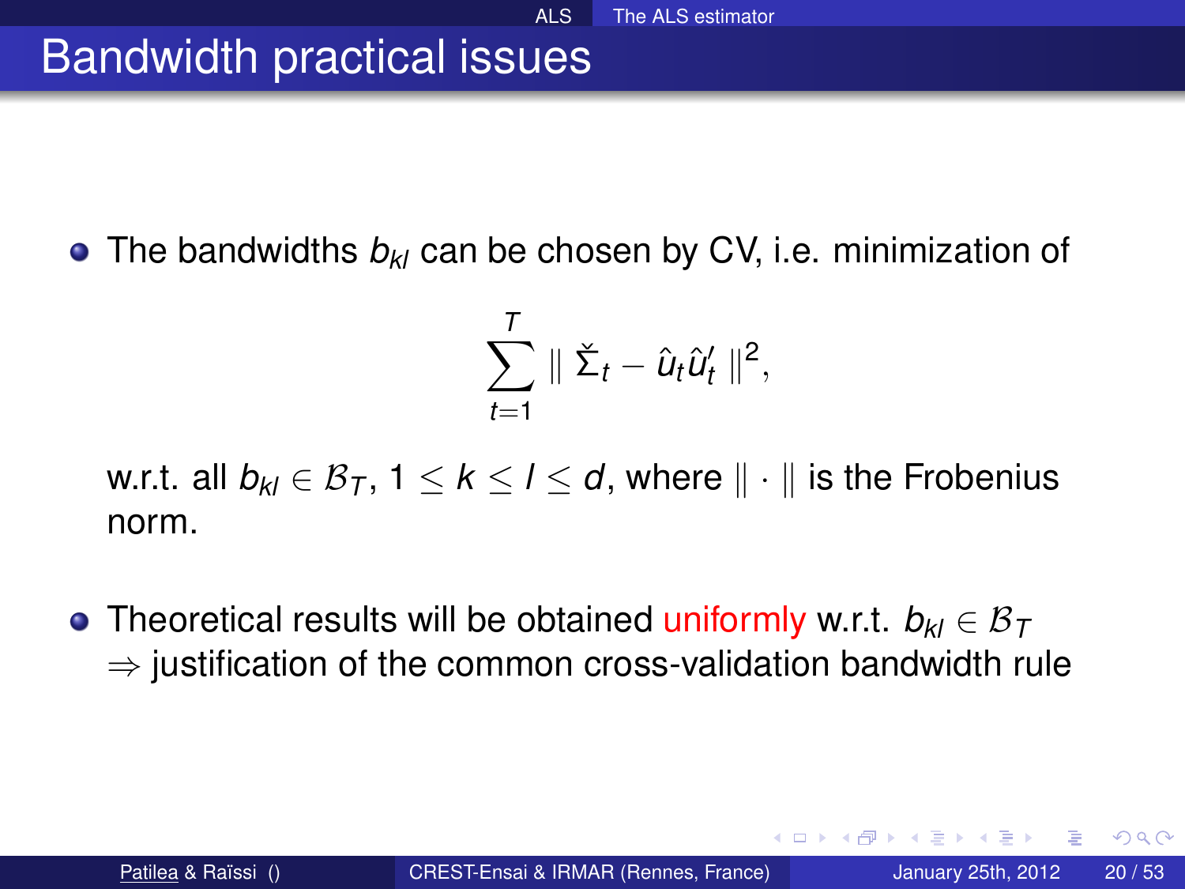# Bandwidth practical issues

- The bandwidths $b_{kl}$ can be chosen by CV, i.e. minimization of

$$\sum_{t=1}^{T} \parallel \check{\Sigma}_t - \hat{u}_t \hat{u}_t' \parallel^2,$$

  w.r.t. all $b_{kl} \in \mathcal{B}_T$, $1 \leq k \leq l \leq d$, where $\parallel \cdot \parallel$ is the Frobenius norm.

- Theoretical results will be obtained uniformly w.r.t. $b_{kl} \in \mathcal{B}_T$ $\Rightarrow$ justification of the common cross-validation bandwidth rule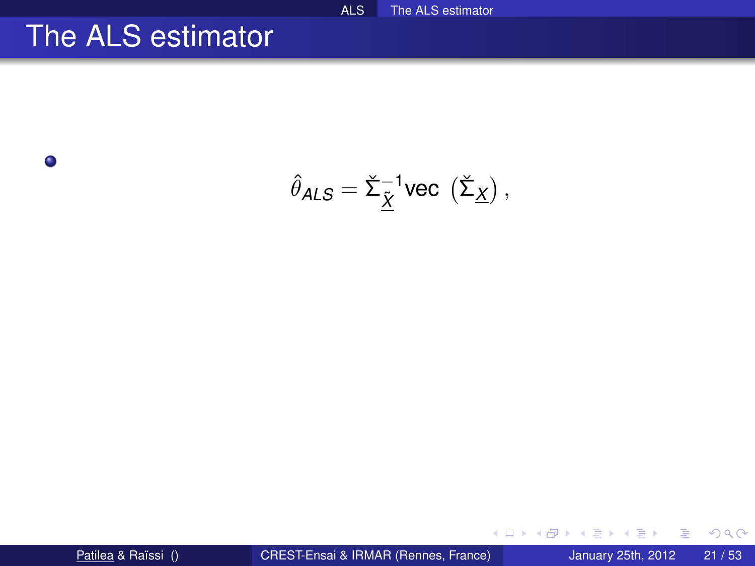# The ALS estimator

- $$\hat{\theta}_{ALS} = \check{\Sigma}_{\underline{\tilde{X}}}^{-1} \text{vec} \left( \check{\Sigma}_{\underline{X}} \right),$$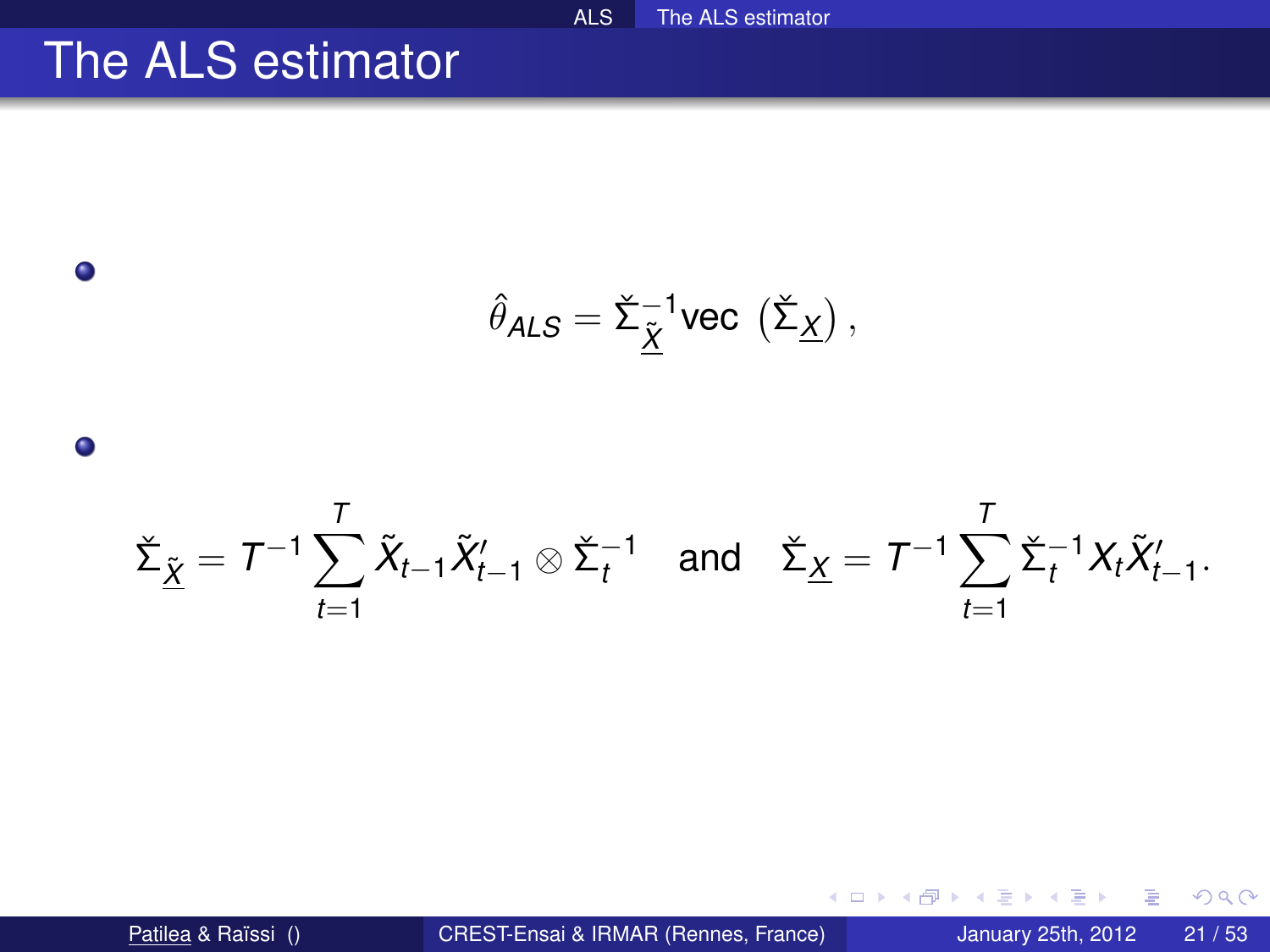# The ALS estimator

- $$\hat{\theta}_{ALS} = \check{\Sigma}_{\underline{\tilde{X}}}^{-1} \text{vec}\left(\check{\Sigma}_{\underline{X}}\right),$$

- $$\check{\Sigma}_{\underline{\tilde{X}}} = T^{-1} \sum_{t=1}^{T} \tilde{X}_{t-1} \tilde{X}_{t-1}' \otimes \check{\Sigma}_t^{-1} \quad \text{and} \quad \check{\Sigma}_{\underline{X}} = T^{-1} \sum_{t=1}^{T} \check{\Sigma}_t^{-1} X_t \tilde{X}_{t-1}'.$$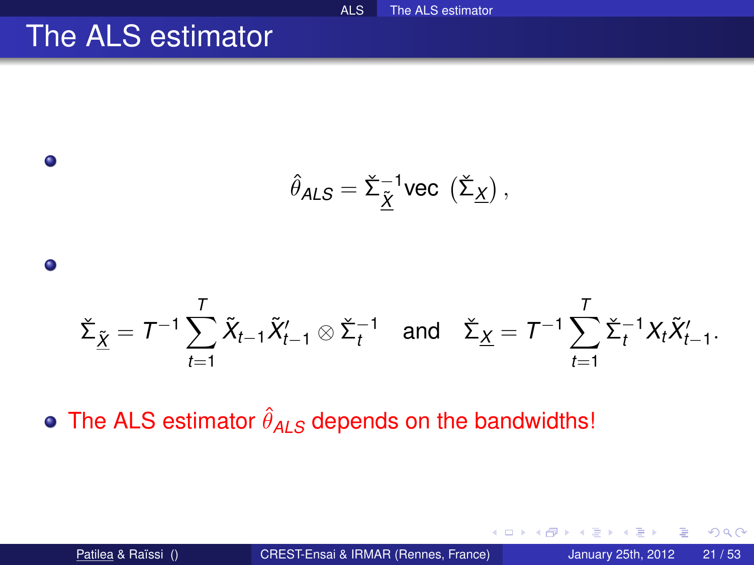# The ALS estimator

- $$\hat{\theta}_{ALS} = \check{\Sigma}_{\underline{\tilde{X}}}^{-1} \text{vec}\left(\check{\Sigma}_{\underline{X}}\right),$$

- $$\check{\Sigma}_{\underline{\tilde{X}}} = T^{-1} \sum_{t=1}^{T} \tilde{X}_{t-1} \tilde{X}_{t-1}' \otimes \check{\Sigma}_t^{-1} \quad \text{and} \quad \check{\Sigma}_{\underline{X}} = T^{-1} \sum_{t=1}^{T} \check{\Sigma}_t^{-1} X_t \tilde{X}_{t-1}'.$$

- The ALS estimator $\hat{\theta}_{ALS}$ depends on the bandwidths!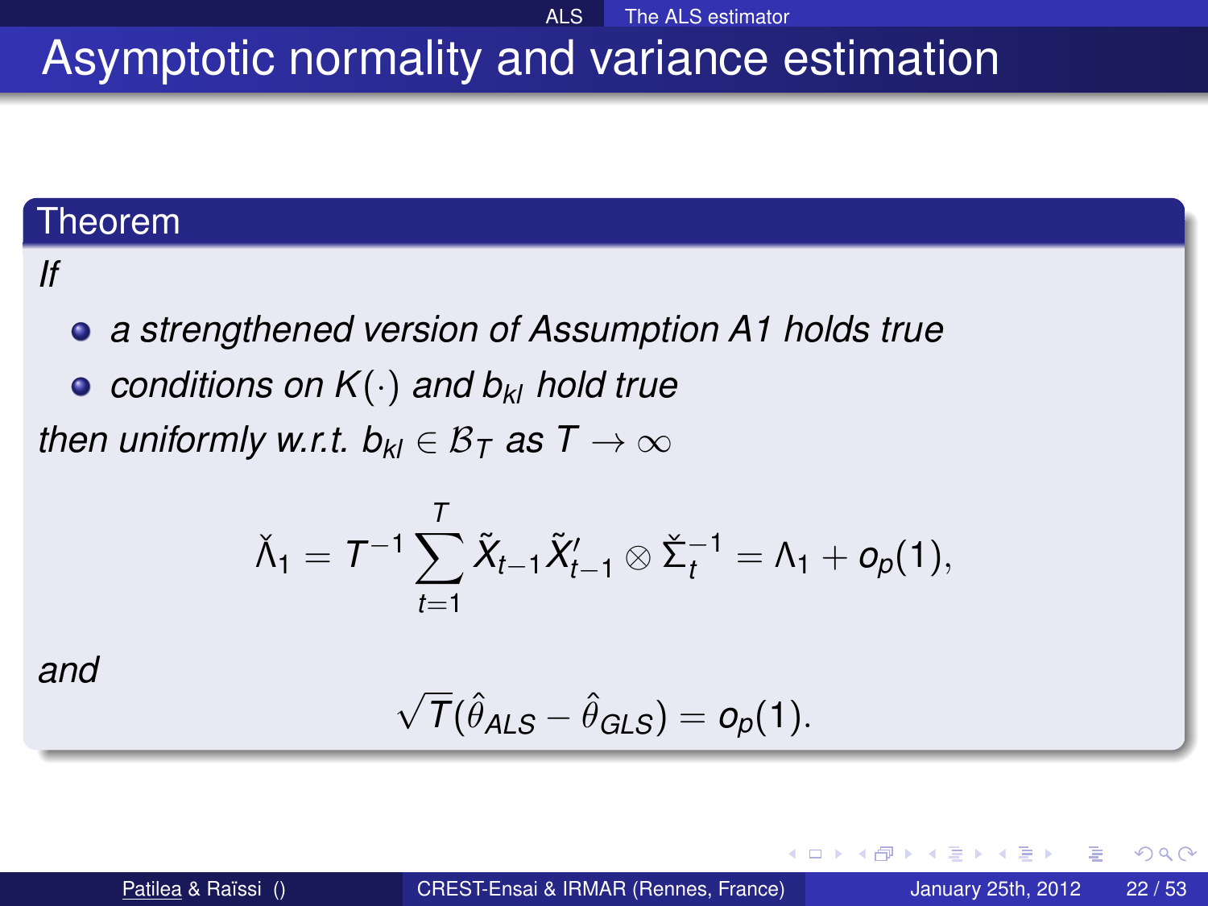# Asymptotic normality and variance estimation

**Theorem**

*If*

- *a strengthened version of Assumption A1 holds true*
- *conditions on $K(\cdot)$ and $b_{kl}$ hold true*

*then uniformly w.r.t. $b_{kl} \in \mathcal{B}_T$ as $T \to \infty$*

$$\check{\Lambda}_1 = T^{-1} \sum_{t=1}^{T} \tilde{X}_{t-1} \tilde{X}'_{t-1} \otimes \check{\Sigma}_t^{-1} = \Lambda_1 + o_p(1),$$

*and*

$$\sqrt{T}(\hat{\theta}_{ALS} - \hat{\theta}_{GLS}) = o_p(1).$$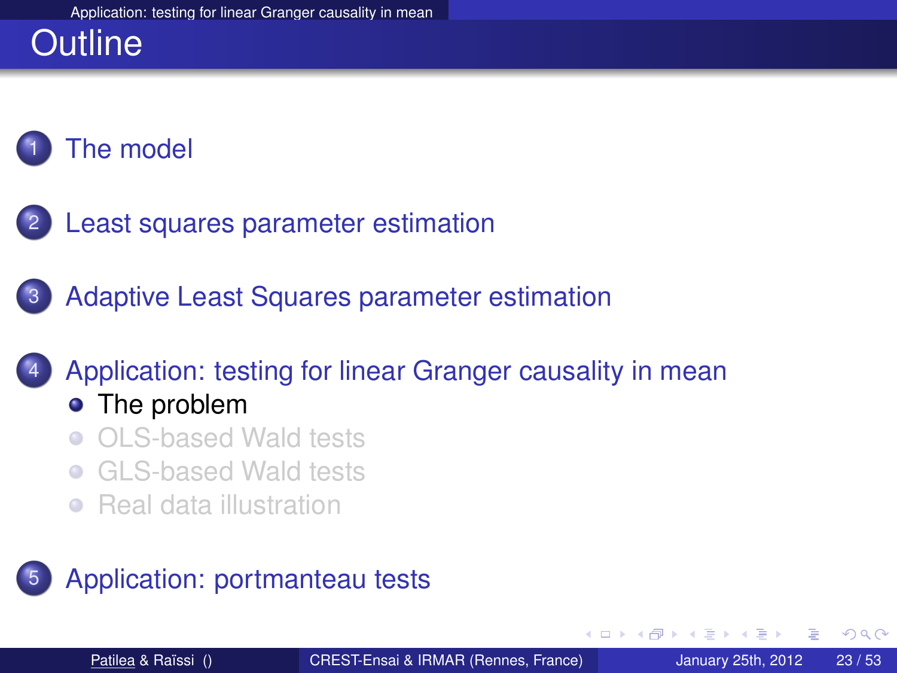# Outline

1. The model
2. Least squares parameter estimation
3. Adaptive Least Squares parameter estimation
4. Application: testing for linear Granger causality in mean
   - The problem
   - OLS-based Wald tests
   - GLS-based Wald tests
   - Real data illustration
5. Application: portmanteau tests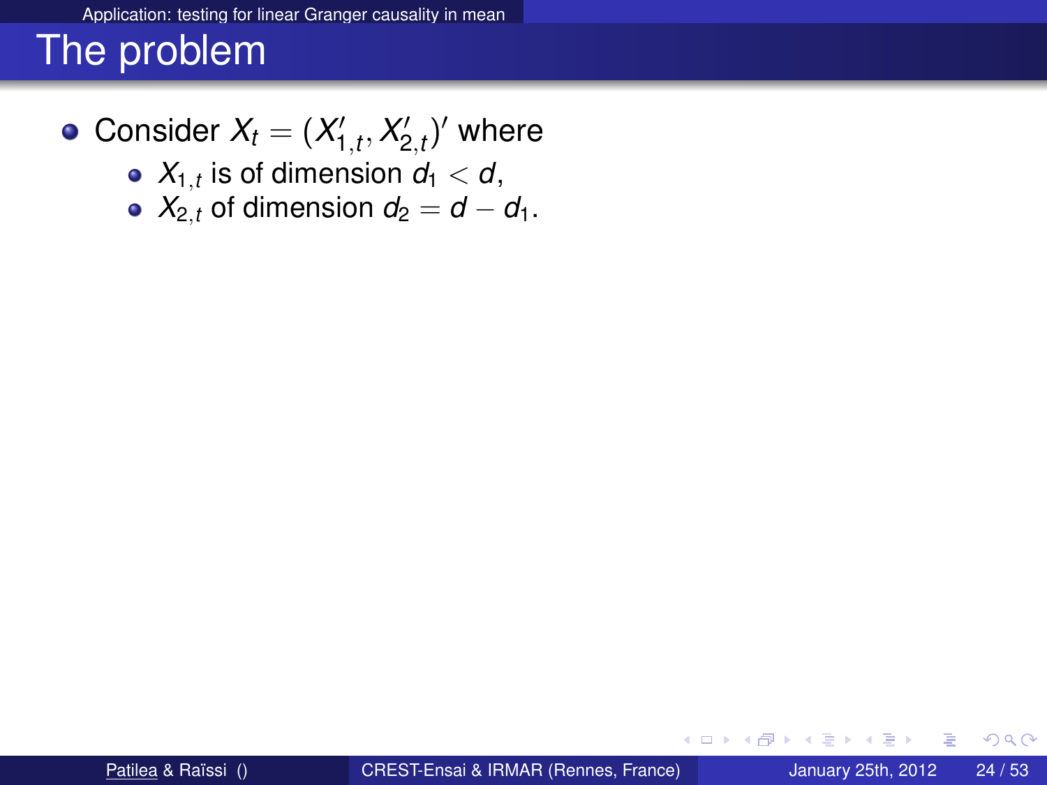## The problem

- Consider $X_t = (X'_{1,t}, X'_{2,t})'$ where
  - $X_{1,t}$ is of dimension $d_1 < d$,
  - $X_{2,t}$ of dimension $d_2 = d - d_1$.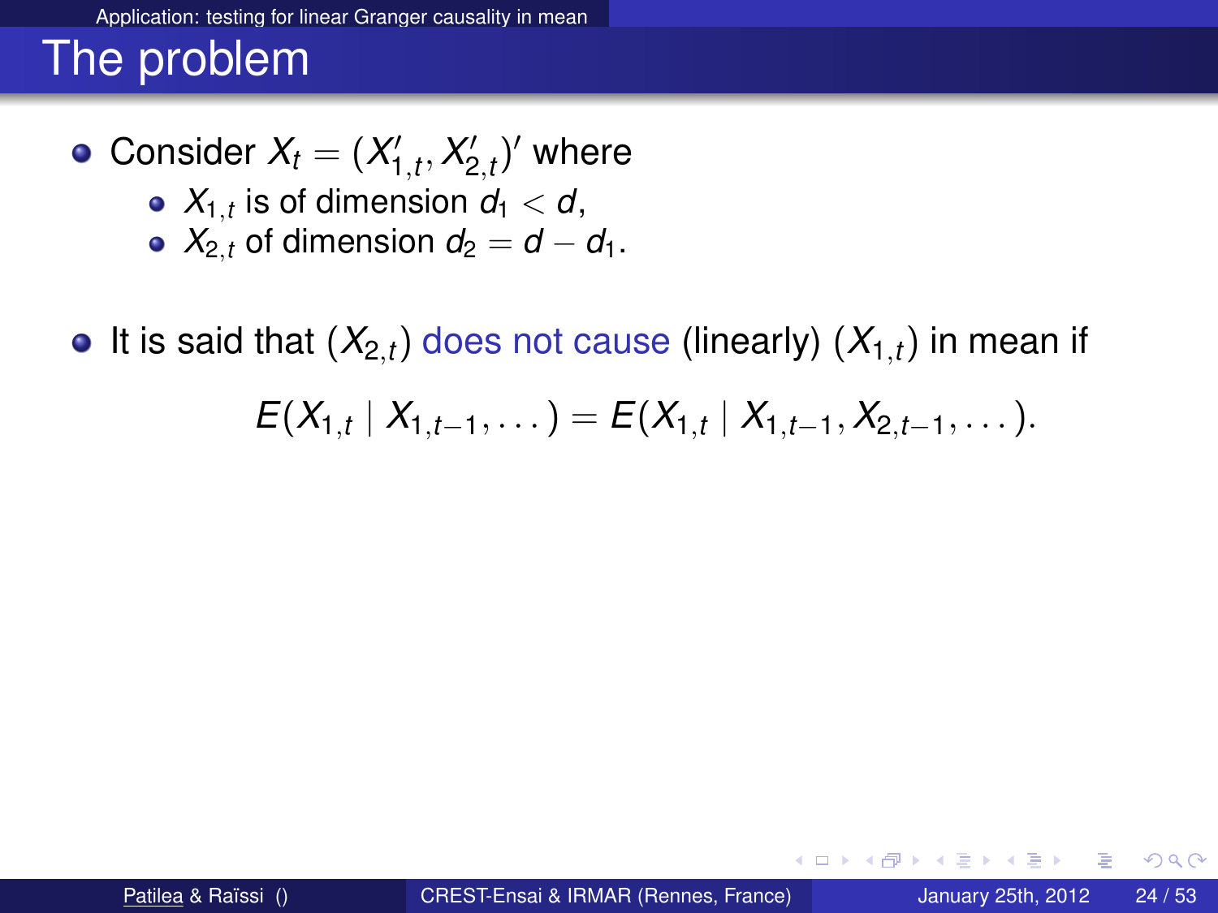## The problem

- Consider $X_t = (X'_{1,t}, X'_{2,t})'$ where
  - $X_{1,t}$ is of dimension $d_1 < d$,
  - $X_{2,t}$ of dimension $d_2 = d - d_1$.

- It is said that $(X_{2,t})$ does not cause (linearly) $(X_{1,t})$ in mean if

$$E(X_{1,t} \mid X_{1,t-1}, \dots) = E(X_{1,t} \mid X_{1,t-1}, X_{2,t-1}, \dots).$$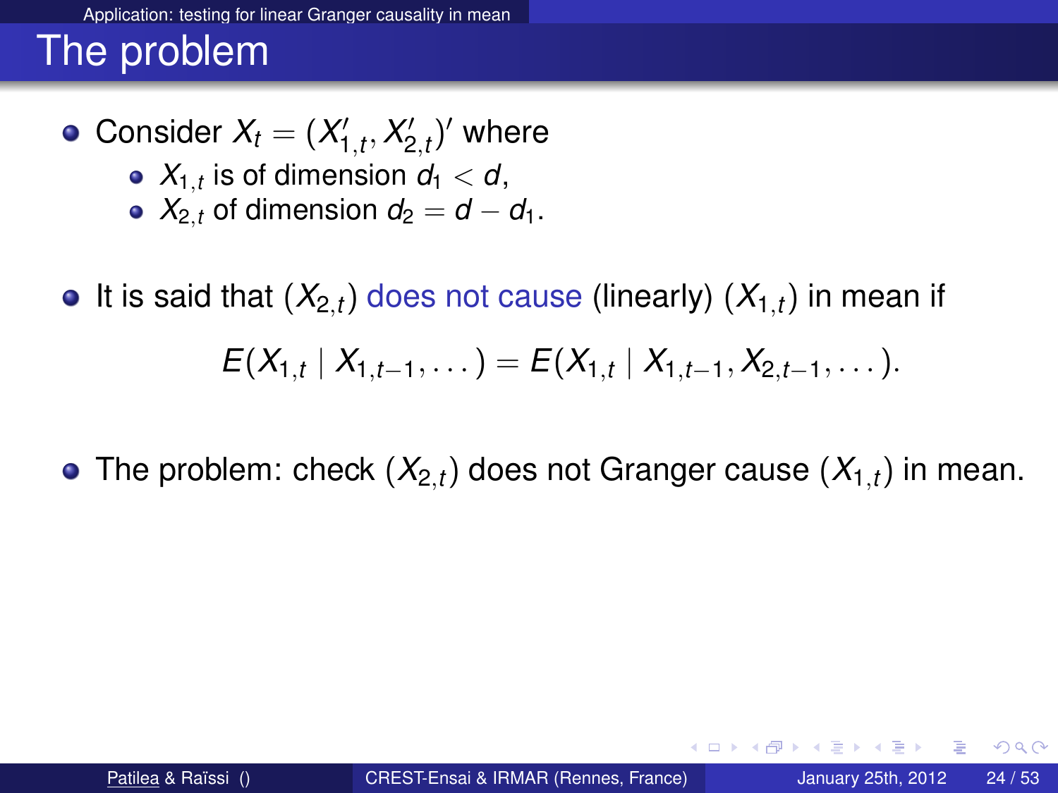## The problem

- Consider $X_t = (X'_{1,t}, X'_{2,t})'$ where
  - $X_{1,t}$ is of dimension $d_1 < d$,
  - $X_{2,t}$ of dimension $d_2 = d - d_1$.

- It is said that $(X_{2,t})$ does not cause (linearly) $(X_{1,t})$ in mean if

$$E(X_{1,t} \mid X_{1,t-1}, \dots) = E(X_{1,t} \mid X_{1,t-1}, X_{2,t-1}, \dots).$$

- The problem: check $(X_{2,t})$ does not Granger cause $(X_{1,t})$ in mean.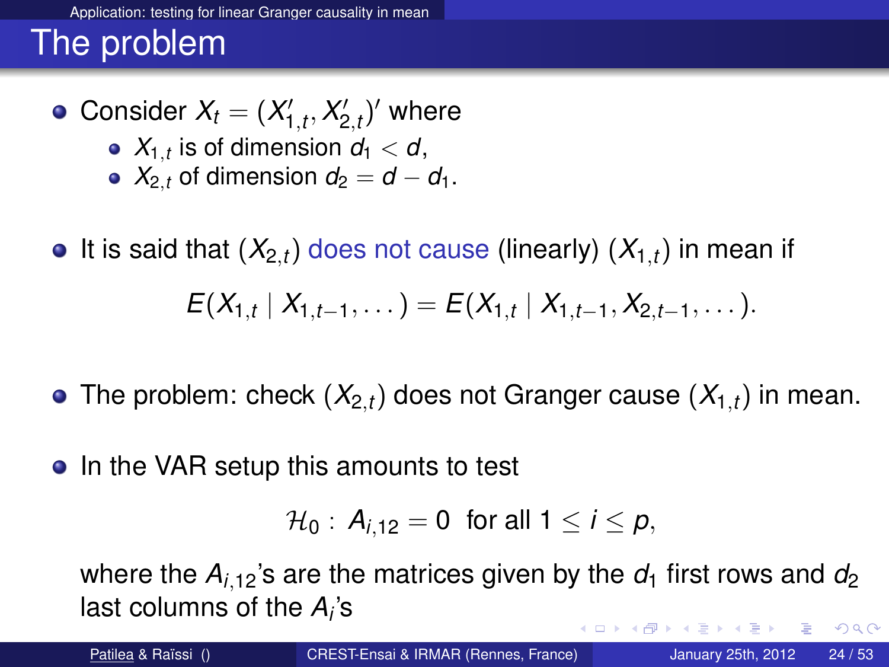## The problem

- Consider $X_t = (X'_{1,t}, X'_{2,t})'$ where
  - $X_{1,t}$ is of dimension $d_1 < d$,
  - $X_{2,t}$ of dimension $d_2 = d - d_1$.

- It is said that $(X_{2,t})$ does not cause (linearly) $(X_{1,t})$ in mean if

$$E(X_{1,t} \mid X_{1,t-1}, \dots) = E(X_{1,t} \mid X_{1,t-1}, X_{2,t-1}, \dots).$$

- The problem: check $(X_{2,t})$ does not Granger cause $(X_{1,t})$ in mean.

- In the VAR setup this amounts to test

$$\mathcal{H}_0 : \; A_{i,12} = 0 \;\text{ for all } 1 \leq i \leq p,$$

where the $A_{i,12}$'s are the matrices given by the $d_1$ first rows and $d_2$ last columns of the $A_i$'s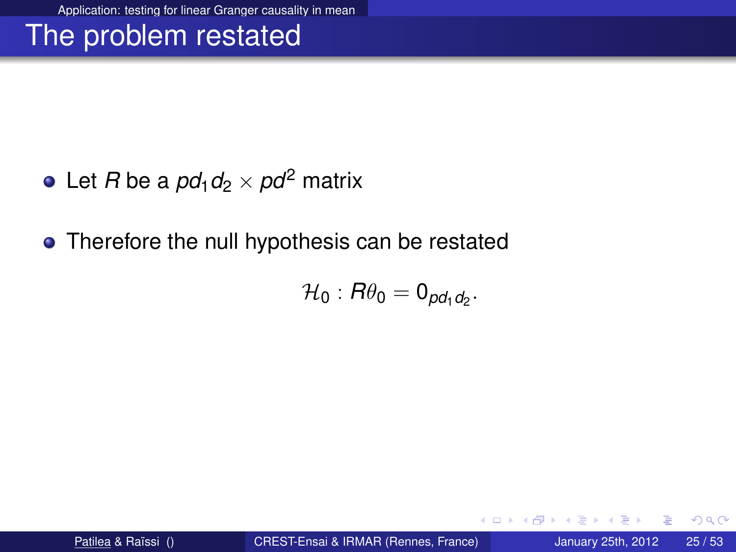# The problem restated

- Let $R$ be a $pd_1d_2 \times pd^2$ matrix
- Therefore the null hypothesis can be restated

$$\mathcal{H}_0 : R\theta_0 = 0_{pd_1d_2}.$$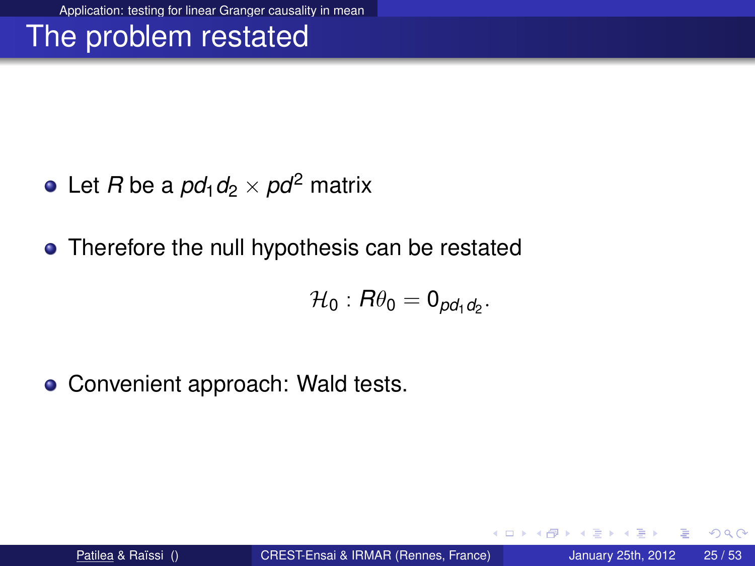# The problem restated

- Let $R$ be a $pd_1 d_2 \times pd^2$ matrix
- Therefore the null hypothesis can be restated

$$\mathcal{H}_0 : R\theta_0 = 0_{pd_1 d_2}.$$

- Convenient approach: Wald tests.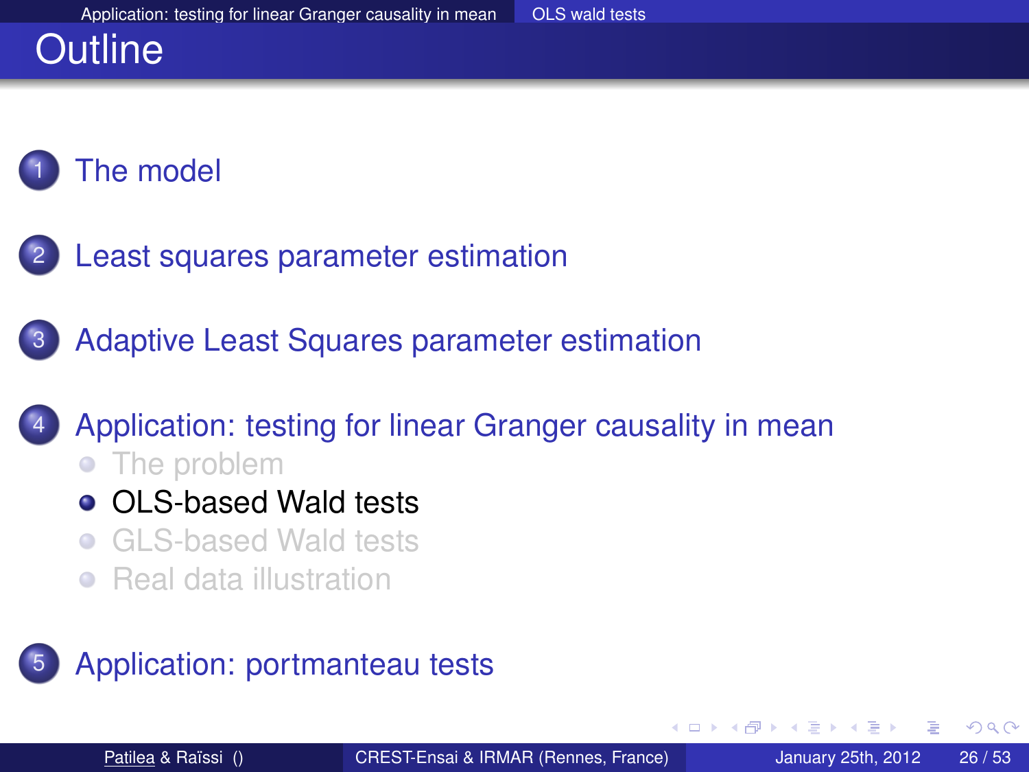# Outline

1. The model
2. Least squares parameter estimation
3. Adaptive Least Squares parameter estimation
4. Application: testing for linear Granger causality in mean
   - The problem
   - OLS-based Wald tests
   - GLS-based Wald tests
   - Real data illustration
5. Application: portmanteau tests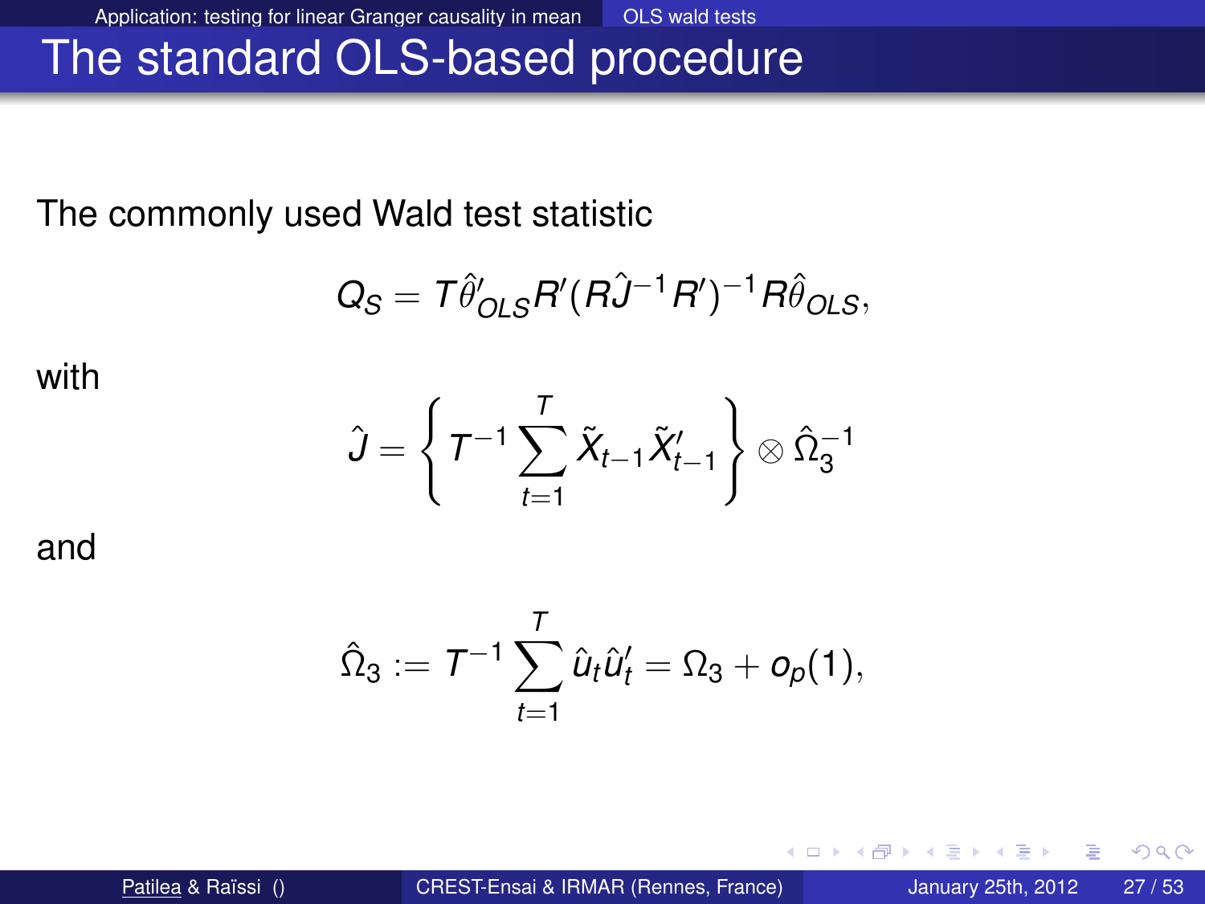# The standard OLS-based procedure

The commonly used Wald test statistic

$$Q_S = T\hat{\theta}'_{OLS}R'(R\hat{J}^{-1}R')^{-1}R\hat{\theta}_{OLS},$$

with

$$\hat{J} = \left\{ T^{-1}\sum_{t=1}^{T}\tilde{X}_{t-1}\tilde{X}'_{t-1} \right\} \otimes \hat{\Omega}_3^{-1}$$

and

$$\hat{\Omega}_3 := T^{-1}\sum_{t=1}^{T}\hat{u}_t\hat{u}'_t = \Omega_3 + o_p(1),$$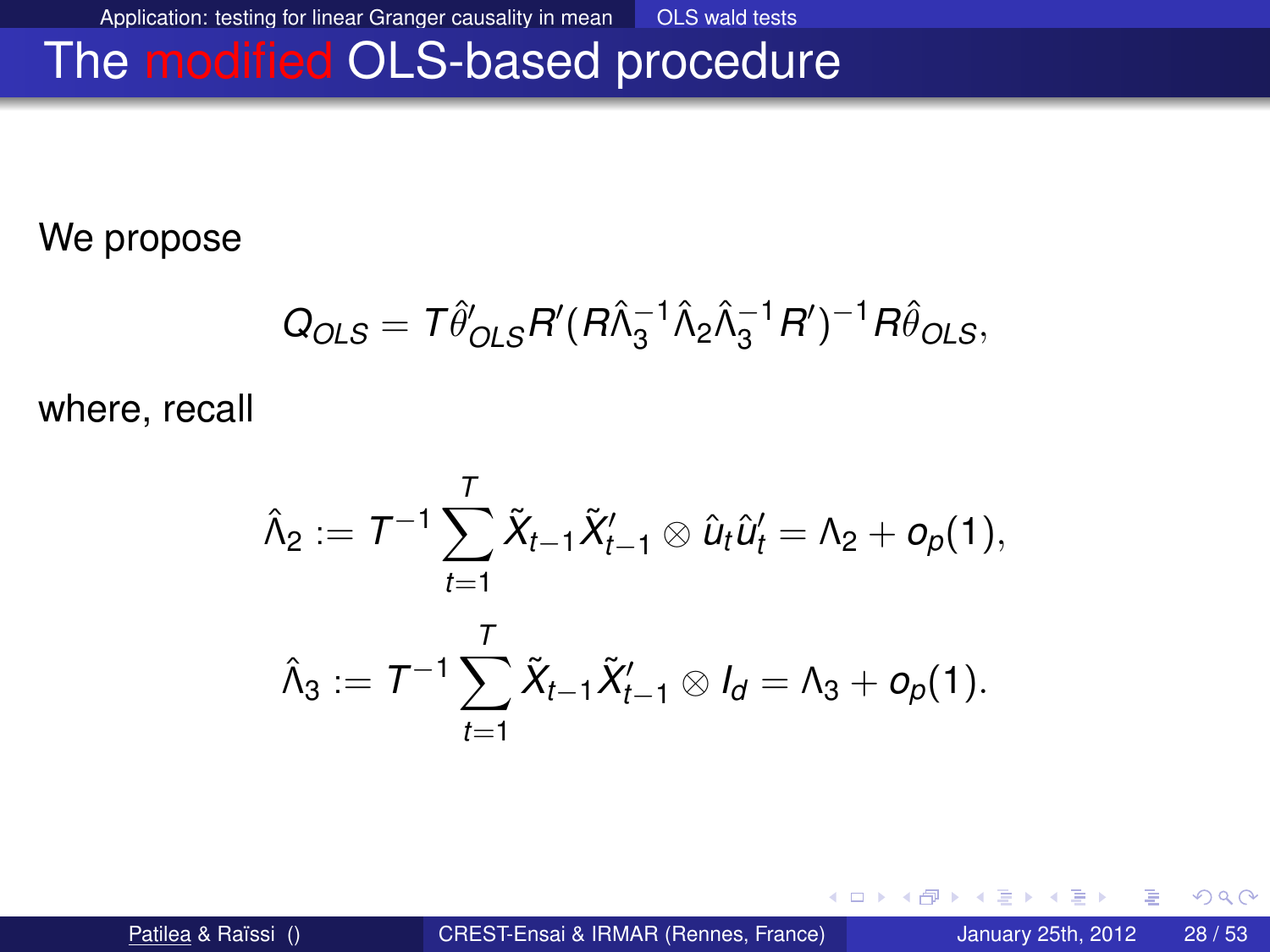# The modified OLS-based procedure

We propose

$$Q_{OLS} = T\hat{\theta}'_{OLS} R' (R\hat{\Lambda}_3^{-1}\hat{\Lambda}_2\hat{\Lambda}_3^{-1}R')^{-1} R\hat{\theta}_{OLS},$$

where, recall

$$\hat{\Lambda}_2 := T^{-1}\sum_{t=1}^{T} \tilde{X}_{t-1}\tilde{X}'_{t-1} \otimes \hat{u}_t\hat{u}'_t = \Lambda_2 + o_p(1),$$

$$\hat{\Lambda}_3 := T^{-1}\sum_{t=1}^{T} \tilde{X}_{t-1}\tilde{X}'_{t-1} \otimes I_d = \Lambda_3 + o_p(1).$$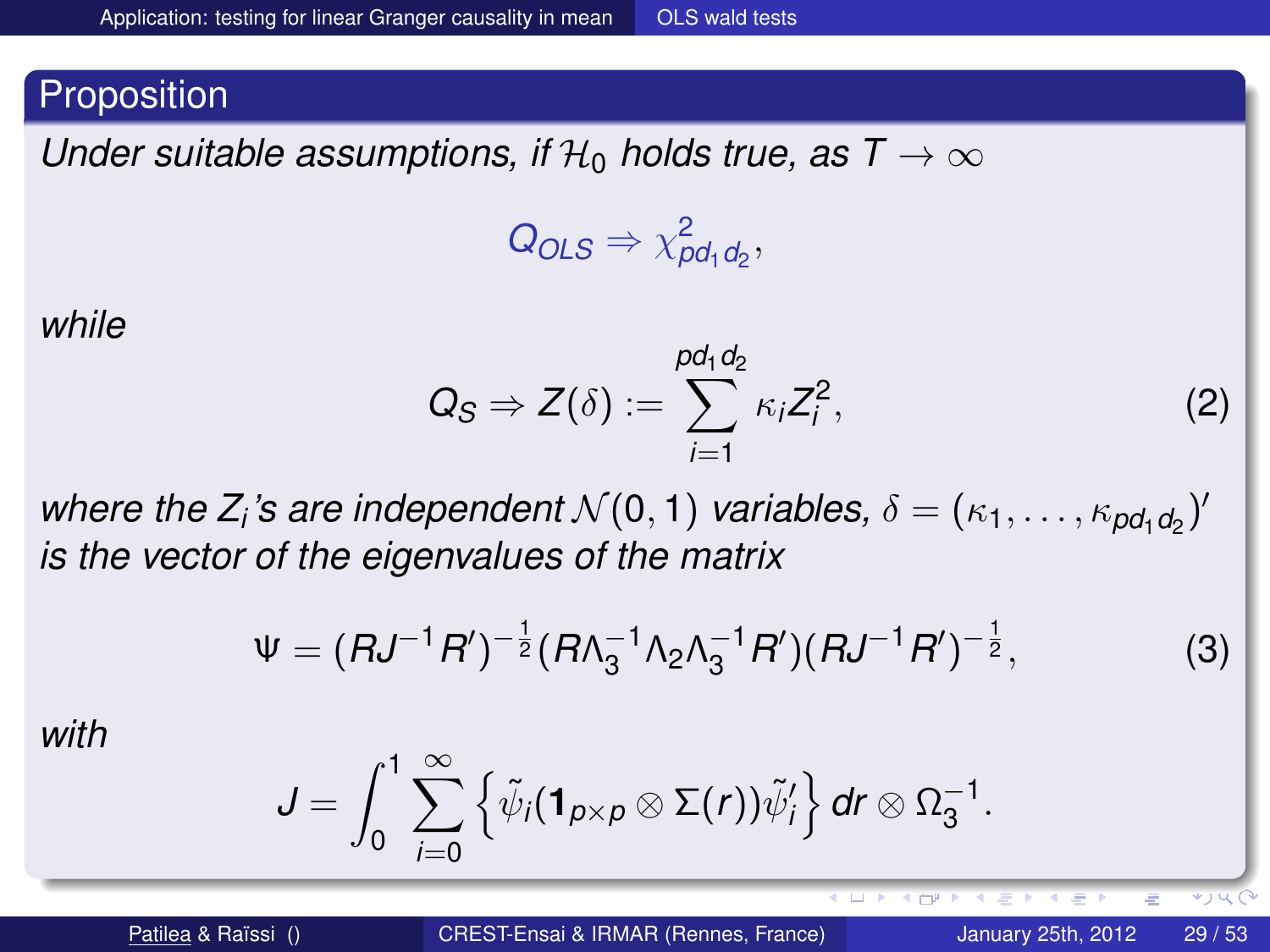## Proposition

*Under suitable assumptions, if $\mathcal{H}_0$ holds true, as $T \to \infty$*

$$Q_{OLS} \Rightarrow \chi^2_{pd_1 d_2},$$

*while*

$$Q_S \Rightarrow Z(\delta) := \sum_{i=1}^{pd_1 d_2} \kappa_i Z_i^2, \tag{2}$$

*where the $Z_i$'s are independent $\mathcal{N}(0,1)$ variables, $\delta = (\kappa_1, \ldots, \kappa_{pd_1 d_2})'$ is the vector of the eigenvalues of the matrix*

$$\Psi = (RJ^{-1}R')^{-\frac{1}{2}}(R\Lambda_3^{-1}\Lambda_2\Lambda_3^{-1}R')(RJ^{-1}R')^{-\frac{1}{2}}, \tag{3}$$

*with*

$$J = \int_0^1 \sum_{i=0}^{\infty} \left\{ \tilde{\psi}_i (\mathbf{1}_{p\times p} \otimes \Sigma(r)) \tilde{\psi}_i' \right\} dr \otimes \Omega_3^{-1}.$$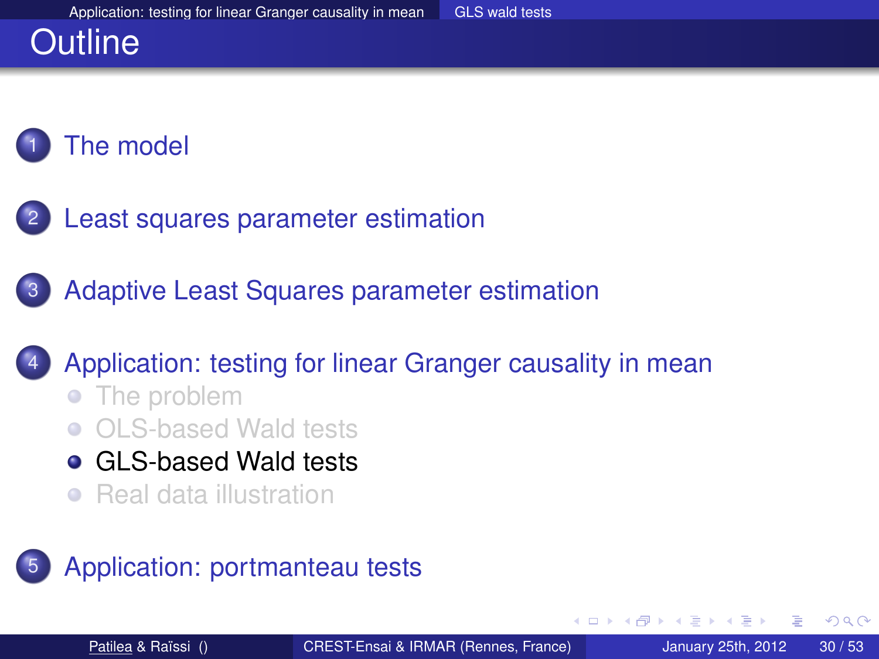# Outline

1. The model
2. Least squares parameter estimation
3. Adaptive Least Squares parameter estimation
4. Application: testing for linear Granger causality in mean
   - The problem
   - OLS-based Wald tests
   - GLS-based Wald tests
   - Real data illustration
5. Application: portmanteau tests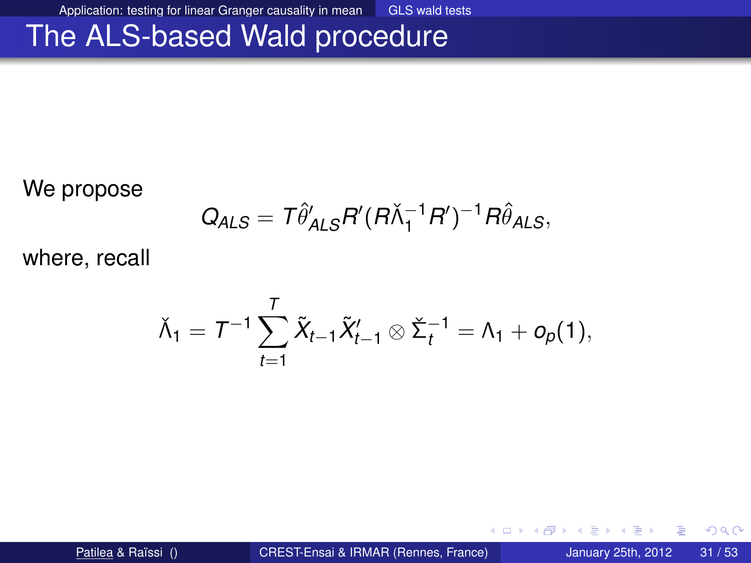# The ALS-based Wald procedure

We propose

$$Q_{ALS} = T\hat{\theta}'_{ALS} R' (R\check{\Lambda}_1^{-1} R')^{-1} R\hat{\theta}_{ALS},$$

where, recall

$$\check{\Lambda}_1 = T^{-1} \sum_{t=1}^{T} \tilde{X}_{t-1} \tilde{X}'_{t-1} \otimes \check{\Sigma}_t^{-1} = \Lambda_1 + o_p(1),$$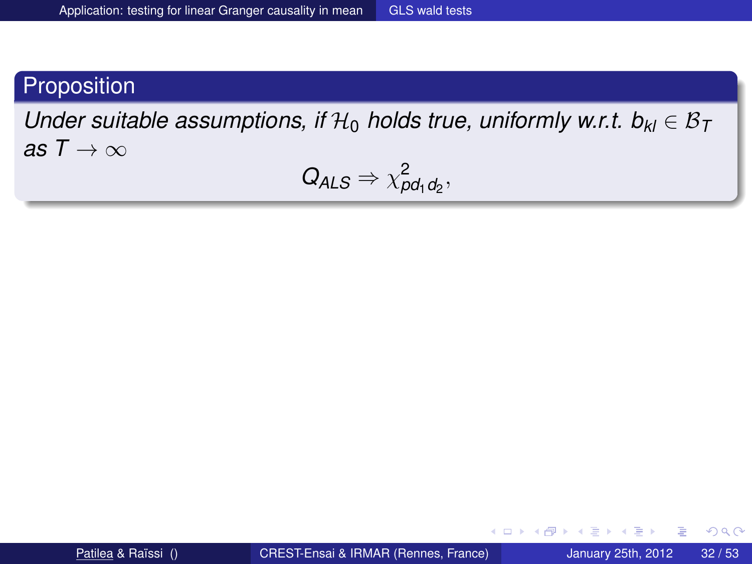**Proposition**

*Under suitable assumptions, if $\mathcal{H}_0$ holds true, uniformly w.r.t. $b_{kl} \in \mathcal{B}_T$ as $T \to \infty$*

$$Q_{ALS} \Rightarrow \chi^2_{pd_1 d_2},$$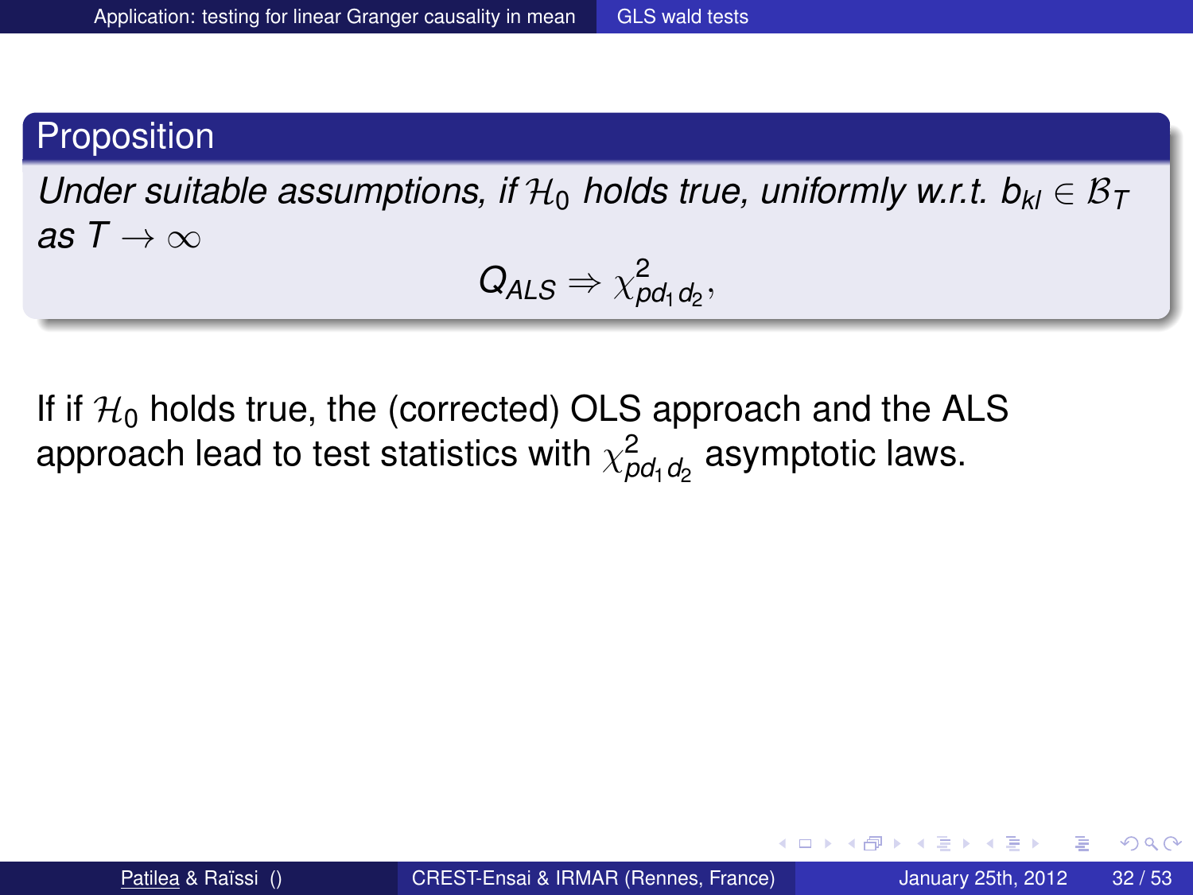**Proposition**

*Under suitable assumptions, if $\mathcal{H}_0$ holds true, uniformly w.r.t. $b_{kl} \in \mathcal{B}_T$ as $T \to \infty$*

$$Q_{ALS} \Rightarrow \chi^2_{pd_1 d_2},$$

If if $\mathcal{H}_0$ holds true, the (corrected) OLS approach and the ALS approach lead to test statistics with $\chi^2_{pd_1 d_2}$ asymptotic laws.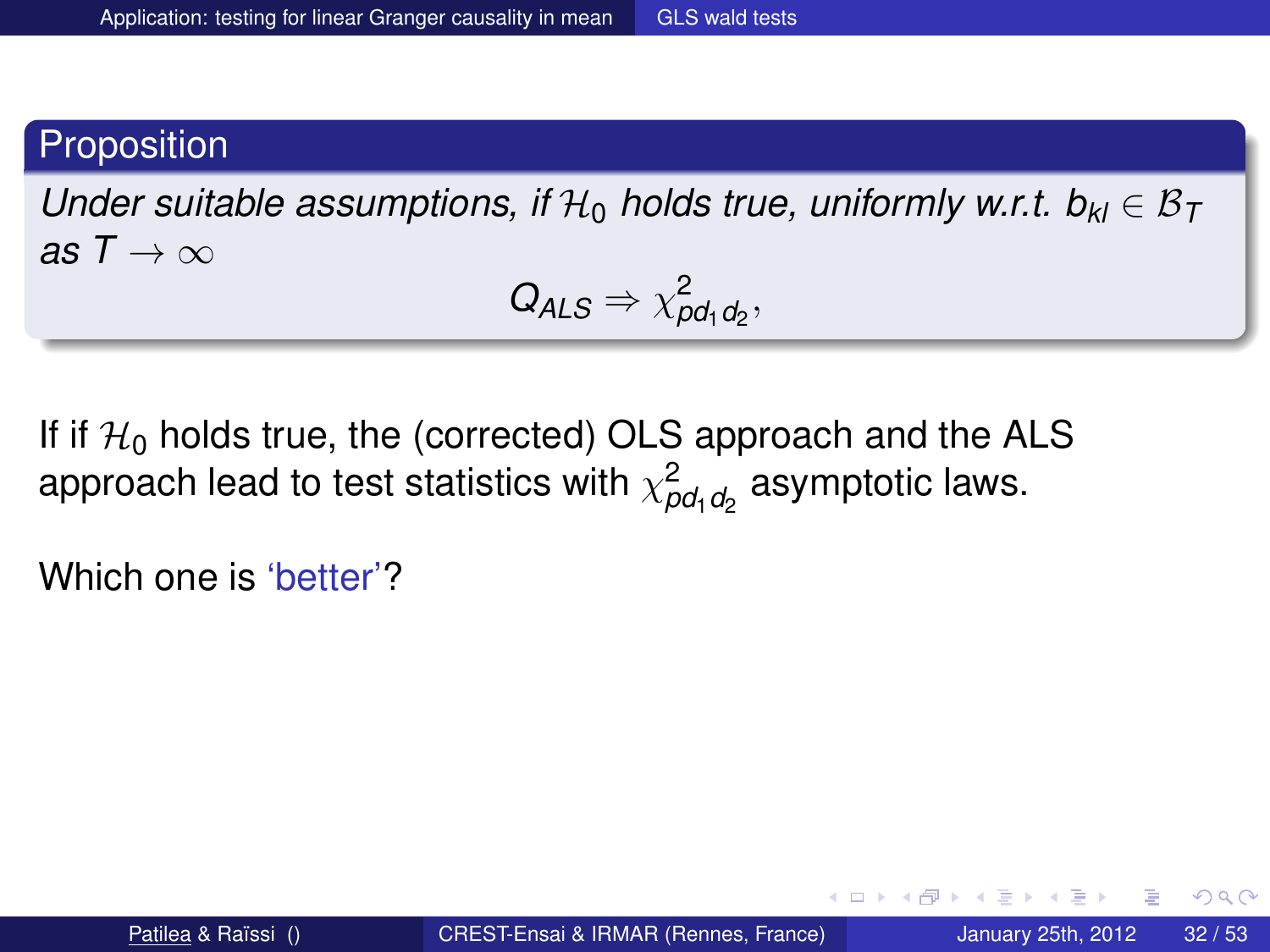**Proposition**

*Under suitable assumptions, if $\mathcal{H}_0$ holds true, uniformly w.r.t. $b_{kl} \in \mathcal{B}_T$ as $T \to \infty$*

$$Q_{ALS} \Rightarrow \chi^2_{pd_1 d_2},$$

If if $\mathcal{H}_0$ holds true, the (corrected) OLS approach and the ALS approach lead to test statistics with $\chi^2_{pd_1 d_2}$ asymptotic laws.

Which one is 'better'?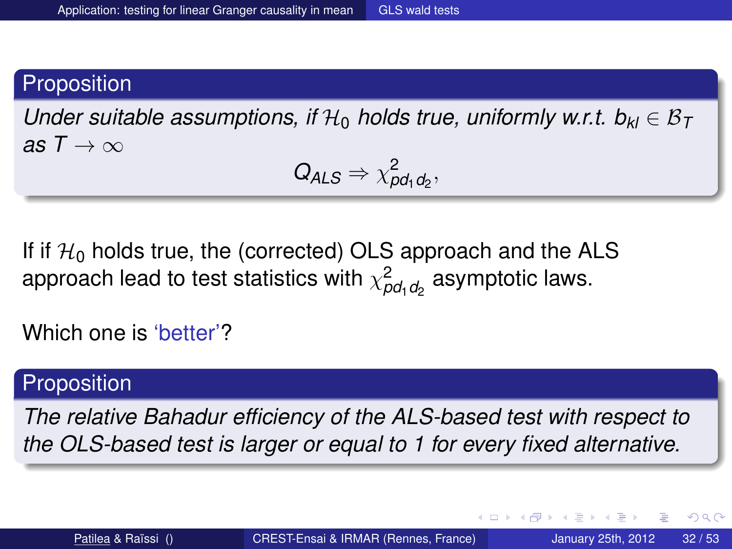**Proposition**

*Under suitable assumptions, if $\mathcal{H}_0$ holds true, uniformly w.r.t. $b_{kl} \in \mathcal{B}_T$ as $T \to \infty$*

$$Q_{ALS} \Rightarrow \chi^2_{pd_1 d_2},$$

If if $\mathcal{H}_0$ holds true, the (corrected) OLS approach and the ALS approach lead to test statistics with $\chi^2_{pd_1 d_2}$ asymptotic laws.

Which one is 'better'?

**Proposition**

*The relative Bahadur efficiency of the ALS-based test with respect to the OLS-based test is larger or equal to 1 for every fixed alternative.*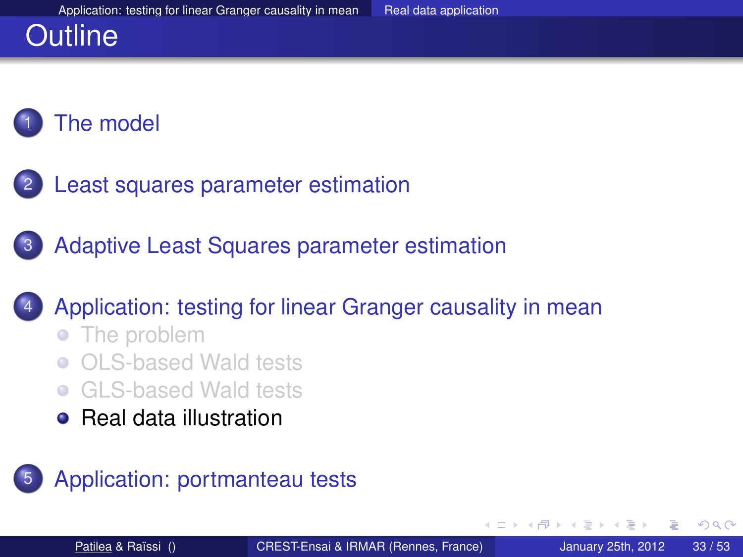# Outline

1. The model
2. Least squares parameter estimation
3. Adaptive Least Squares parameter estimation
4. Application: testing for linear Granger causality in mean
   - The problem
   - OLS-based Wald tests
   - GLS-based Wald tests
   - Real data illustration
5. Application: portmanteau tests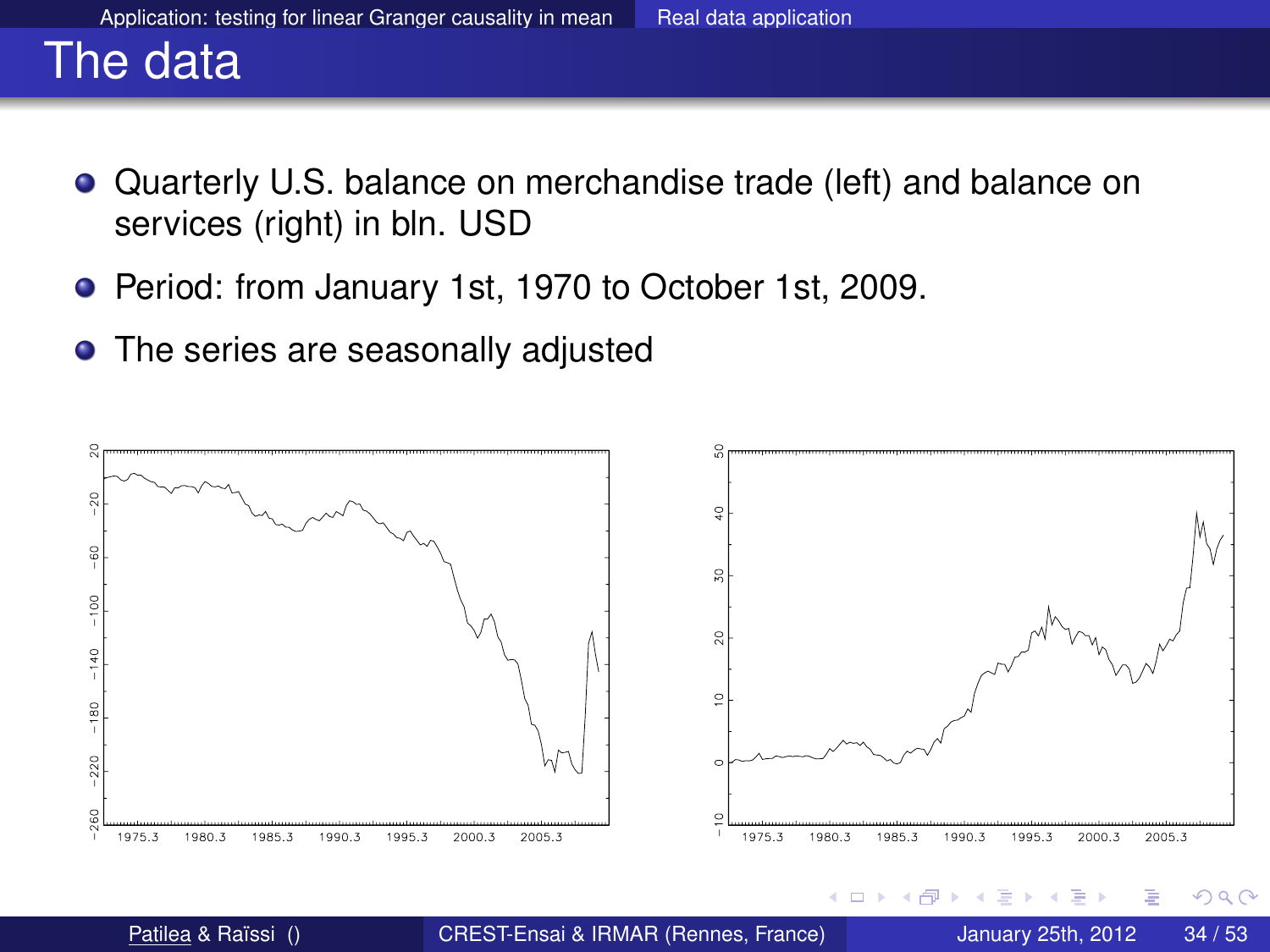# The data

- Quarterly U.S. balance on merchandise trade (left) and balance on services (right) in bln. USD
- Period: from January 1st, 1970 to October 1st, 2009.
- The series are seasonally adjusted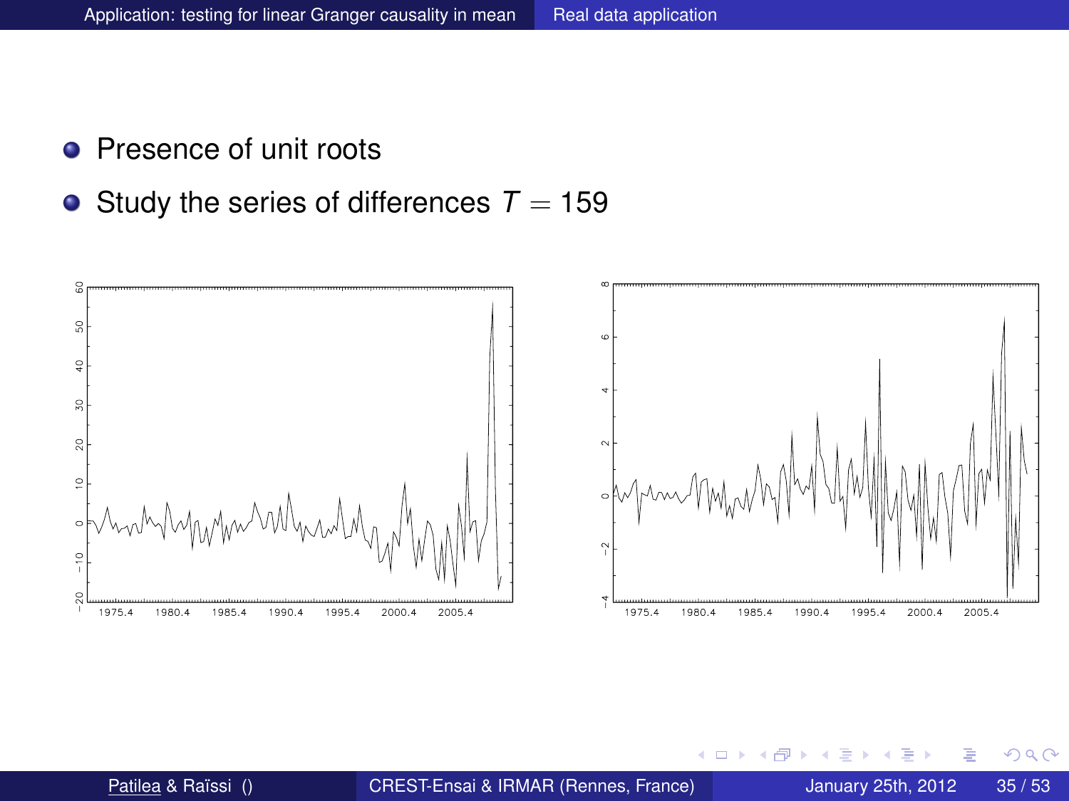- Presence of unit roots
- Study the series of differences $T = 159$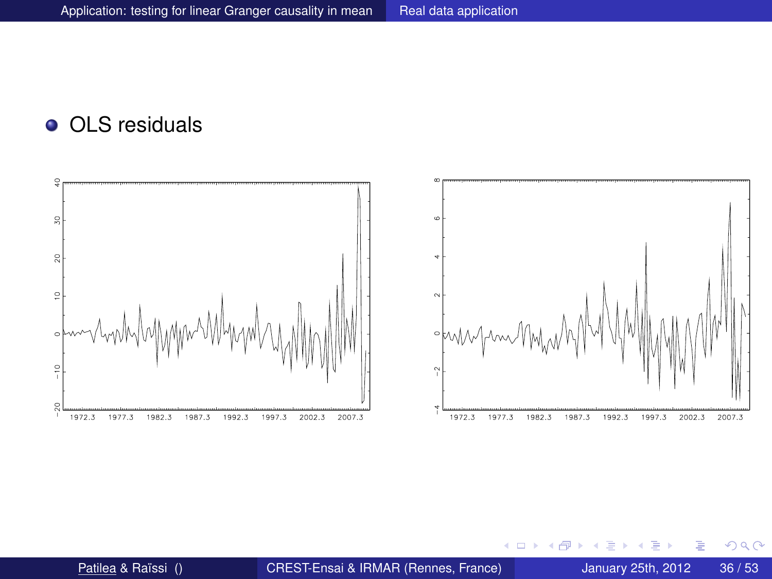- OLS residuals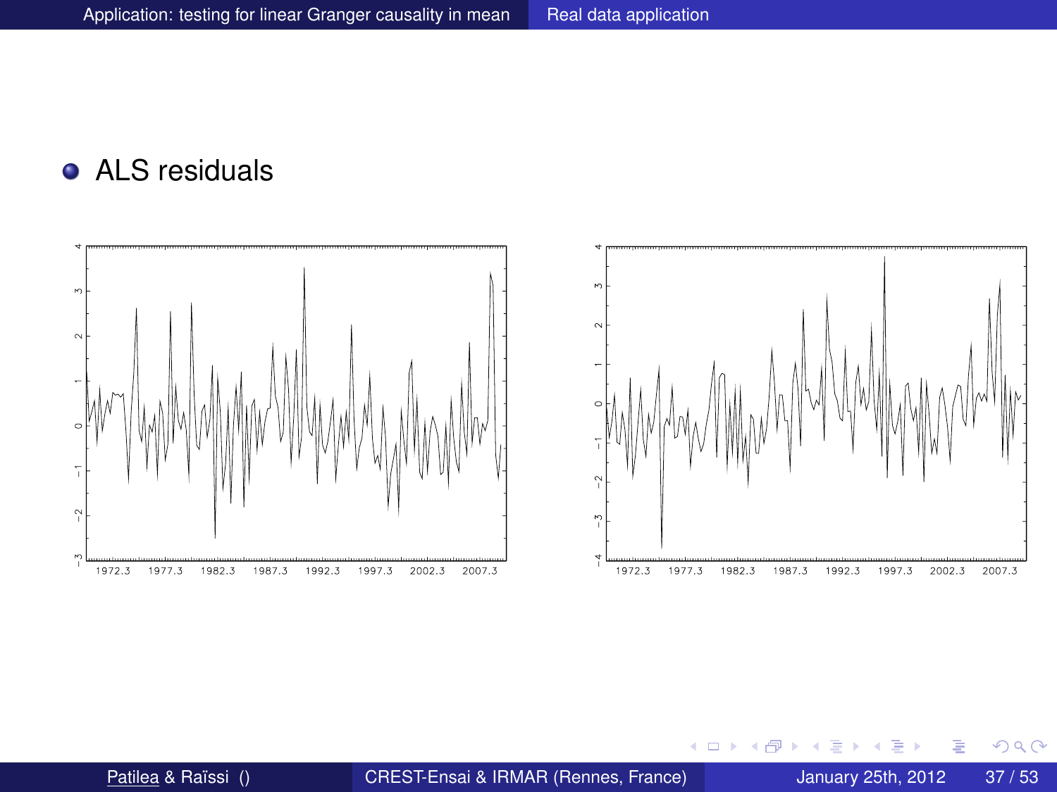- ALS residuals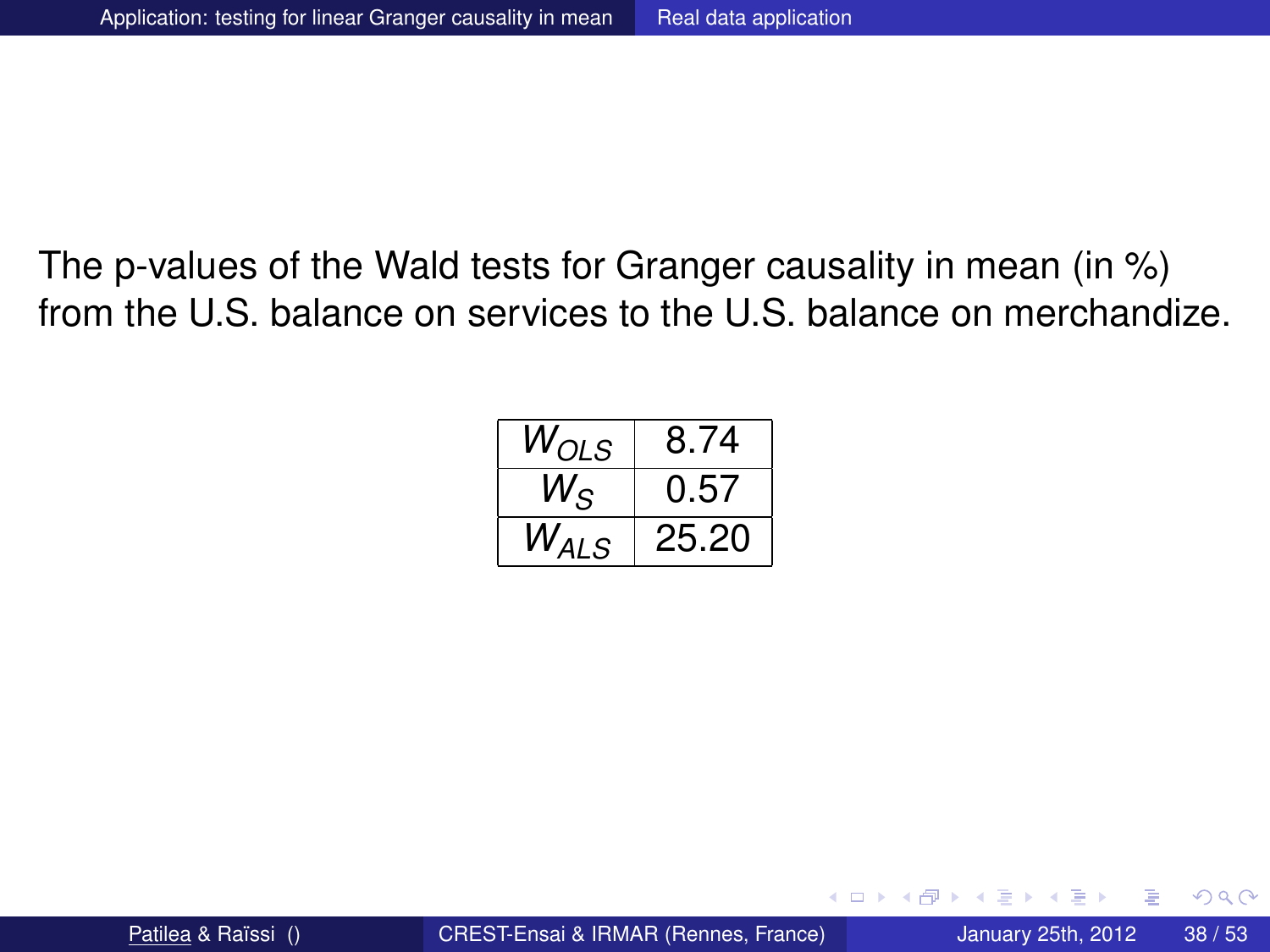The p-values of the Wald tests for Granger causality in mean (in %) from the U.S. balance on services to the U.S. balance on merchandize.

| | |
|---|---|
| $W_{OLS}$ | 8.74 |
| $W_S$ | 0.57 |
| $W_{ALS}$ | 25.20 |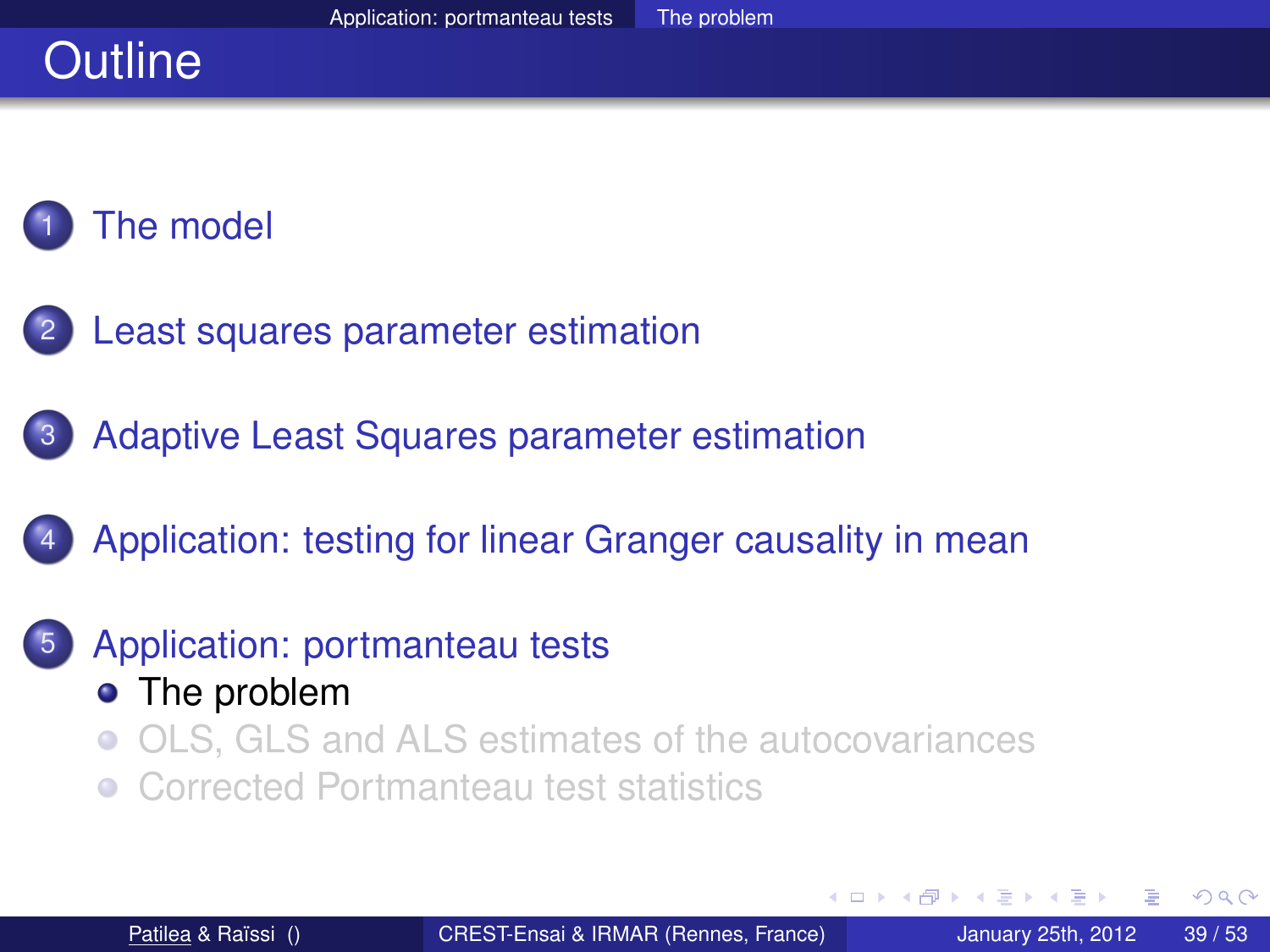# Outline

1. The model
2. Least squares parameter estimation
3. Adaptive Least Squares parameter estimation
4. Application: testing for linear Granger causality in mean
5. Application: portmanteau tests
   - The problem
   - OLS, GLS and ALS estimates of the autocovariances
   - Corrected Portmanteau test statistics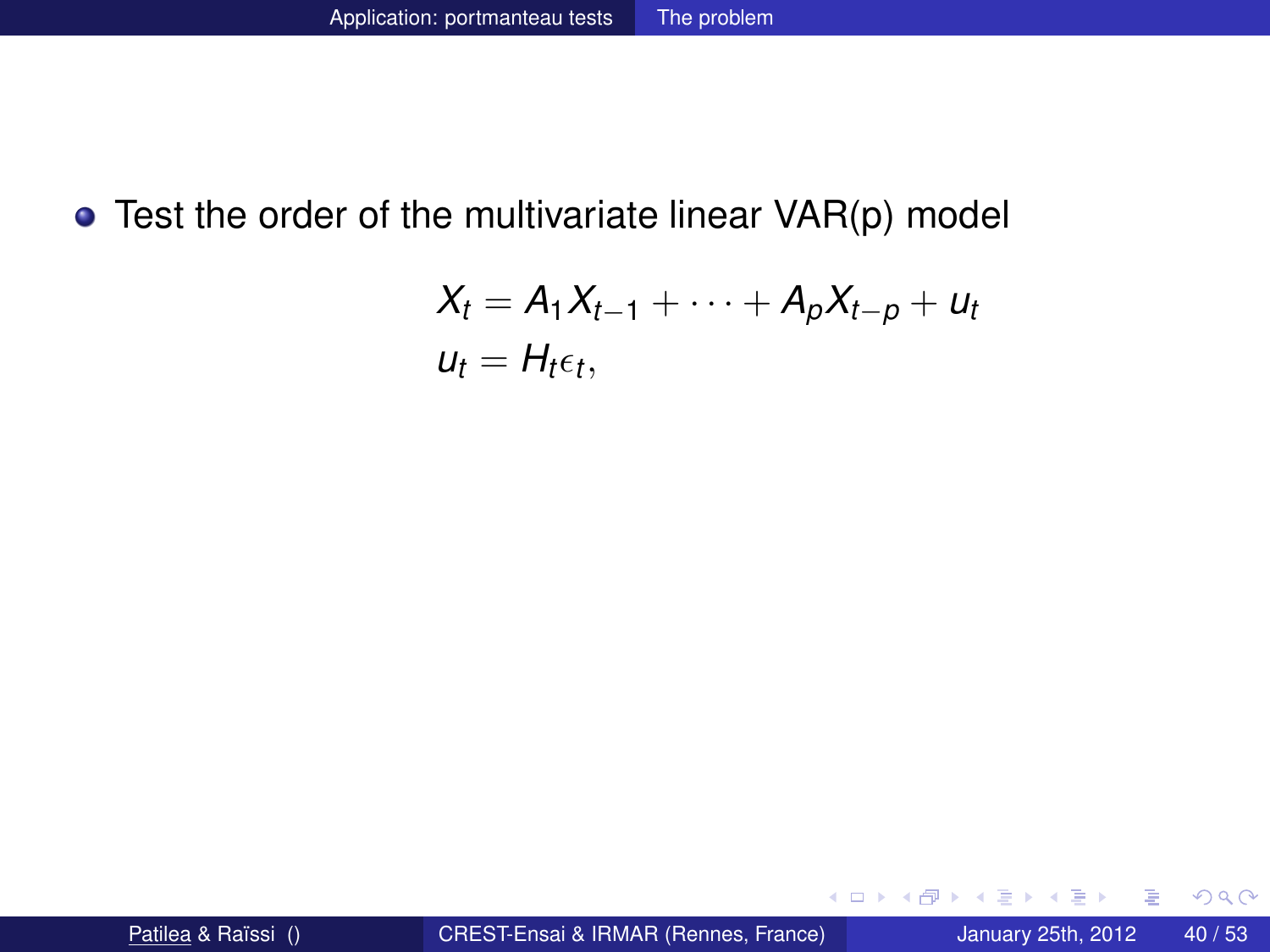- Test the order of the multivariate linear VAR(p) model

$$
\begin{aligned}
X_t &= A_1 X_{t-1} + \cdots + A_p X_{t-p} + u_t \\
u_t &= H_t \epsilon_t,
\end{aligned}
$$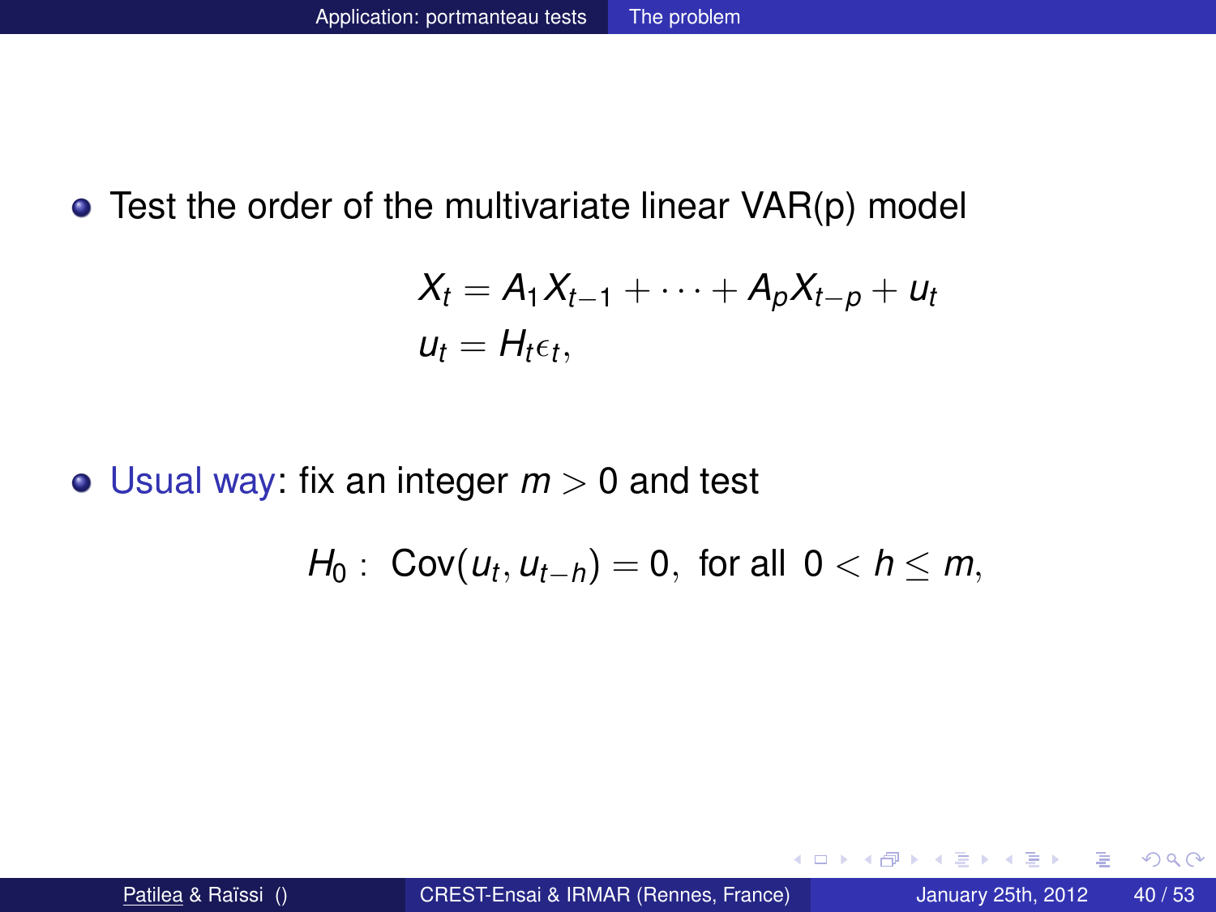- Test the order of the multivariate linear VAR(p) model

$$
\begin{aligned}
X_t &= A_1 X_{t-1} + \cdots + A_p X_{t-p} + u_t \\
u_t &= H_t \epsilon_t,
\end{aligned}
$$

- Usual way: fix an integer $m > 0$ and test

$$
H_0: \ \text{Cov}(u_t, u_{t-h}) = 0, \ \text{for all} \ 0 < h \leq m,
$$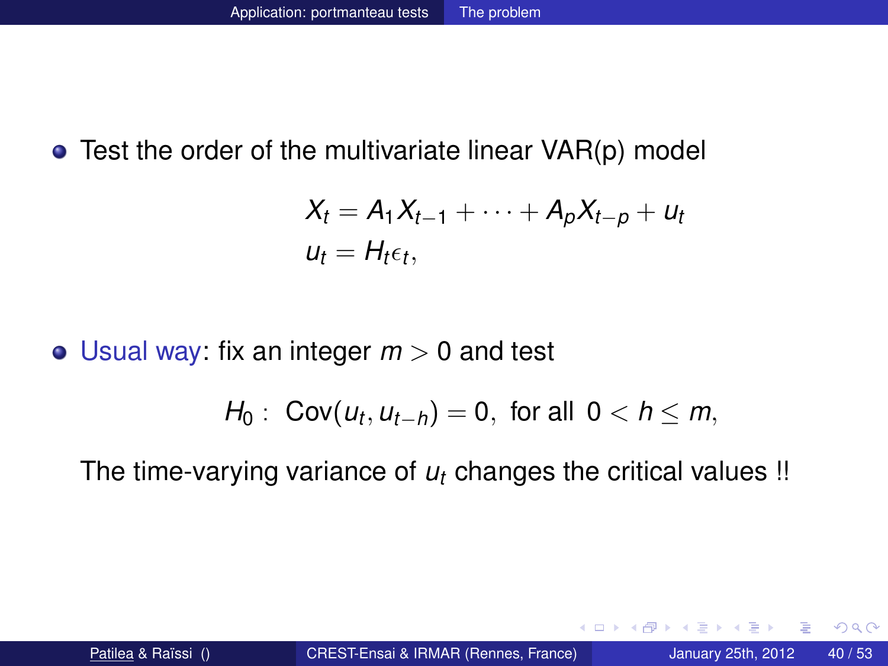- Test the order of the multivariate linear VAR(p) model

$$
\begin{aligned}
X_t &= A_1 X_{t-1} + \cdots + A_p X_{t-p} + u_t \\
u_t &= H_t \epsilon_t,
\end{aligned}
$$

- Usual way: fix an integer $m > 0$ and test

$$
H_0 : \ \mathrm{Cov}(u_t, u_{t-h}) = 0, \ \text{for all } \ 0 < h \leq m,
$$

The time-varying variance of $u_t$ changes the critical values !!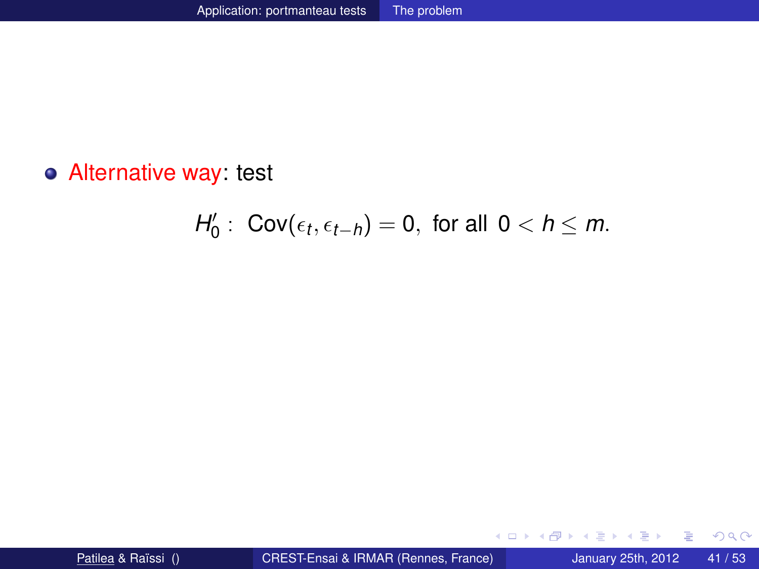- **Alternative way**: test

$$H_0' : \ \mathrm{Cov}(\epsilon_t, \epsilon_{t-h}) = 0, \ \text{for all } \ 0 < h \leq m.$$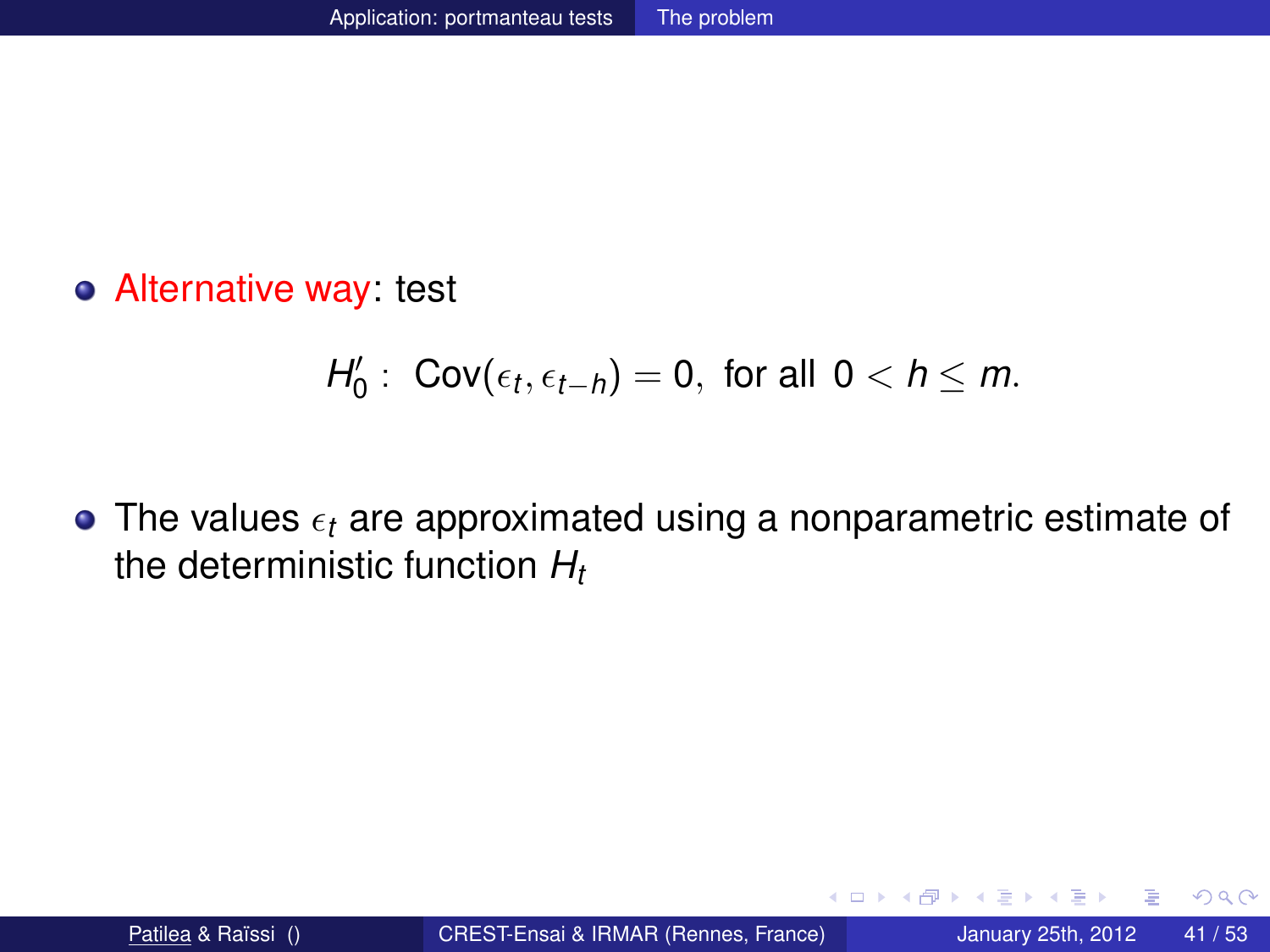- Alternative way: test

$$H_0' : \text{ Cov}(\epsilon_t, \epsilon_{t-h}) = 0, \text{ for all } 0 < h \leq m.$$

- The values $\epsilon_t$ are approximated using a nonparametric estimate of the deterministic function $H_t$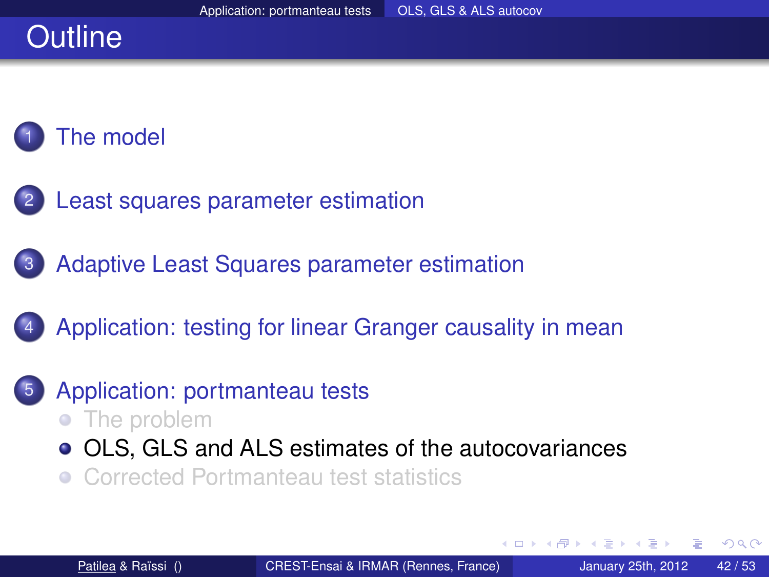# Outline

1. The model
2. Least squares parameter estimation
3. Adaptive Least Squares parameter estimation
4. Application: testing for linear Granger causality in mean
5. Application: portmanteau tests
   - The problem
   - OLS, GLS and ALS estimates of the autocovariances
   - Corrected Portmanteau test statistics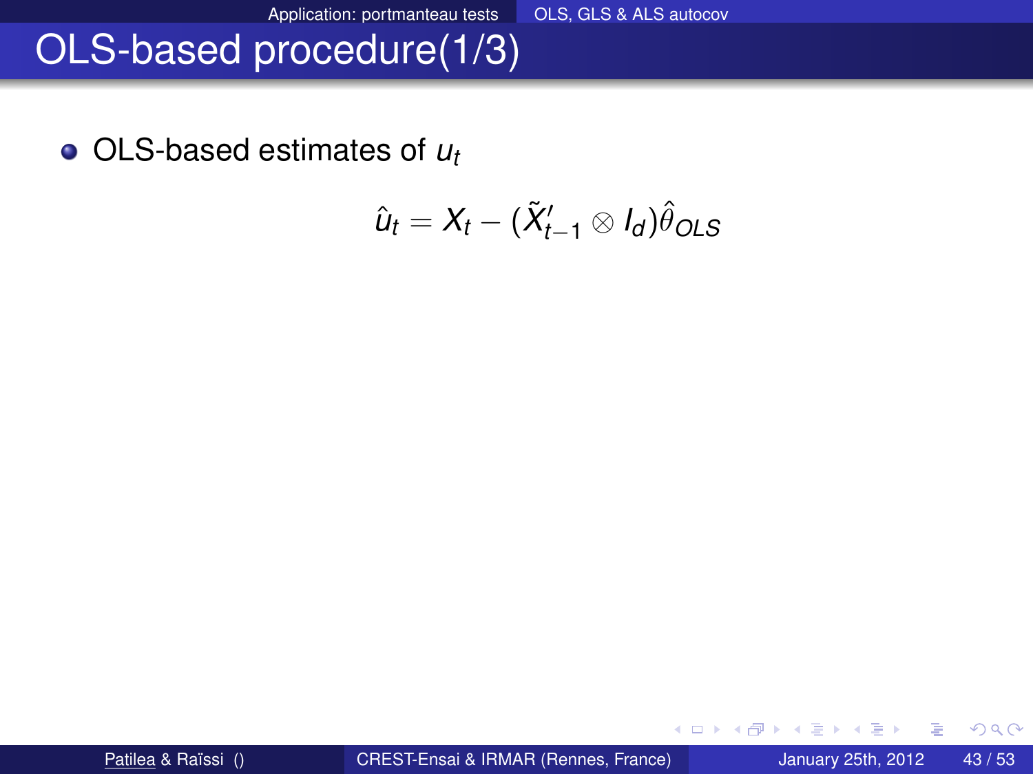# OLS-based procedure(1/3)

- OLS-based estimates of $u_t$

$$\hat{u}_t = X_t - (\tilde{X}'_{t-1} \otimes I_d)\hat{\theta}_{OLS}$$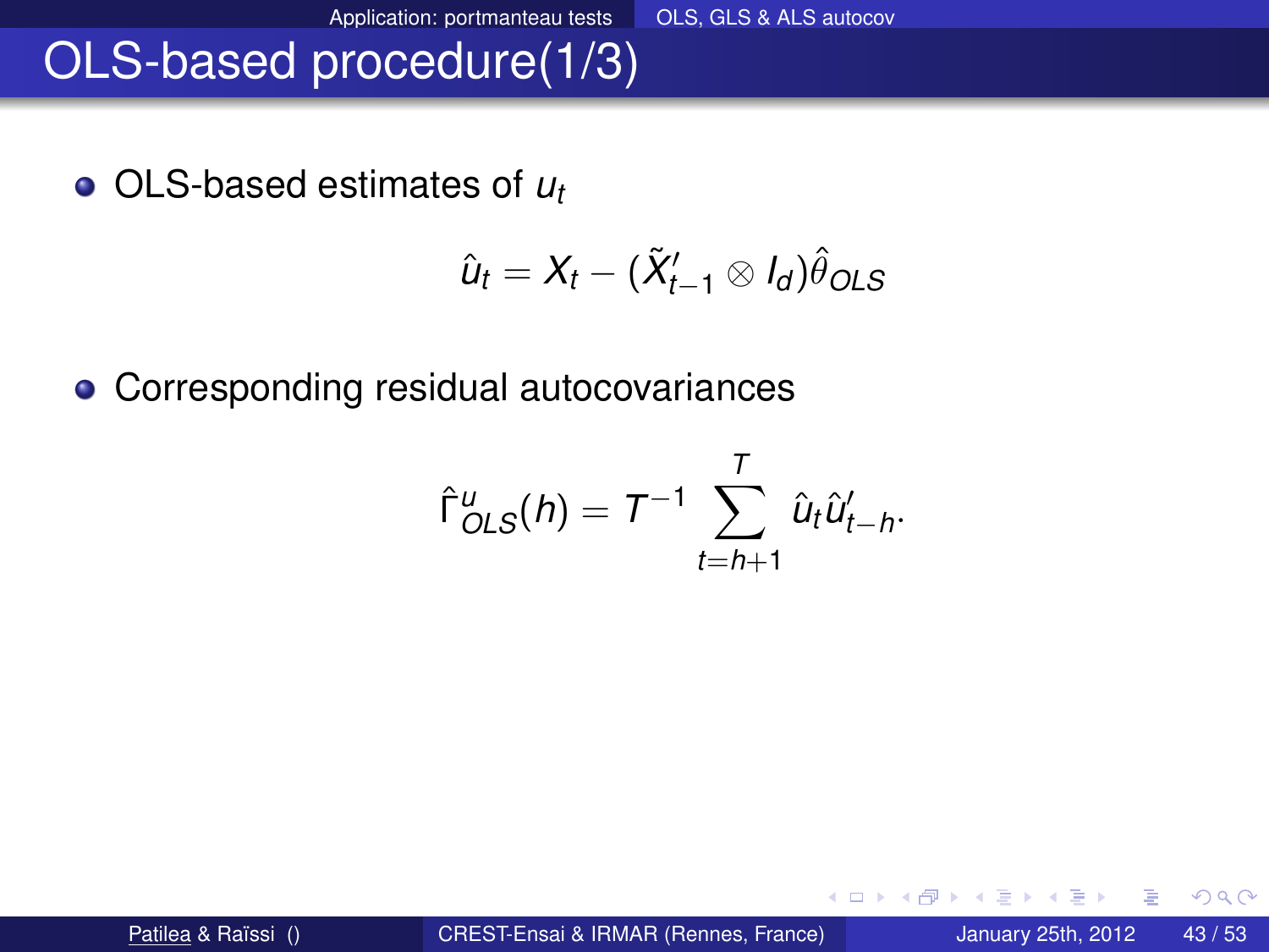# OLS-based procedure(1/3)

- OLS-based estimates of $u_t$

$$\hat{u}_t = X_t - (\tilde{X}'_{t-1} \otimes I_d)\hat{\theta}_{OLS}$$

- Corresponding residual autocovariances

$$\hat{\Gamma}^u_{OLS}(h) = T^{-1} \sum_{t=h+1}^{T} \hat{u}_t \hat{u}'_{t-h}.$$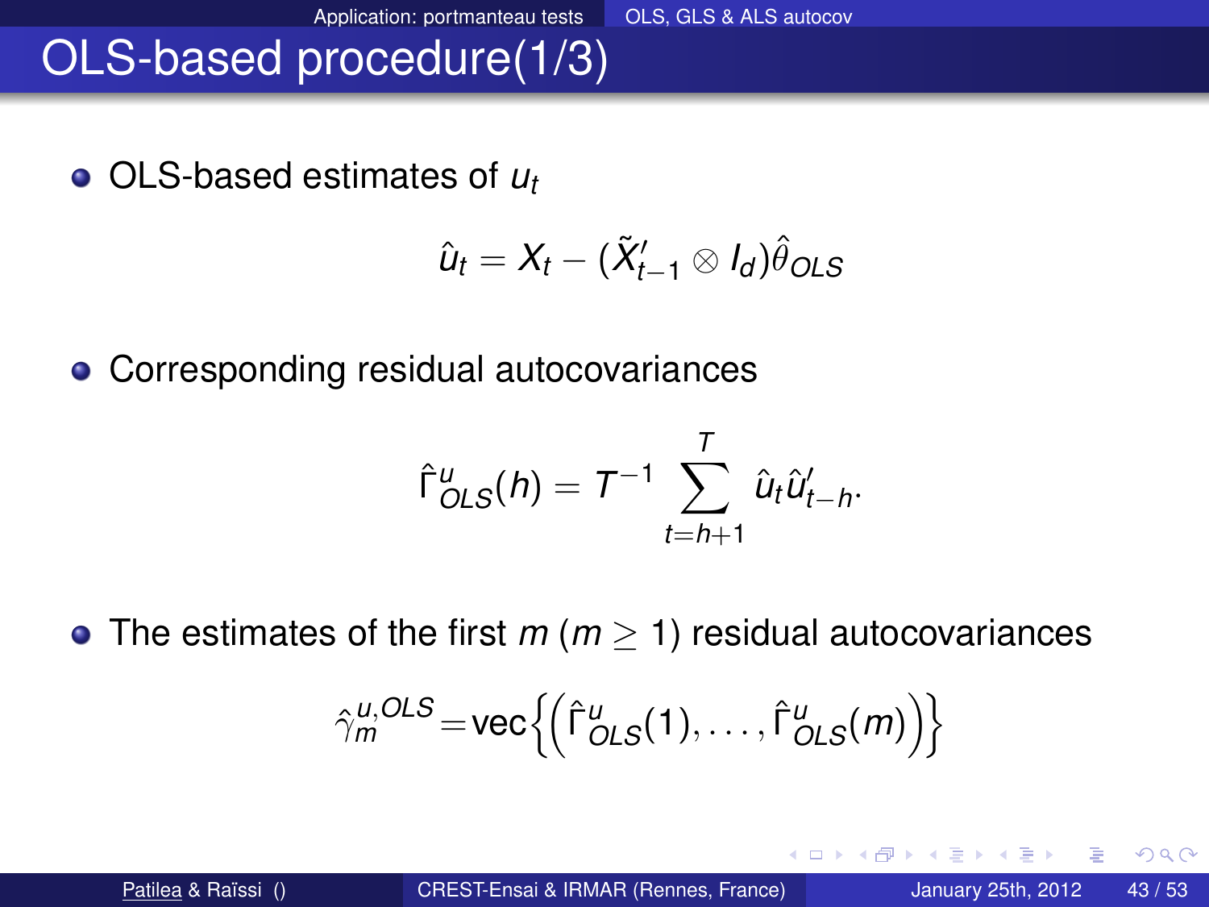# OLS-based procedure(1/3)

- OLS-based estimates of $u_t$

$$\hat{u}_t = X_t - (\tilde{X}'_{t-1} \otimes I_d)\hat{\theta}_{OLS}$$

- Corresponding residual autocovariances

$$\hat{\Gamma}^u_{OLS}(h) = T^{-1} \sum_{t=h+1}^{T} \hat{u}_t \hat{u}'_{t-h}.$$

- The estimates of the first $m$ ($m \geq 1$) residual autocovariances

$$\hat{\gamma}^{u,OLS}_m = \text{vec}\left\{\left(\hat{\Gamma}^u_{OLS}(1), \ldots, \hat{\Gamma}^u_{OLS}(m)\right)\right\}$$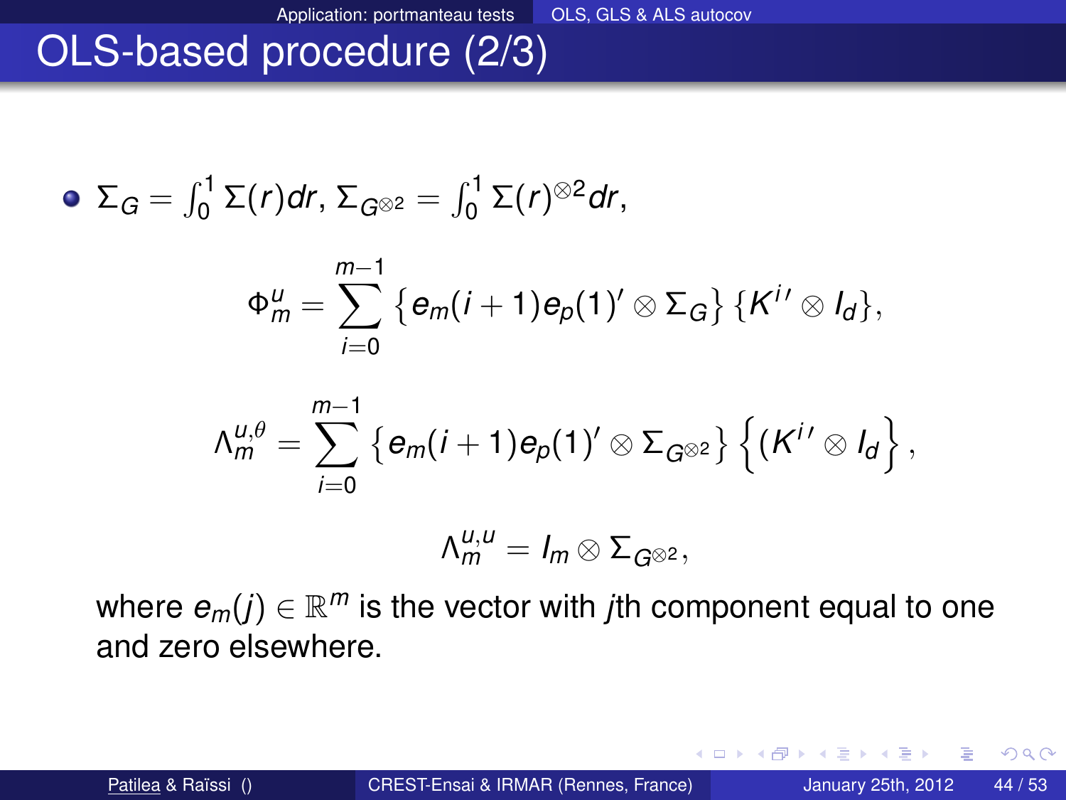# OLS-based procedure (2/3)

- $\Sigma_G = \int_0^1 \Sigma(r)dr$, $\Sigma_{G^{\otimes 2}} = \int_0^1 \Sigma(r)^{\otimes 2}dr$,

$$\Phi_m^u = \sum_{i=0}^{m-1} \left\{ e_m(i+1)e_p(1)' \otimes \Sigma_G \right\} \left\{ K^{i\prime} \otimes I_d \right\},$$

$$\Lambda_m^{u,\theta} = \sum_{i=0}^{m-1} \left\{ e_m(i+1)e_p(1)' \otimes \Sigma_{G^{\otimes 2}} \right\} \left\{ (K^{i\prime} \otimes I_d \right\},$$

$$\Lambda_m^{u,u} = I_m \otimes \Sigma_{G^{\otimes 2}},$$

where $e_m(j) \in \mathbb{R}^m$ is the vector with $j$th component equal to one and zero elsewhere.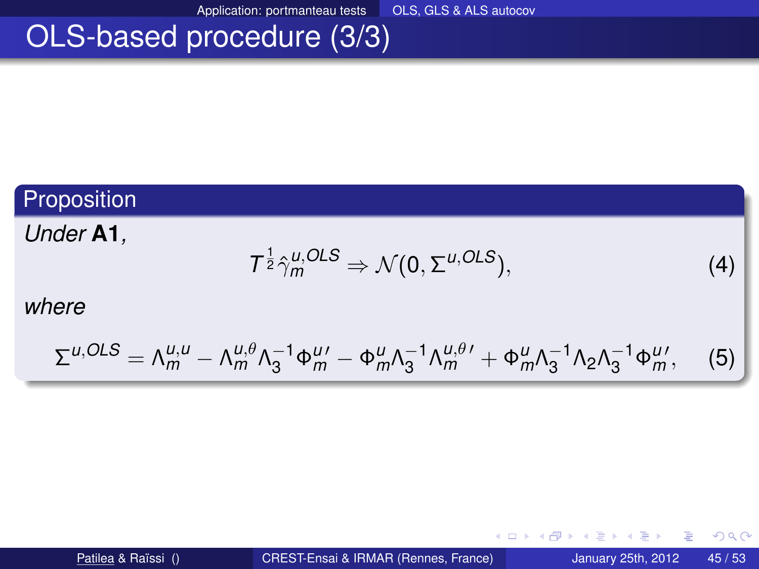# OLS-based procedure (3/3)

**Proposition**

*Under* **A1**,

$$T^{\frac{1}{2}}\hat{\gamma}_m^{u,OLS} \Rightarrow \mathcal{N}(0, \Sigma^{u,OLS}), \tag{4}$$

*where*

$$\Sigma^{u,OLS} = \Lambda_m^{u,u} - \Lambda_m^{u,\theta}\Lambda_3^{-1}\Phi_m^{u\prime} - \Phi_m^{u}\Lambda_3^{-1}\Lambda_m^{u,\theta\prime} + \Phi_m^{u}\Lambda_3^{-1}\Lambda_2\Lambda_3^{-1}\Phi_m^{u\prime}, \tag{5}$$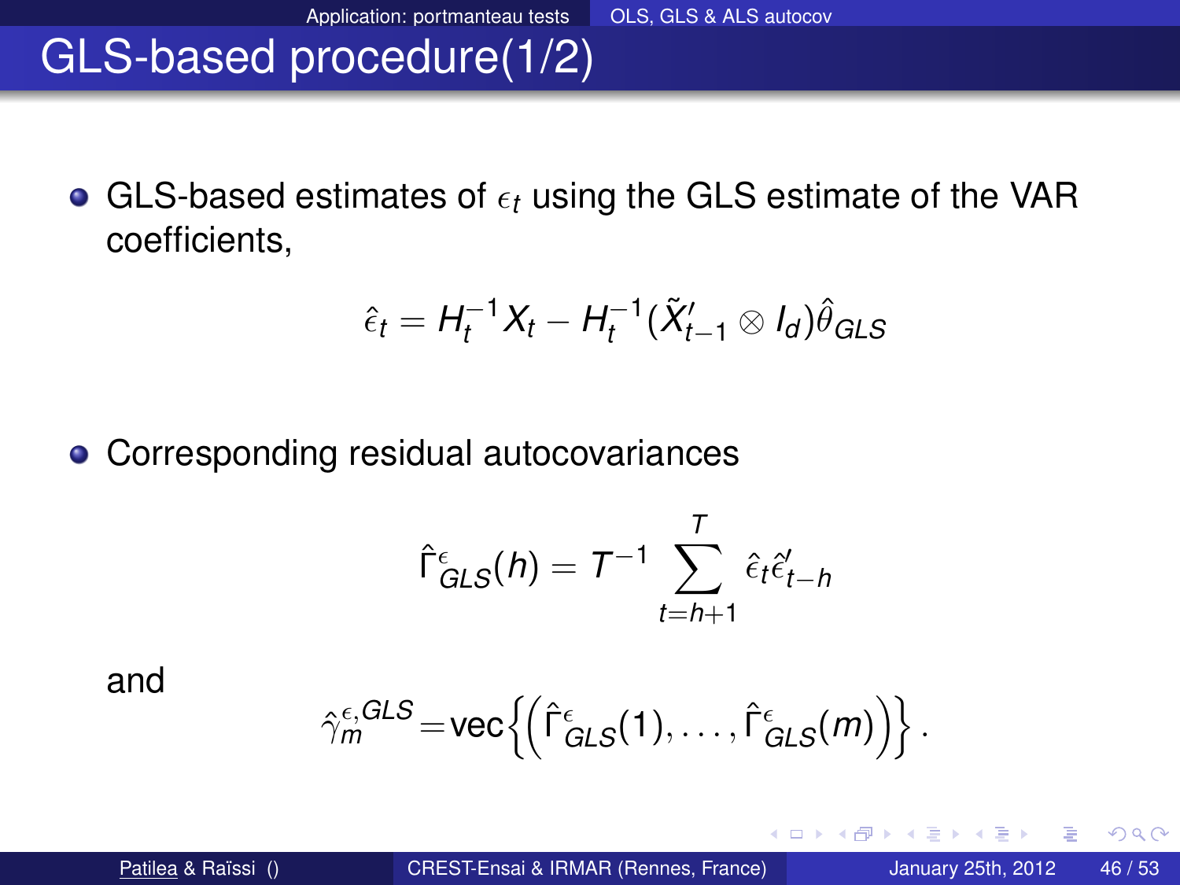# GLS-based procedure(1/2)

- GLS-based estimates of $\epsilon_t$ using the GLS estimate of the VAR coefficients,

$$\hat{\epsilon}_t = H_t^{-1} X_t - H_t^{-1} (\tilde{X}_{t-1}' \otimes I_d) \hat{\theta}_{GLS}$$

- Corresponding residual autocovariances

$$\hat{\Gamma}_{GLS}^{\epsilon}(h) = T^{-1} \sum_{t=h+1}^{T} \hat{\epsilon}_t \hat{\epsilon}_{t-h}'$$

and

$$\hat{\gamma}_m^{\epsilon, GLS} = \mathrm{vec}\left\{ \left( \hat{\Gamma}_{GLS}^{\epsilon}(1), \ldots, \hat{\Gamma}_{GLS}^{\epsilon}(m) \right) \right\}.$$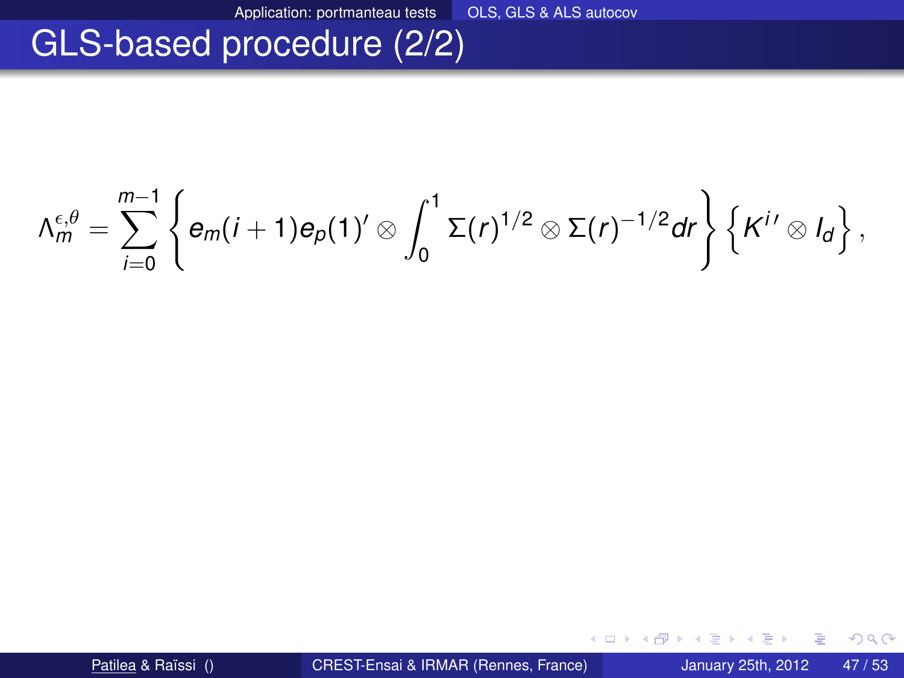# GLS-based procedure (2/2)

$$\Lambda_m^{\epsilon,\theta} = \sum_{i=0}^{m-1} \left\{ e_m(i+1)e_p(1)' \otimes \int_0^1 \Sigma(r)^{1/2} \otimes \Sigma(r)^{-1/2} dr \right\} \left\{ K^{i\,\prime} \otimes I_d \right\},$$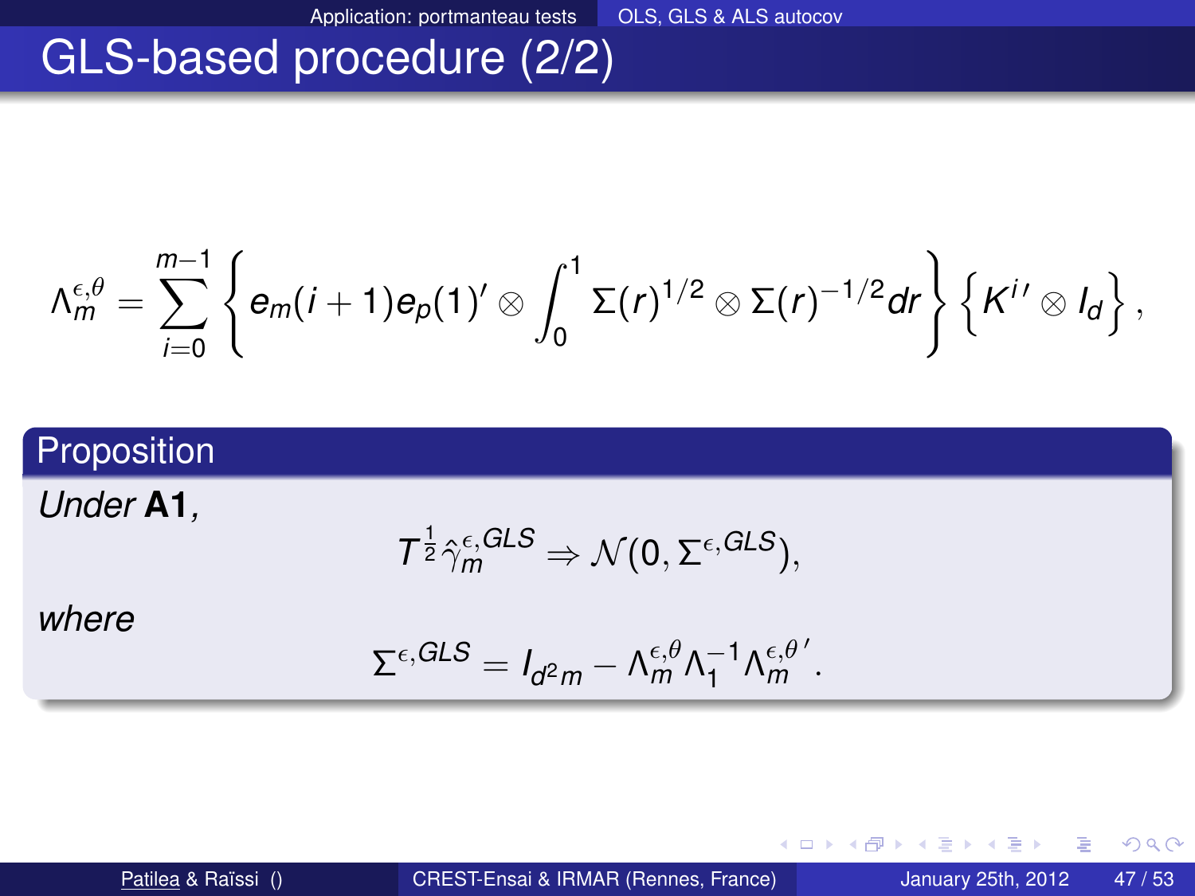# GLS-based procedure (2/2)

$$\Lambda_m^{\epsilon,\theta} = \sum_{i=0}^{m-1} \left\{ e_m(i+1)e_p(1)' \otimes \int_0^1 \Sigma(r)^{1/2} \otimes \Sigma(r)^{-1/2} dr \right\} \left\{ K^{i\,\prime} \otimes I_d \right\},$$

**Proposition**

*Under* **A1**,

$$T^{\frac{1}{2}} \hat{\gamma}_m^{\epsilon,GLS} \Rightarrow \mathcal{N}(0, \Sigma^{\epsilon,GLS}),$$

*where*

$$\Sigma^{\epsilon,GLS} = I_{d^2m} - \Lambda_m^{\epsilon,\theta} \Lambda_1^{-1} \Lambda_m^{\epsilon,\theta\,\prime}.$$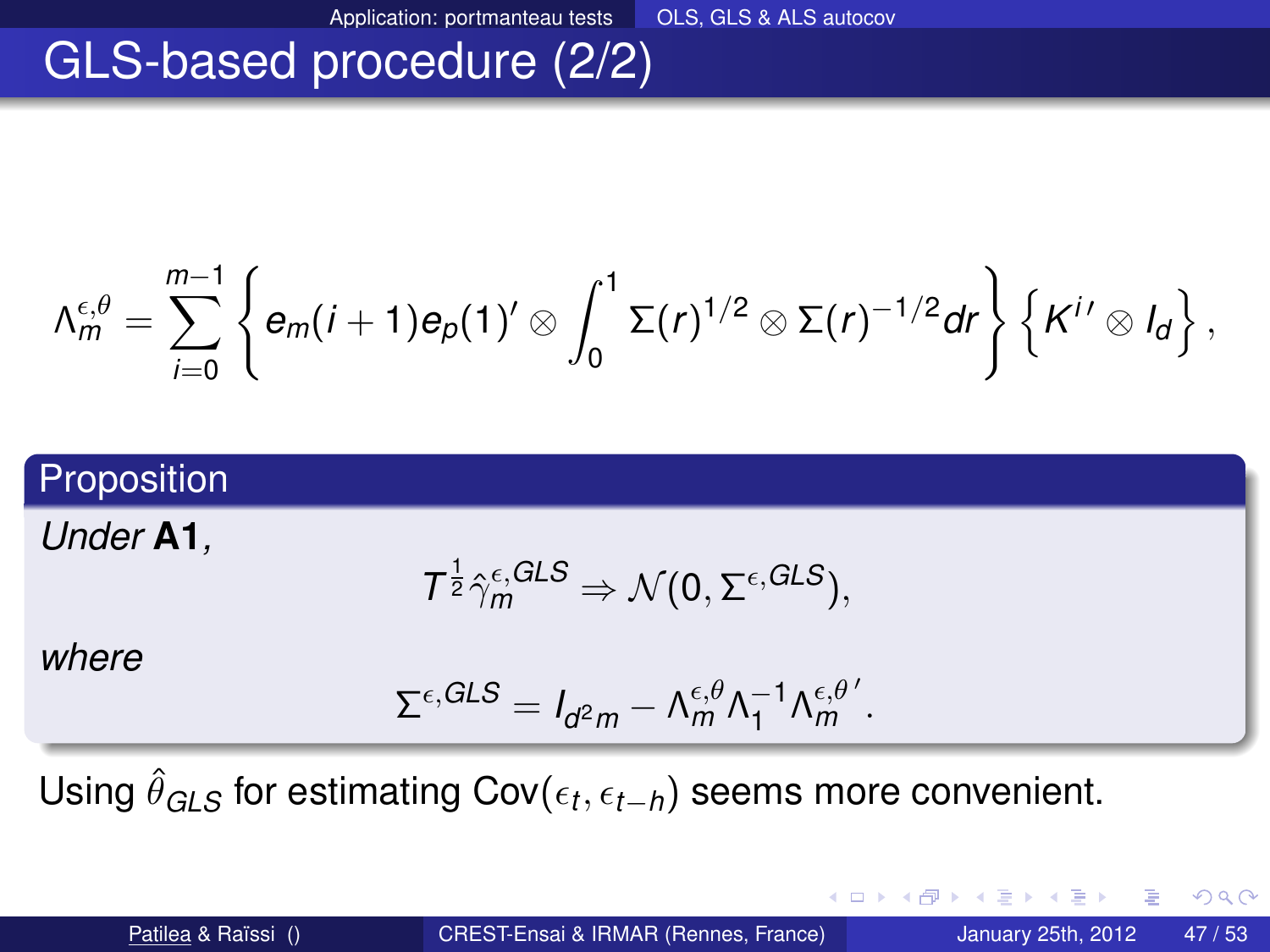# GLS-based procedure (2/2)

$$\Lambda_m^{\epsilon,\theta} = \sum_{i=0}^{m-1} \left\{ e_m(i+1)e_p(1)' \otimes \int_0^1 \Sigma(r)^{1/2} \otimes \Sigma(r)^{-1/2} dr \right\} \left\{ K^{i\,\prime} \otimes I_d \right\},$$

**Proposition**

*Under* **A1**,

$$T^{\frac{1}{2}} \hat{\gamma}_m^{\epsilon,GLS} \Rightarrow \mathcal{N}(0, \Sigma^{\epsilon,GLS}),$$

*where*

$$\Sigma^{\epsilon,GLS} = I_{d^2 m} - \Lambda_m^{\epsilon,\theta} \Lambda_1^{-1} \Lambda_m^{\epsilon,\theta\,\prime}.$$

Using $\hat{\theta}_{GLS}$ for estimating $\mathrm{Cov}(\epsilon_t, \epsilon_{t-h})$ seems more convenient.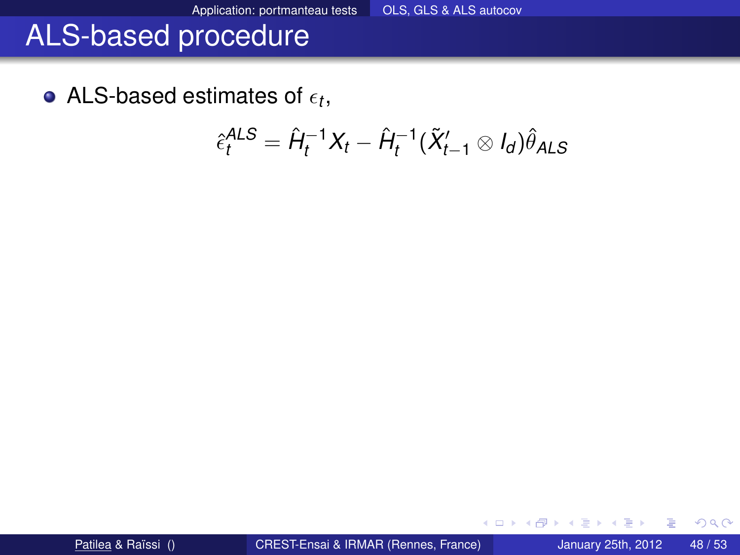# ALS-based procedure

- ALS-based estimates of $\epsilon_t$,

$$\hat{\epsilon}_t^{ALS} = \hat{H}_t^{-1} X_t - \hat{H}_t^{-1} (\tilde{X}_{t-1}' \otimes I_d) \hat{\theta}_{ALS}$$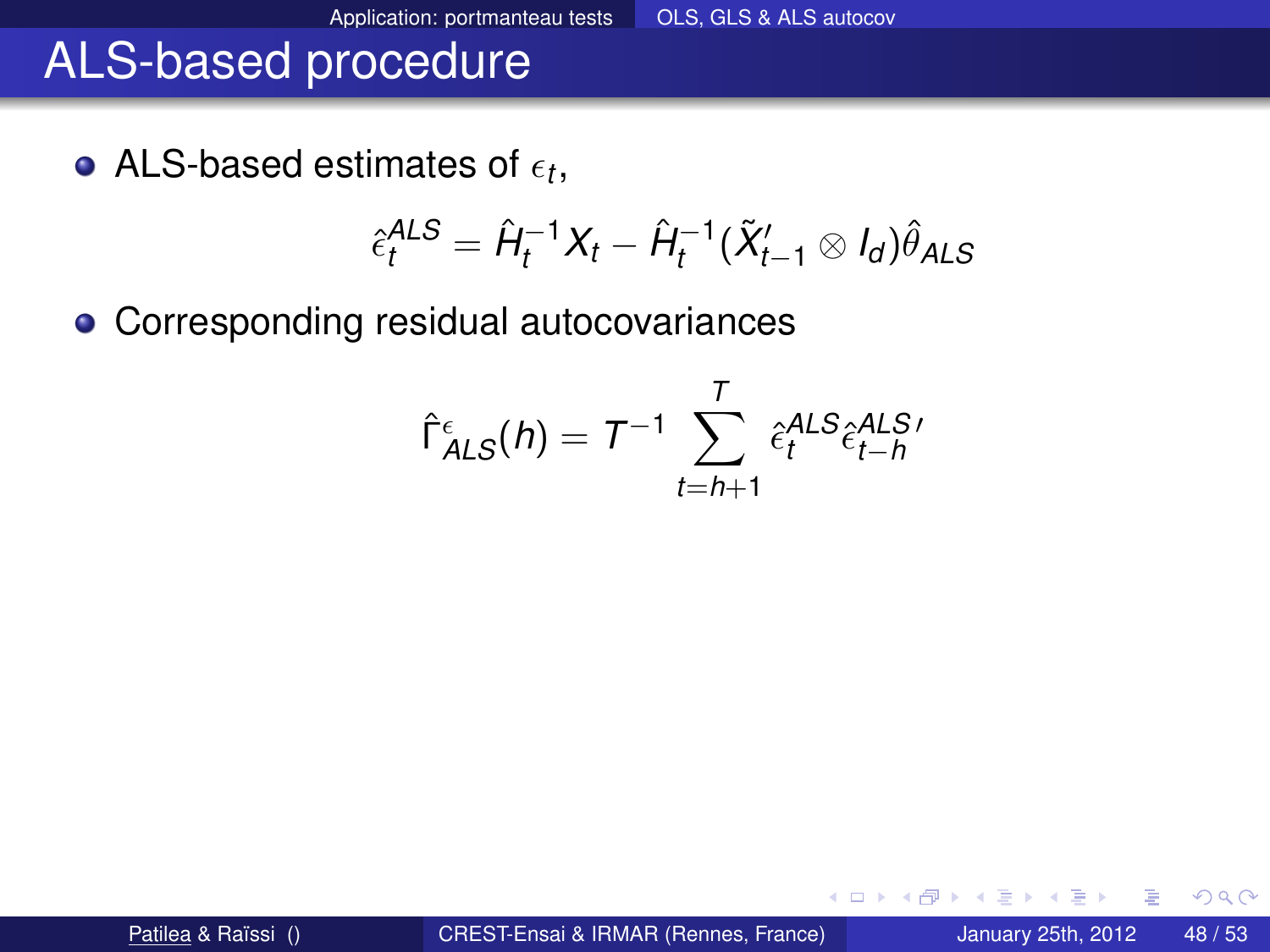# ALS-based procedure

- ALS-based estimates of $\epsilon_t$,

$$\hat{\epsilon}_t^{ALS} = \hat{H}_t^{-1} X_t - \hat{H}_t^{-1} (\tilde{X}_{t-1}' \otimes I_d) \hat{\theta}_{ALS}$$

- Corresponding residual autocovariances

$$\hat{\Gamma}_{ALS}^{\epsilon}(h) = T^{-1} \sum_{t=h+1}^{T} \hat{\epsilon}_t^{ALS} \hat{\epsilon}_{t-h}^{ALS\,\prime}$$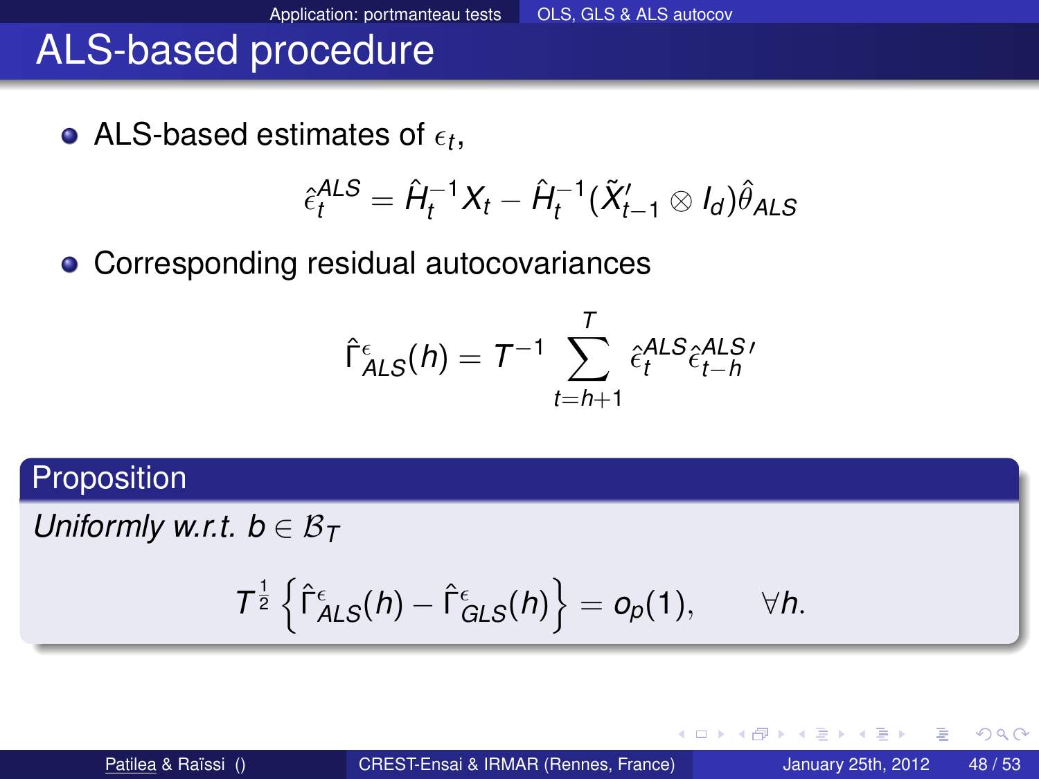# ALS-based procedure

- ALS-based estimates of $\epsilon_t$,

$$\hat{\epsilon}_t^{ALS} = \hat{H}_t^{-1} X_t - \hat{H}_t^{-1} (\tilde{X}_{t-1}' \otimes I_d) \hat{\theta}_{ALS}$$

- Corresponding residual autocovariances

$$\hat{\Gamma}_{ALS}^{\epsilon}(h) = T^{-1} \sum_{t=h+1}^{T} \hat{\epsilon}_t^{ALS} \hat{\epsilon}_{t-h}^{ALS\,\prime}$$

**Proposition**

*Uniformly w.r.t. $b \in \mathcal{B}_T$*

$$T^{\frac{1}{2}} \left\{ \hat{\Gamma}_{ALS}^{\epsilon}(h) - \hat{\Gamma}_{GLS}^{\epsilon}(h) \right\} = o_p(1), \qquad \forall h.$$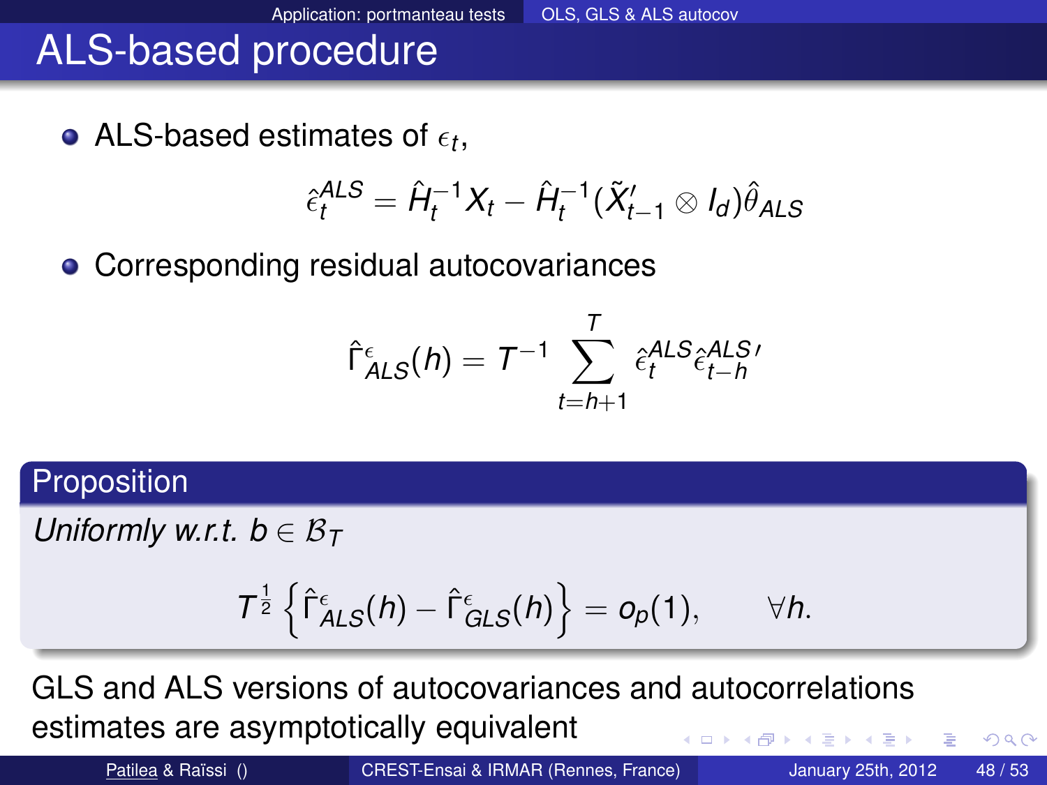# ALS-based procedure

- ALS-based estimates of $\epsilon_t$,

$$\hat{\epsilon}_t^{ALS} = \hat{H}_t^{-1} X_t - \hat{H}_t^{-1} (\tilde{X}_{t-1}' \otimes I_d) \hat{\theta}_{ALS}$$

- Corresponding residual autocovariances

$$\hat{\Gamma}_{ALS}^{\epsilon}(h) = T^{-1} \sum_{t=h+1}^{T} \hat{\epsilon}_t^{ALS} \hat{\epsilon}_{t-h}^{ALS\,\prime}$$

**Proposition**

*Uniformly w.r.t.* $b \in \mathcal{B}_T$

$$T^{\frac{1}{2}} \left\{ \hat{\Gamma}_{ALS}^{\epsilon}(h) - \hat{\Gamma}_{GLS}^{\epsilon}(h) \right\} = o_p(1), \qquad \forall h.$$

GLS and ALS versions of autocovariances and autocorrelations estimates are asymptotically equivalent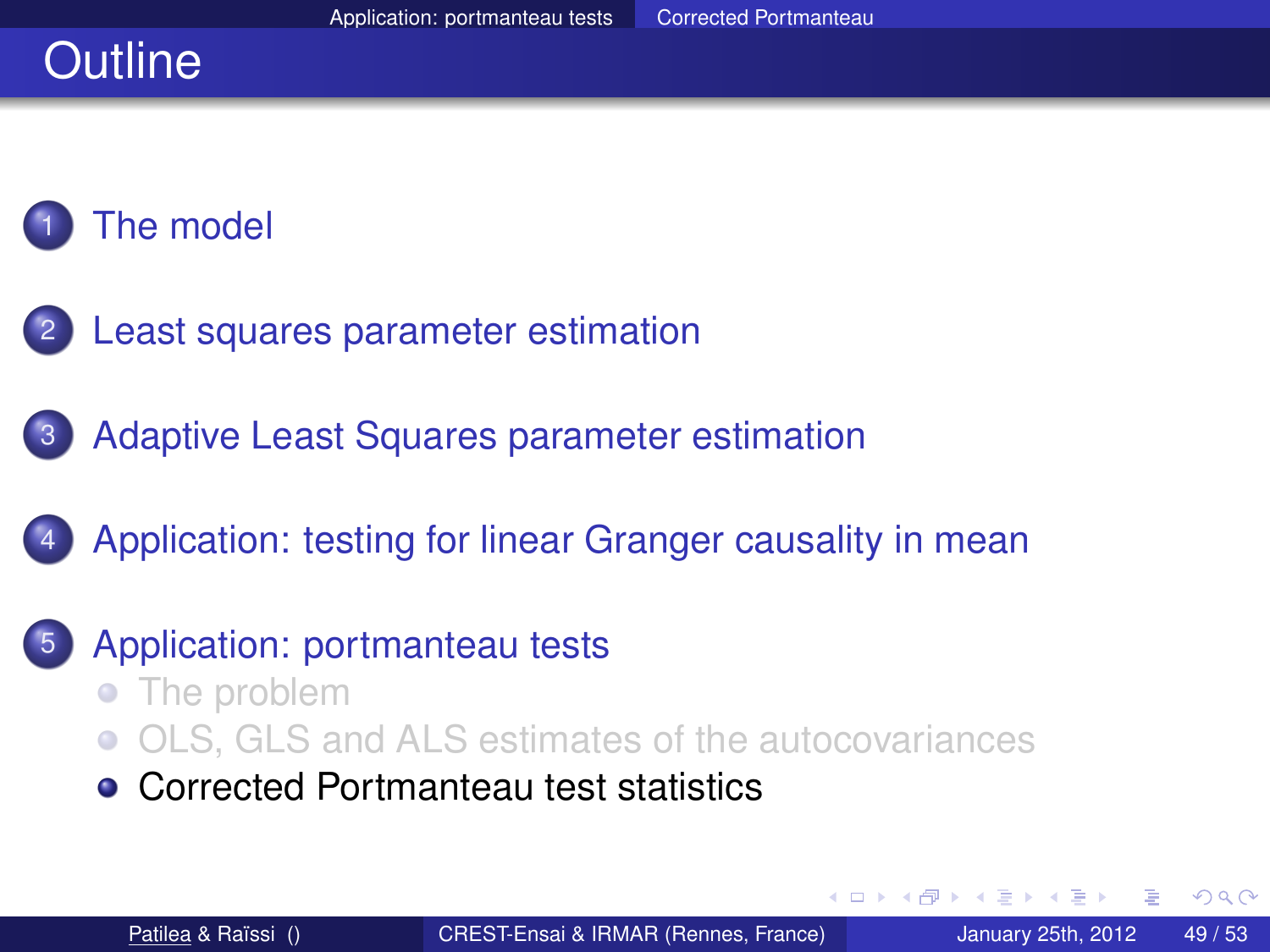# Outline

1. The model
2. Least squares parameter estimation
3. Adaptive Least Squares parameter estimation
4. Application: testing for linear Granger causality in mean
5. Application: portmanteau tests
   - The problem
   - OLS, GLS and ALS estimates of the autocovariances
   - Corrected Portmanteau test statistics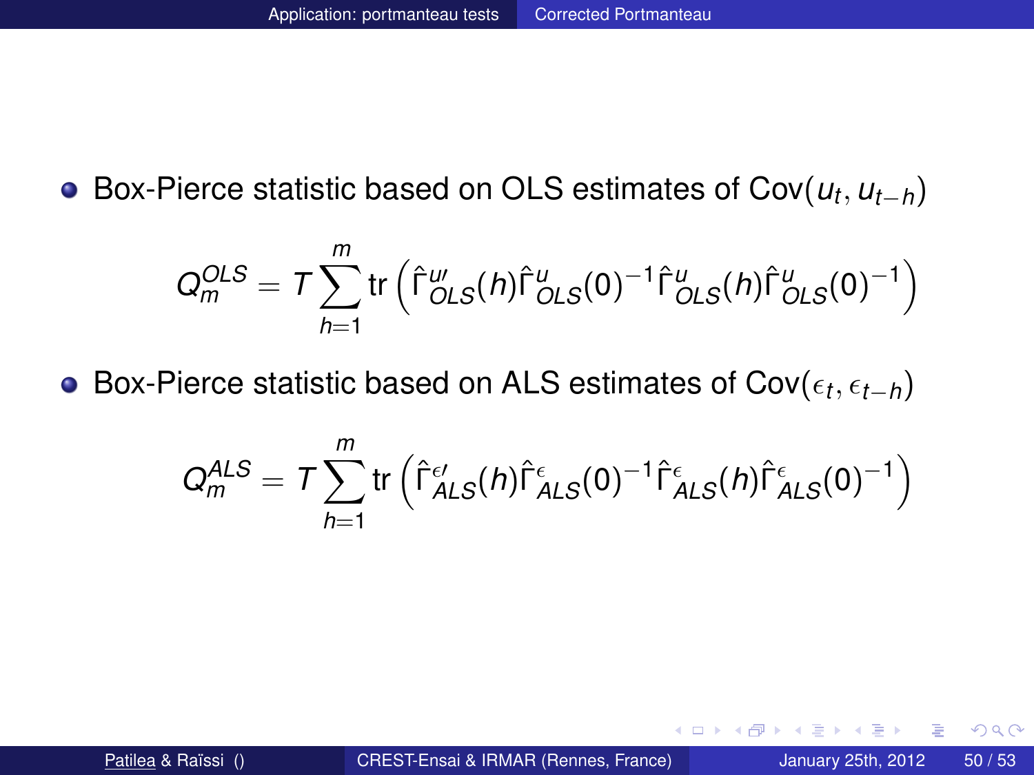- Box-Pierce statistic based on OLS estimates of $\mathrm{Cov}(u_t, u_{t-h})$

$$Q_m^{OLS} = T \sum_{h=1}^{m} \mathrm{tr}\left( \hat{\Gamma}_{OLS}^{u\prime}(h) \hat{\Gamma}_{OLS}^{u}(0)^{-1} \hat{\Gamma}_{OLS}^{u}(h) \hat{\Gamma}_{OLS}^{u}(0)^{-1} \right)$$

- Box-Pierce statistic based on ALS estimates of $\mathrm{Cov}(\epsilon_t, \epsilon_{t-h})$

$$Q_m^{ALS} = T \sum_{h=1}^{m} \mathrm{tr}\left( \hat{\Gamma}_{ALS}^{\epsilon\prime}(h) \hat{\Gamma}_{ALS}^{\epsilon}(0)^{-1} \hat{\Gamma}_{ALS}^{\epsilon}(h) \hat{\Gamma}_{ALS}^{\epsilon}(0)^{-1} \right)$$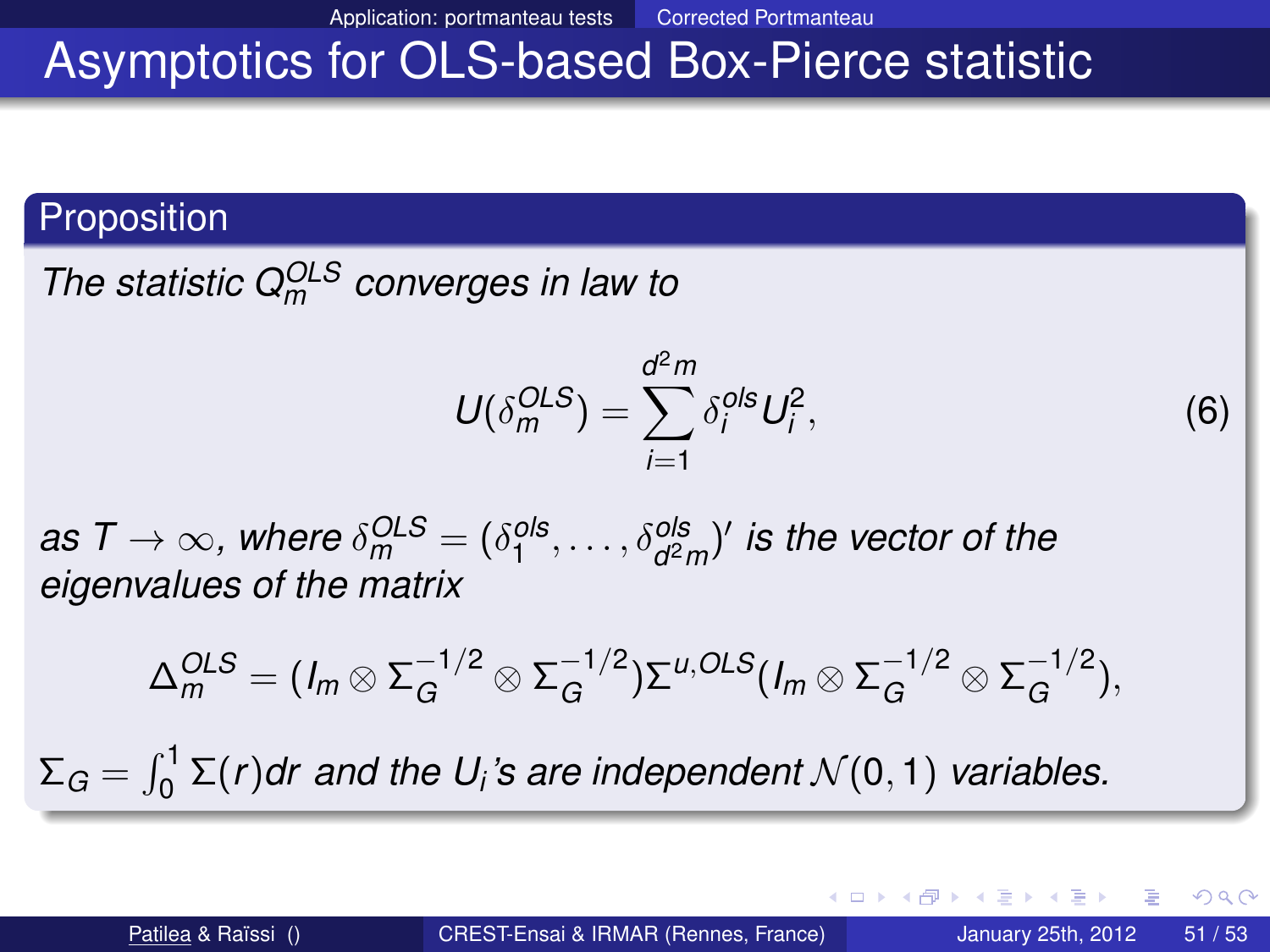# Asymptotics for OLS-based Box-Pierce statistic

**Proposition**

*The statistic $Q_m^{OLS}$ converges in law to*

$$U(\delta_m^{OLS}) = \sum_{i=1}^{d^2 m} \delta_i^{ols} U_i^2, \tag{6}$$

*as $T \to \infty$, where $\delta_m^{OLS} = (\delta_1^{ols}, \ldots, \delta_{d^2m}^{ols})'$ is the vector of the eigenvalues of the matrix*

$$\Delta_m^{OLS} = (I_m \otimes \Sigma_G^{-1/2} \otimes \Sigma_G^{-1/2}) \Sigma^{u,OLS} (I_m \otimes \Sigma_G^{-1/2} \otimes \Sigma_G^{-1/2}),$$

*$\Sigma_G = \int_0^1 \Sigma(r) dr$ and the $U_i$'s are independent $\mathcal{N}(0,1)$ variables.*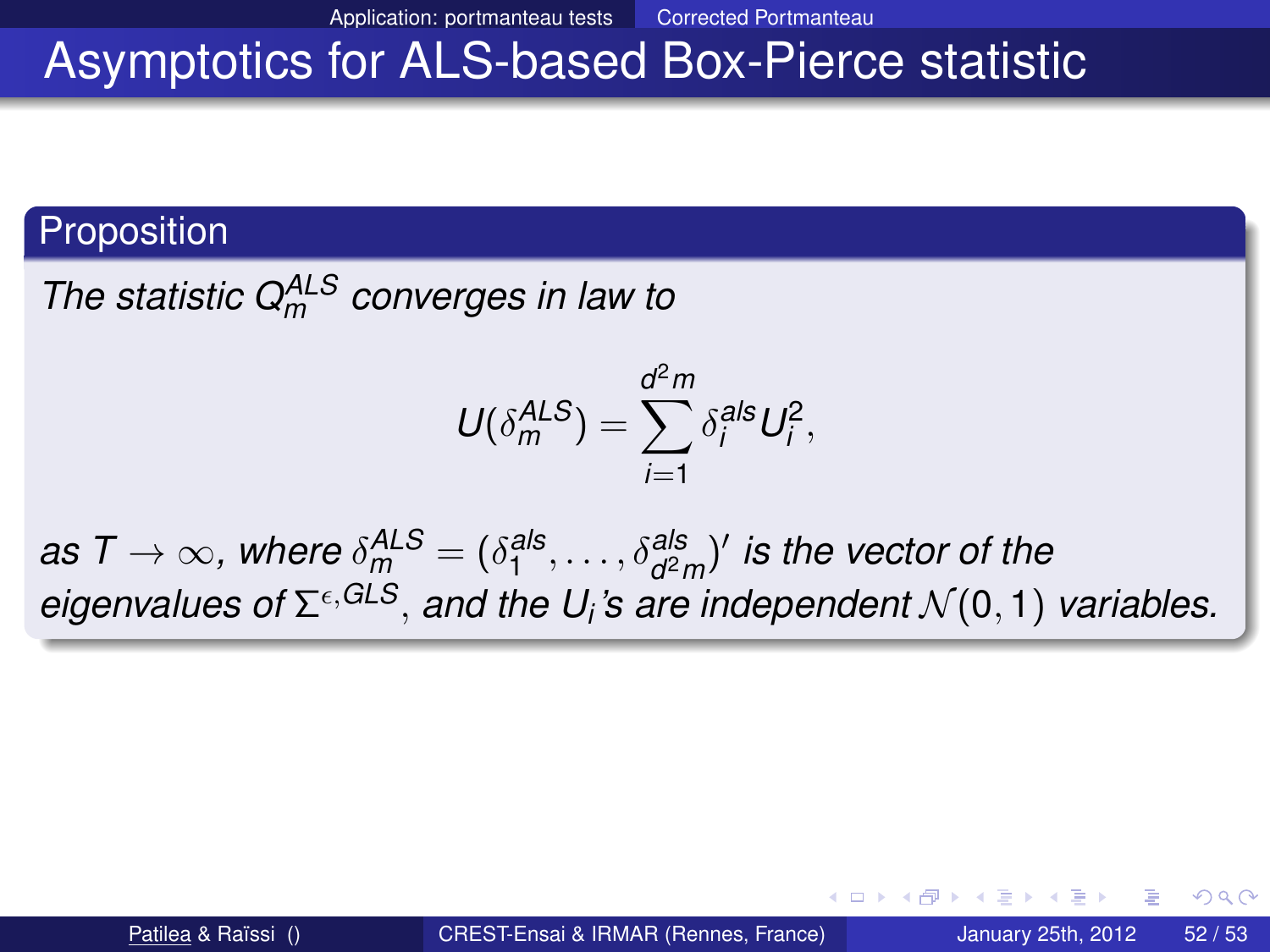# Asymptotics for ALS-based Box-Pierce statistic

## Proposition

*The statistic $Q_m^{ALS}$ converges in law to*

$$U(\delta_m^{ALS}) = \sum_{i=1}^{d^2 m} \delta_i^{als} U_i^2,$$

*as $T \to \infty$, where $\delta_m^{ALS} = (\delta_1^{als}, \dots, \delta_{d^2 m}^{als})'$ is the vector of the eigenvalues of $\Sigma^{\epsilon, GLS}$, and the $U_i$'s are independent $\mathcal{N}(0,1)$ variables.*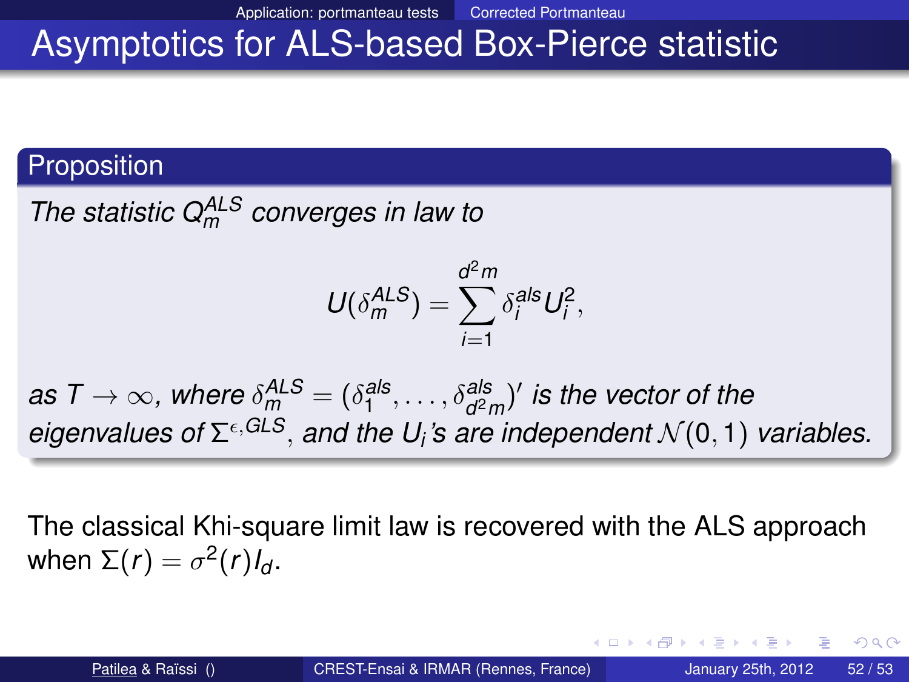# Asymptotics for ALS-based Box-Pierce statistic

**Proposition**

*The statistic $Q_m^{ALS}$ converges in law to*

$$U(\delta_m^{ALS}) = \sum_{i=1}^{d^2 m} \delta_i^{als} U_i^2,$$

*as $T \to \infty$, where $\delta_m^{ALS} = (\delta_1^{als}, \ldots, \delta_{d^2 m}^{als})'$ is the vector of the eigenvalues of $\Sigma^{\epsilon, GLS}$, and the $U_i$'s are independent $\mathcal{N}(0,1)$ variables.*

The classical Khi-square limit law is recovered with the ALS approach when $\Sigma(r) = \sigma^2(r) I_d$.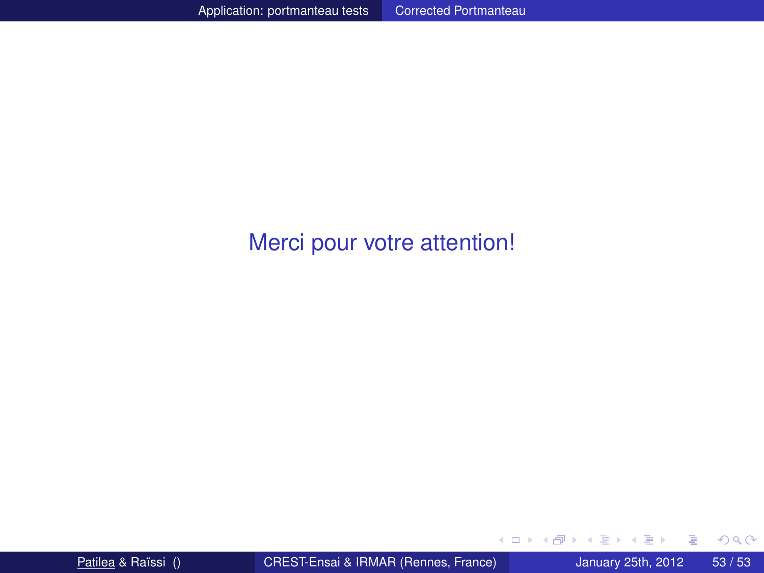Merci pour votre attention!